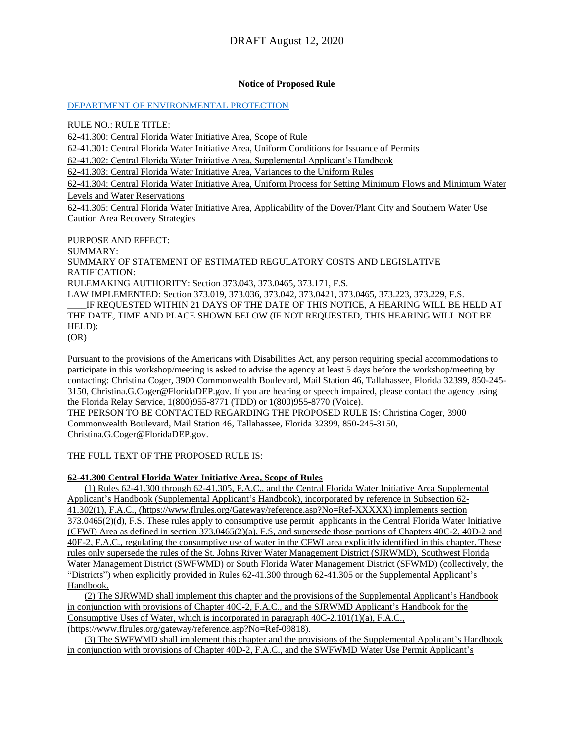DRAFT August 12, 2020

**Notice of Proposed Rule**

DEPARTMENT OF ENVIRONMENTAL PROTECTION

RULE NO.: RULE TITLE:

62-41.300: Central Florida Water Initiative Area, Scope of Rule

62-41.301: Central Florida Water Initiative Area, Uniform Conditions for Issuance of Permits

62-41.302: Central Florida Water Initiative Area, Supplemental Applicant's Handbook

62-41.303: Central Florida Water Initiative Area, Variances to the Uniform Rules

62-41.304: Central Florida Water Initiative Area, Uniform Process for Setting Minimum Flows and Minimum Water Levels and Water Reservations

62-41.305: Central Florida Water Initiative Area, Applicability of the Dover/Plant City and Southern Water Use Caution Area Recovery Strategies

PURPOSE AND EFFECT:

SUMMARY:

SUMMARY OF STATEMENT OF ESTIMATED REGULATORY COSTS AND LEGISLATIVE RATIFICATION:

RULEMAKING AUTHORITY: Section 373.043, 373.0465, 373.171, F.S.

LAW IMPLEMENTED: Section 373.019, 373.036, 373.042, 373.0421, 373.0465, 373.223, 373.229, F.S.

____IF REQUESTED WITHIN 21 DAYS OF THE DATE OF THIS NOTICE, A HEARING WILL BE HELD AT THE DATE, TIME AND PLACE SHOWN BELOW (IF NOT REQUESTED, THIS HEARING WILL NOT BE HELD):

(OR)

Pursuant to the provisions of the Americans with Disabilities Act, any person requiring special accommodations to participate in this workshop/meeting is asked to advise the agency at least 5 days before the workshop/meeting by contacting: Christina Coger, 3900 Commonwealth Boulevard, Mail Station 46, Tallahassee, Florida 32399, 850-245-3150, Christina.G.Coger@FloridaDEP.gov. If you are hearing or speech impaired, please contact the agency using the Florida Relay Service, 1(800)955-8771 (TDD) or 1(800)955-8770 (Voice).

THE PERSON TO BE CONTACTED REGARDING THE PROPOSED RULE IS: Christina Coger, 3900 Commonwealth Boulevard, Mail Station 46, Tallahassee, Florida 32399, 850-245-3150, Christina.G.Coger@FloridaDEP.gov.

THE FULL TEXT OF THE PROPOSED RULE IS:

**62-41.300 Central Florida Water Initiative Area, Scope of Rules**

(1) Rules 62-41.300 through 62-41.305, F.A.C., and the Central Florida Water Initiative Area Supplemental Applicant's Handbook (Supplemental Applicant's Handbook), incorporated by reference in Subsection 62-41.302(1), F.A.C., (https://www.flrules.org/Gateway/reference.asp?No=Ref-XXXXX) implements section 373.0465(2)(d), F.S. These rules apply to consumptive use permit applicants in the Central Florida Water Initiative (CFWI) Area as defined in section 373.0465(2)(a), F.S, and supersede those portions of Chapters 40C-2, 40D-2 and 40E-2, F.A.C., regulating the consumptive use of water in the CFWI area explicitly identified in this chapter. These rules only supersede the rules of the St. Johns River Water Management District (SJRWMD), Southwest Florida Water Management District (SWFWMD) or South Florida Water Management District (SFWMD) (collectively, the "Districts") when explicitly provided in Rules 62-41.300 through 62-41.305 or the Supplemental Applicant's Handbook.

(2) The SJRWMD shall implement this chapter and the provisions of the Supplemental Applicant's Handbook in conjunction with provisions of Chapter 40C-2, F.A.C., and the SJRWMD Applicant's Handbook for the Consumptive Uses of Water, which is incorporated in paragraph 40C-2.101(1)(a), F.A.C., (https://www.flrules.org/gateway/reference.asp?No=Ref-09818).

(3) The SWFWMD shall implement this chapter and the provisions of the Supplemental Applicant's Handbook in conjunction with provisions of Chapter 40D-2, F.A.C., and the SWFWMD Water Use Permit Applicant's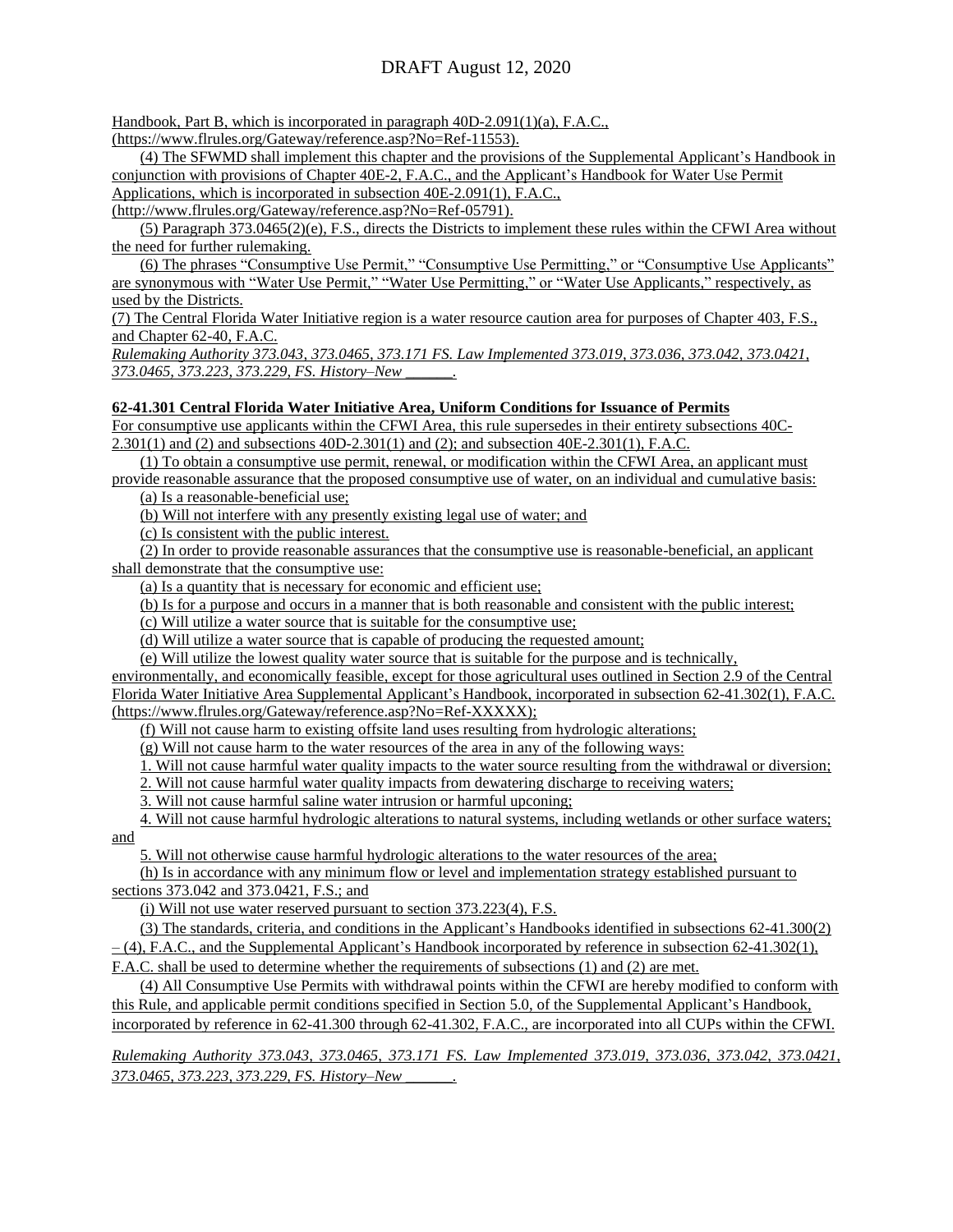Handbook, Part B, which is incorporated in paragraph 40D-2.091(1)(a), F.A.C., (https://www.flrules.org/Gateway/reference.asp?No=Ref-11553).

(4) The SFWMD shall implement this chapter and the provisions of the Supplemental Applicant's Handbook in conjunction with provisions of Chapter 40E-2, F.A.C., and the Applicant's Handbook for Water Use Permit Applications, which is incorporated in subsection 40E-2.091(1), F.A.C., (http://www.flrules.org/Gateway/reference.asp?No=Ref-05791).

(5) Paragraph 373.0465(2)(e), F.S., directs the Districts to implement these rules within the CFWI Area without the need for further rulemaking.

(6) The phrases "Consumptive Use Permit," "Consumptive Use Permitting," or "Consumptive Use Applicants" are synonymous with "Water Use Permit," "Water Use Permitting," or "Water Use Applicants," respectively, as used by the Districts.

(7) The Central Florida Water Initiative region is a water resource caution area for purposes of Chapter 403, F.S., and Chapter 62-40, F.A.C.

*Rulemaking Authority 373.043, 373.0465, 373.171 FS. Law Implemented 373.019, 373.036, 373.042, 373.0421, 373.0465, 373.223, 373.229, FS. History–New ______.*

**62-41.301 Central Florida Water Initiative Area, Uniform Conditions for Issuance of Permits**

For consumptive use applicants within the CFWI Area, this rule supersedes in their entirety subsections 40C-2.301(1) and (2) and subsections 40D-2.301(1) and (2); and subsection 40E-2.301(1), F.A.C.

(1) To obtain a consumptive use permit, renewal, or modification within the CFWI Area, an applicant must provide reasonable assurance that the proposed consumptive use of water, on an individual and cumulative basis:

(a) Is a reasonable-beneficial use;

(b) Will not interfere with any presently existing legal use of water; and

(c) Is consistent with the public interest.

(2) In order to provide reasonable assurances that the consumptive use is reasonable-beneficial, an applicant shall demonstrate that the consumptive use:

(a) Is a quantity that is necessary for economic and efficient use;

(b) Is for a purpose and occurs in a manner that is both reasonable and consistent with the public interest;

(c) Will utilize a water source that is suitable for the consumptive use;

(d) Will utilize a water source that is capable of producing the requested amount;

(e) Will utilize the lowest quality water source that is suitable for the purpose and is technically, environmentally, and economically feasible, except for those agricultural uses outlined in Section 2.9 of the Central Florida Water Initiative Area Supplemental Applicant's Handbook, incorporated in subsection 62-41.302(1), F.A.C. (https://www.flrules.org/Gateway/reference.asp?No=Ref-XXXXX);

(f) Will not cause harm to existing offsite land uses resulting from hydrologic alterations;

(g) Will not cause harm to the water resources of the area in any of the following ways:

1. Will not cause harmful water quality impacts to the water source resulting from the withdrawal or diversion;

2. Will not cause harmful water quality impacts from dewatering discharge to receiving waters;

3. Will not cause harmful saline water intrusion or harmful upconing;

4. Will not cause harmful hydrologic alterations to natural systems, including wetlands or other surface waters; and

5. Will not otherwise cause harmful hydrologic alterations to the water resources of the area;

(h) Is in accordance with any minimum flow or level and implementation strategy established pursuant to sections 373.042 and 373.0421, F.S.; and

(i) Will not use water reserved pursuant to section 373.223(4), F.S.

(3) The standards, criteria, and conditions in the Applicant's Handbooks identified in subsections 62-41.300(2) – (4), F.A.C., and the Supplemental Applicant's Handbook incorporated by reference in subsection 62-41.302(1), F.A.C. shall be used to determine whether the requirements of subsections (1) and (2) are met.

(4) All Consumptive Use Permits with withdrawal points within the CFWI are hereby modified to conform with this Rule, and applicable permit conditions specified in Section 5.0, of the Supplemental Applicant's Handbook, incorporated by reference in 62-41.300 through 62-41.302, F.A.C., are incorporated into all CUPs within the CFWI.

*Rulemaking Authority 373.043, 373.0465, 373.171 FS. Law Implemented 373.019, 373.036, 373.042, 373.0421, 373.0465, 373.223, 373.229, FS. History–New ______.*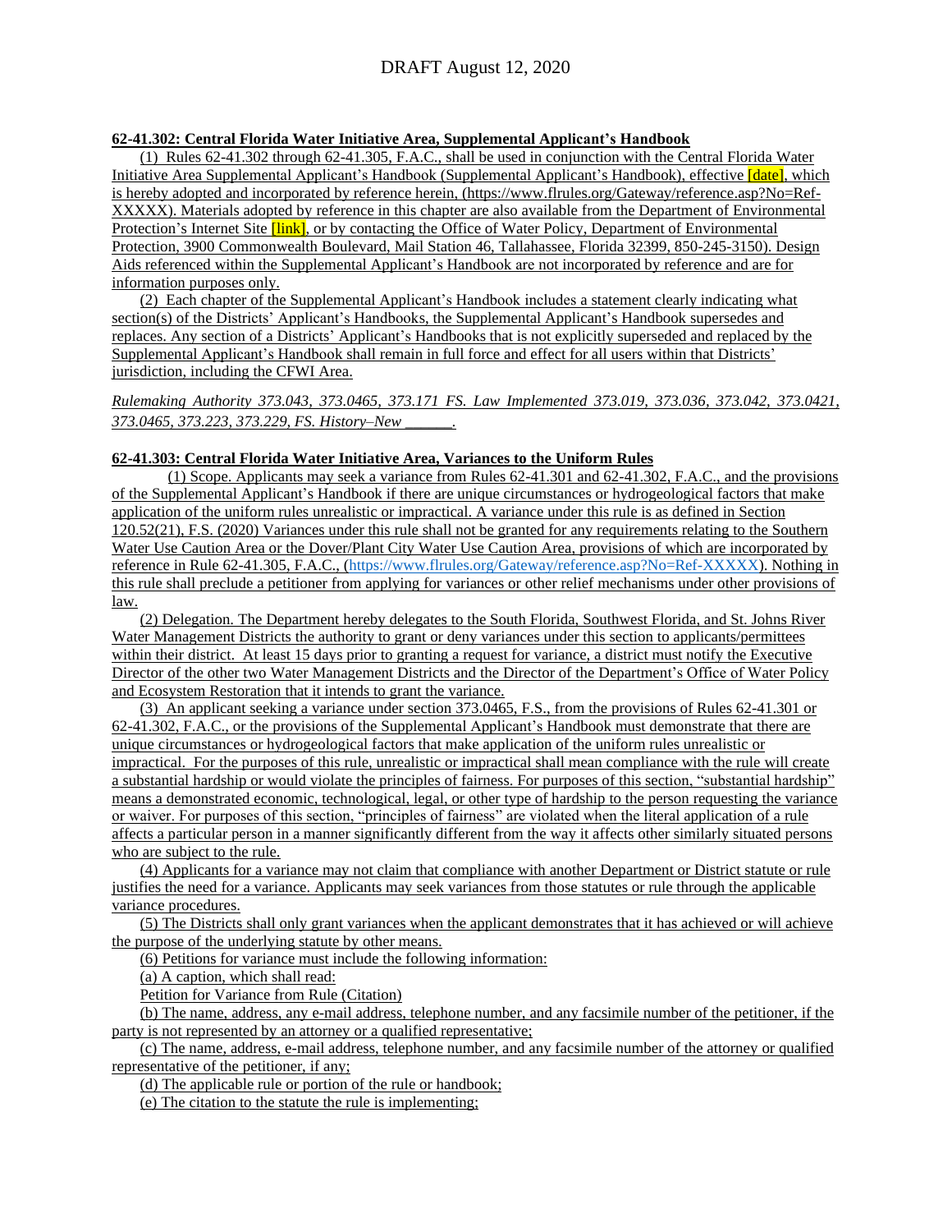## 62-41.302: Central Florida Water Initiative Area, Supplemental Applicant's Handbook

(1) Rules 62-41.302 through 62-41.305, F.A.C., shall be used in conjunction with the Central Florida Water Initiative Area Supplemental Applicant's Handbook (Supplemental Applicant's Handbook), effective [date], which is hereby adopted and incorporated by reference herein, (https://www.flrules.org/Gateway/reference.asp?No=Ref-XXXXX). Materials adopted by reference in this chapter are also available from the Department of Environmental Protection's Internet Site [link], or by contacting the Office of Water Policy, Department of Environmental Protection, 3900 Commonwealth Boulevard, Mail Station 46, Tallahassee, Florida 32399, 850-245-3150). Design Aids referenced within the Supplemental Applicant's Handbook are not incorporated by reference and are for information purposes only.

(2) Each chapter of the Supplemental Applicant's Handbook includes a statement clearly indicating what section(s) of the Districts' Applicant's Handbooks, the Supplemental Applicant's Handbook supersedes and replaces. Any section of a Districts' Applicant's Handbooks that is not explicitly superseded and replaced by the Supplemental Applicant's Handbook shall remain in full force and effect for all users within that Districts' jurisdiction, including the CFWI Area.

*Rulemaking Authority 373.043, 373.0465, 373.171 FS. Law Implemented 373.019, 373.036, 373.042, 373.0421, 373.0465, 373.223, 373.229, FS. History–New ______.*

## 62-41.303: Central Florida Water Initiative Area, Variances to the Uniform Rules

(1) Scope. Applicants may seek a variance from Rules 62-41.301 and 62-41.302, F.A.C., and the provisions of the Supplemental Applicant's Handbook if there are unique circumstances or hydrogeological factors that make application of the uniform rules unrealistic or impractical. A variance under this rule is as defined in Section 120.52(21), F.S. (2020) Variances under this rule shall not be granted for any requirements relating to the Southern Water Use Caution Area or the Dover/Plant City Water Use Caution Area, provisions of which are incorporated by reference in Rule 62-41.305, F.A.C., (https://www.flrules.org/Gateway/reference.asp?No=Ref-XXXXX). Nothing in this rule shall preclude a petitioner from applying for variances or other relief mechanisms under other provisions of law.

(2) Delegation. The Department hereby delegates to the South Florida, Southwest Florida, and St. Johns River Water Management Districts the authority to grant or deny variances under this section to applicants/permittees within their district. At least 15 days prior to granting a request for variance, a district must notify the Executive Director of the other two Water Management Districts and the Director of the Department's Office of Water Policy and Ecosystem Restoration that it intends to grant the variance.

(3) An applicant seeking a variance under section 373.0465, F.S., from the provisions of Rules 62-41.301 or 62-41.302, F.A.C., or the provisions of the Supplemental Applicant's Handbook must demonstrate that there are unique circumstances or hydrogeological factors that make application of the uniform rules unrealistic or impractical. For the purposes of this rule, unrealistic or impractical shall mean compliance with the rule will create a substantial hardship or would violate the principles of fairness. For purposes of this section, "substantial hardship" means a demonstrated economic, technological, legal, or other type of hardship to the person requesting the variance or waiver. For purposes of this section, "principles of fairness" are violated when the literal application of a rule affects a particular person in a manner significantly different from the way it affects other similarly situated persons who are subject to the rule.

(4) Applicants for a variance may not claim that compliance with another Department or District statute or rule justifies the need for a variance. Applicants may seek variances from those statutes or rule through the applicable variance procedures.

(5) The Districts shall only grant variances when the applicant demonstrates that it has achieved or will achieve the purpose of the underlying statute by other means.

(6) Petitions for variance must include the following information:

(a) A caption, which shall read:

Petition for Variance from Rule (Citation)

(b) The name, address, any e-mail address, telephone number, and any facsimile number of the petitioner, if the party is not represented by an attorney or a qualified representative;

(c) The name, address, e-mail address, telephone number, and any facsimile number of the attorney or qualified representative of the petitioner, if any;

(d) The applicable rule or portion of the rule or handbook;

(e) The citation to the statute the rule is implementing;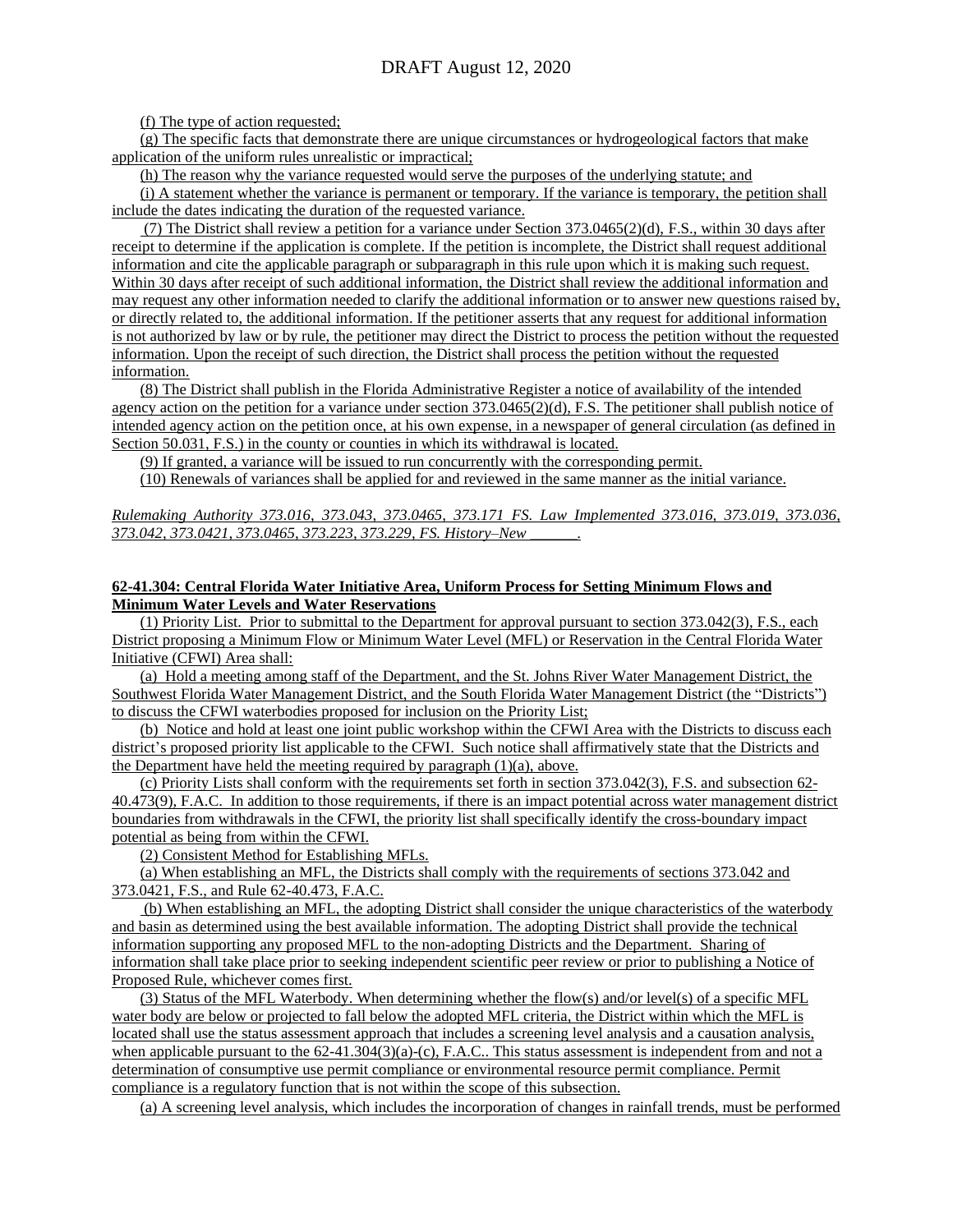(f) The type of action requested;

(g) The specific facts that demonstrate there are unique circumstances or hydrogeological factors that make application of the uniform rules unrealistic or impractical;

(h) The reason why the variance requested would serve the purposes of the underlying statute; and

(i) A statement whether the variance is permanent or temporary. If the variance is temporary, the petition shall include the dates indicating the duration of the requested variance.

(7) The District shall review a petition for a variance under Section 373.0465(2)(d), F.S., within 30 days after receipt to determine if the application is complete. If the petition is incomplete, the District shall request additional information and cite the applicable paragraph or subparagraph in this rule upon which it is making such request. Within 30 days after receipt of such additional information, the District shall review the additional information and may request any other information needed to clarify the additional information or to answer new questions raised by, or directly related to, the additional information. If the petitioner asserts that any request for additional information is not authorized by law or by rule, the petitioner may direct the District to process the petition without the requested information. Upon the receipt of such direction, the District shall process the petition without the requested information.

(8) The District shall publish in the Florida Administrative Register a notice of availability of the intended agency action on the petition for a variance under section 373.0465(2)(d), F.S. The petitioner shall publish notice of intended agency action on the petition once, at his own expense, in a newspaper of general circulation (as defined in Section 50.031, F.S.) in the county or counties in which its withdrawal is located.

(9) If granted, a variance will be issued to run concurrently with the corresponding permit.

(10) Renewals of variances shall be applied for and reviewed in the same manner as the initial variance.

*Rulemaking Authority 373.016, 373.043, 373.0465, 373.171 FS. Law Implemented 373.016, 373.019, 373.036, 373.042, 373.0421, 373.0465, 373.223, 373.229, FS. History–New ______.*

**62-41.304: Central Florida Water Initiative Area, Uniform Process for Setting Minimum Flows and Minimum Water Levels and Water Reservations**

(1) Priority List. Prior to submittal to the Department for approval pursuant to section 373.042(3), F.S., each District proposing a Minimum Flow or Minimum Water Level (MFL) or Reservation in the Central Florida Water Initiative (CFWI) Area shall:

(a) Hold a meeting among staff of the Department, and the St. Johns River Water Management District, the Southwest Florida Water Management District, and the South Florida Water Management District (the "Districts") to discuss the CFWI waterbodies proposed for inclusion on the Priority List;

(b) Notice and hold at least one joint public workshop within the CFWI Area with the Districts to discuss each district's proposed priority list applicable to the CFWI. Such notice shall affirmatively state that the Districts and the Department have held the meeting required by paragraph (1)(a), above.

(c) Priority Lists shall conform with the requirements set forth in section 373.042(3), F.S. and subsection 62-40.473(9), F.A.C. In addition to those requirements, if there is an impact potential across water management district boundaries from withdrawals in the CFWI, the priority list shall specifically identify the cross-boundary impact potential as being from within the CFWI.

(2) Consistent Method for Establishing MFLs.

(a) When establishing an MFL, the Districts shall comply with the requirements of sections 373.042 and 373.0421, F.S., and Rule 62-40.473, F.A.C.

(b) When establishing an MFL, the adopting District shall consider the unique characteristics of the waterbody and basin as determined using the best available information. The adopting District shall provide the technical information supporting any proposed MFL to the non-adopting Districts and the Department. Sharing of information shall take place prior to seeking independent scientific peer review or prior to publishing a Notice of Proposed Rule, whichever comes first.

(3) Status of the MFL Waterbody. When determining whether the flow(s) and/or level(s) of a specific MFL water body are below or projected to fall below the adopted MFL criteria, the District within which the MFL is located shall use the status assessment approach that includes a screening level analysis and a causation analysis, when applicable pursuant to the 62-41.304(3)(a)-(c), F.A.C.. This status assessment is independent from and not a determination of consumptive use permit compliance or environmental resource permit compliance. Permit compliance is a regulatory function that is not within the scope of this subsection.

(a) A screening level analysis, which includes the incorporation of changes in rainfall trends, must be performed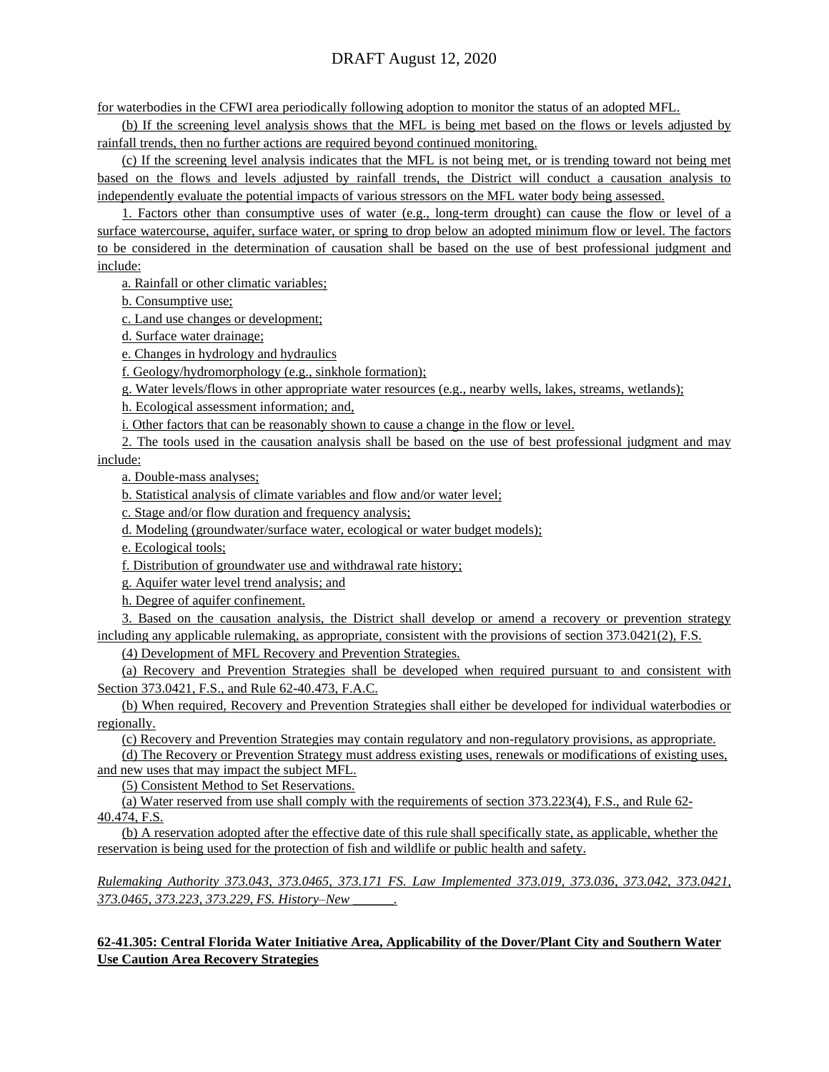for waterbodies in the CFWI area periodically following adoption to monitor the status of an adopted MFL.

(b) If the screening level analysis shows that the MFL is being met based on the flows or levels adjusted by rainfall trends, then no further actions are required beyond continued monitoring.

(c) If the screening level analysis indicates that the MFL is not being met, or is trending toward not being met based on the flows and levels adjusted by rainfall trends, the District will conduct a causation analysis to independently evaluate the potential impacts of various stressors on the MFL water body being assessed.

1. Factors other than consumptive uses of water (e.g., long-term drought) can cause the flow or level of a surface watercourse, aquifer, surface water, or spring to drop below an adopted minimum flow or level. The factors to be considered in the determination of causation shall be based on the use of best professional judgment and include:

a. Rainfall or other climatic variables;

b. Consumptive use;

c. Land use changes or development;

d. Surface water drainage;

e. Changes in hydrology and hydraulics

f. Geology/hydromorphology (e.g., sinkhole formation);

g. Water levels/flows in other appropriate water resources (e.g., nearby wells, lakes, streams, wetlands);

h. Ecological assessment information; and,

i. Other factors that can be reasonably shown to cause a change in the flow or level.

2. The tools used in the causation analysis shall be based on the use of best professional judgment and may include:

a. Double-mass analyses;

b. Statistical analysis of climate variables and flow and/or water level;

c. Stage and/or flow duration and frequency analysis;

d. Modeling (groundwater/surface water, ecological or water budget models);

e. Ecological tools;

f. Distribution of groundwater use and withdrawal rate history;

g. Aquifer water level trend analysis; and

h. Degree of aquifer confinement.

3. Based on the causation analysis, the District shall develop or amend a recovery or prevention strategy including any applicable rulemaking, as appropriate, consistent with the provisions of section 373.0421(2), F.S.

(4) Development of MFL Recovery and Prevention Strategies.

(a) Recovery and Prevention Strategies shall be developed when required pursuant to and consistent with Section 373.0421, F.S., and Rule 62-40.473, F.A.C.

(b) When required, Recovery and Prevention Strategies shall either be developed for individual waterbodies or regionally.

(c) Recovery and Prevention Strategies may contain regulatory and non-regulatory provisions, as appropriate.

(d) The Recovery or Prevention Strategy must address existing uses, renewals or modifications of existing uses, and new uses that may impact the subject MFL.

(5) Consistent Method to Set Reservations.

(a) Water reserved from use shall comply with the requirements of section 373.223(4), F.S., and Rule 62-40.474, F.S.

(b) A reservation adopted after the effective date of this rule shall specifically state, as applicable, whether the reservation is being used for the protection of fish and wildlife or public health and safety.

*Rulemaking Authority 373.043, 373.0465, 373.171 FS. Law Implemented 373.019, 373.036, 373.042, 373.0421, 373.0465, 373.223, 373.229, FS. History–New ______.*

**62-41.305: Central Florida Water Initiative Area, Applicability of the Dover/Plant City and Southern Water Use Caution Area Recovery Strategies**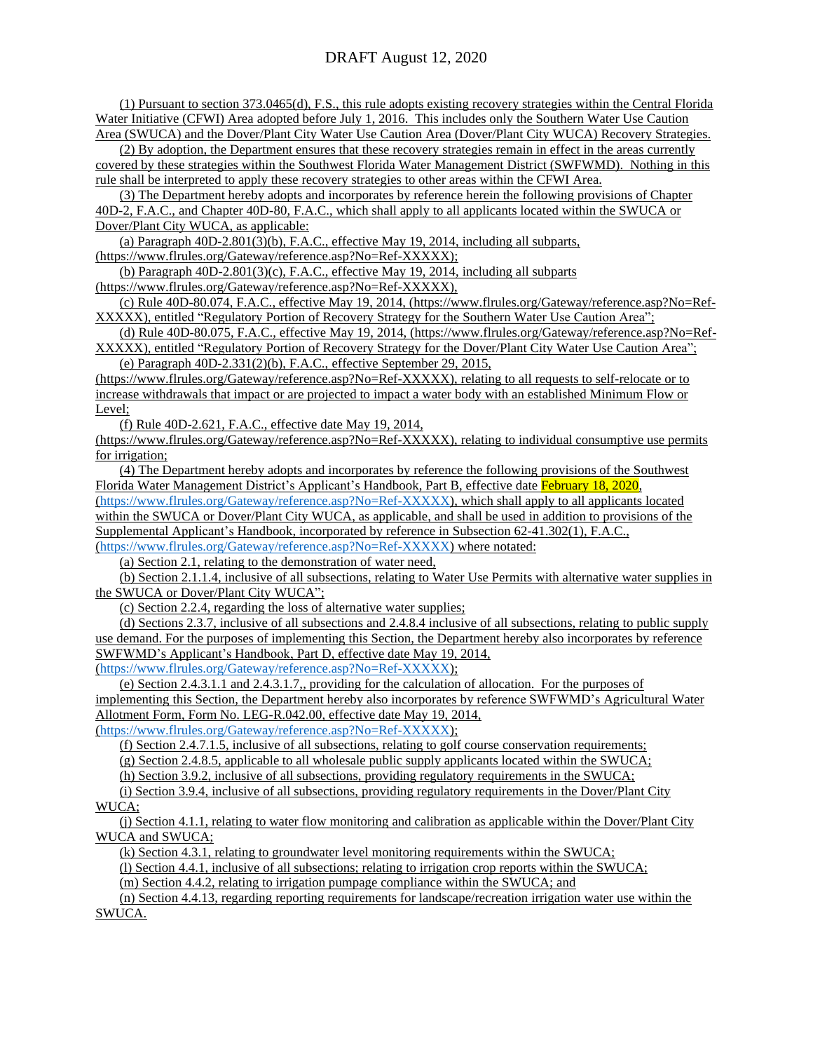(1) Pursuant to section 373.0465(d), F.S., this rule adopts existing recovery strategies within the Central Florida Water Initiative (CFWI) Area adopted before July 1, 2016. This includes only the Southern Water Use Caution Area (SWUCA) and the Dover/Plant City Water Use Caution Area (Dover/Plant City WUCA) Recovery Strategies.

(2) By adoption, the Department ensures that these recovery strategies remain in effect in the areas currently covered by these strategies within the Southwest Florida Water Management District (SWFWMD). Nothing in this rule shall be interpreted to apply these recovery strategies to other areas within the CFWI Area.

(3) The Department hereby adopts and incorporates by reference herein the following provisions of Chapter 40D-2, F.A.C., and Chapter 40D-80, F.A.C., which shall apply to all applicants located within the SWUCA or Dover/Plant City WUCA, as applicable:

(a) Paragraph 40D-2.801(3)(b), F.A.C., effective May 19, 2014, including all subparts, (https://www.flrules.org/Gateway/reference.asp?No=Ref-XXXXX);

(b) Paragraph 40D-2.801(3)(c), F.A.C., effective May 19, 2014, including all subparts (https://www.flrules.org/Gateway/reference.asp?No=Ref-XXXXX),

(c) Rule 40D-80.074, F.A.C., effective May 19, 2014, (https://www.flrules.org/Gateway/reference.asp?No=Ref-XXXXX), entitled "Regulatory Portion of Recovery Strategy for the Southern Water Use Caution Area";

(d) Rule 40D-80.075, F.A.C., effective May 19, 2014, (https://www.flrules.org/Gateway/reference.asp?No=Ref-XXXXX), entitled "Regulatory Portion of Recovery Strategy for the Dover/Plant City Water Use Caution Area";

(e) Paragraph 40D-2.331(2)(b), F.A.C., effective September 29, 2015, (https://www.flrules.org/Gateway/reference.asp?No=Ref-XXXXX), relating to all requests to self-relocate or to increase withdrawals that impact or are projected to impact a water body with an established Minimum Flow or Level;

(f) Rule 40D-2.621, F.A.C., effective date May 19, 2014, (https://www.flrules.org/Gateway/reference.asp?No=Ref-XXXXX), relating to individual consumptive use permits for irrigation;

(4) The Department hereby adopts and incorporates by reference the following provisions of the Southwest Florida Water Management District's Applicant's Handbook, Part B, effective date February 18, 2020, (https://www.flrules.org/Gateway/reference.asp?No=Ref-XXXXX), which shall apply to all applicants located within the SWUCA or Dover/Plant City WUCA, as applicable, and shall be used in addition to provisions of the Supplemental Applicant's Handbook, incorporated by reference in Subsection 62-41.302(1), F.A.C., (https://www.flrules.org/Gateway/reference.asp?No=Ref-XXXXX) where notated:

(a) Section 2.1, relating to the demonstration of water need,

(b) Section 2.1.1.4, inclusive of all subsections, relating to Water Use Permits with alternative water supplies in the SWUCA or Dover/Plant City WUCA";

(c) Section 2.2.4, regarding the loss of alternative water supplies;

(d) Sections 2.3.7, inclusive of all subsections and 2.4.8.4 inclusive of all subsections, relating to public supply use demand. For the purposes of implementing this Section, the Department hereby also incorporates by reference SWFWMD's Applicant's Handbook, Part D, effective date May 19, 2014, (https://www.flrules.org/Gateway/reference.asp?No=Ref-XXXXX);

(e) Section 2.4.3.1.1 and 2.4.3.1.7,, providing for the calculation of allocation. For the purposes of implementing this Section, the Department hereby also incorporates by reference SWFWMD's Agricultural Water Allotment Form, Form No. LEG-R.042.00, effective date May 19, 2014, (https://www.flrules.org/Gateway/reference.asp?No=Ref-XXXXX);

(f) Section 2.4.7.1.5, inclusive of all subsections, relating to golf course conservation requirements;

(g) Section 2.4.8.5, applicable to all wholesale public supply applicants located within the SWUCA;

(h) Section 3.9.2, inclusive of all subsections, providing regulatory requirements in the SWUCA;

(i) Section 3.9.4, inclusive of all subsections, providing regulatory requirements in the Dover/Plant City WUCA;

(j) Section 4.1.1, relating to water flow monitoring and calibration as applicable within the Dover/Plant City WUCA and SWUCA;

(k) Section 4.3.1, relating to groundwater level monitoring requirements within the SWUCA;

(l) Section 4.4.1, inclusive of all subsections; relating to irrigation crop reports within the SWUCA;

(m) Section 4.4.2, relating to irrigation pumpage compliance within the SWUCA; and

(n) Section 4.4.13, regarding reporting requirements for landscape/recreation irrigation water use within the SWUCA.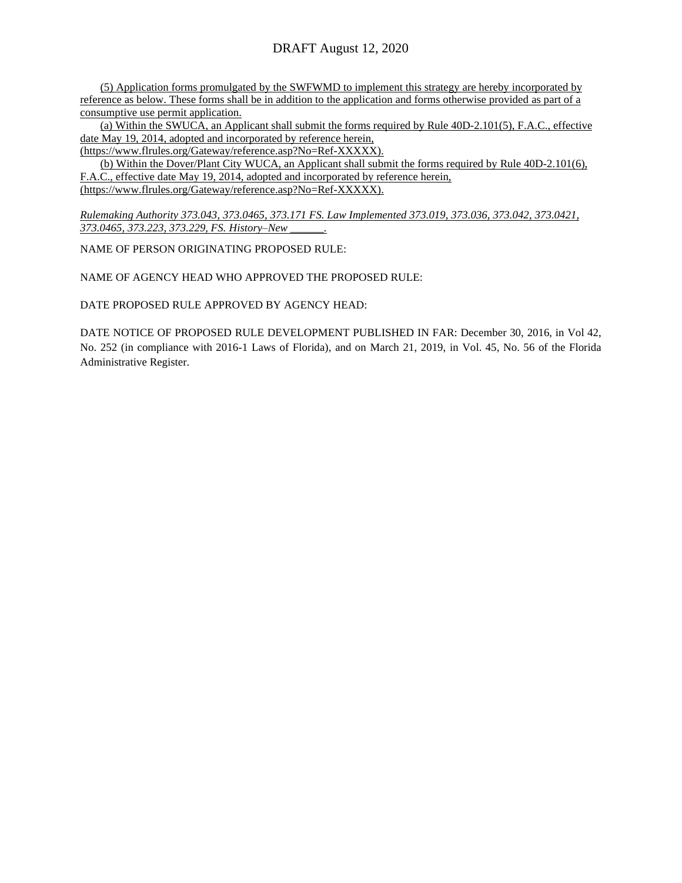(5) Application forms promulgated by the SWFWMD to implement this strategy are hereby incorporated by reference as below. These forms shall be in addition to the application and forms otherwise provided as part of a consumptive use permit application.

(a) Within the SWUCA, an Applicant shall submit the forms required by Rule 40D-2.101(5), F.A.C., effective date May 19, 2014, adopted and incorporated by reference herein, (https://www.flrules.org/Gateway/reference.asp?No=Ref-XXXXX).

(b) Within the Dover/Plant City WUCA, an Applicant shall submit the forms required by Rule 40D-2.101(6), F.A.C., effective date May 19, 2014, adopted and incorporated by reference herein, (https://www.flrules.org/Gateway/reference.asp?No=Ref-XXXXX).

*Rulemaking Authority 373.043, 373.0465, 373.171 FS. Law Implemented 373.019, 373.036, 373.042, 373.0421, 373.0465, 373.223, 373.229, FS. History–New ______.*

NAME OF PERSON ORIGINATING PROPOSED RULE:

NAME OF AGENCY HEAD WHO APPROVED THE PROPOSED RULE:

DATE PROPOSED RULE APPROVED BY AGENCY HEAD:

DATE NOTICE OF PROPOSED RULE DEVELOPMENT PUBLISHED IN FAR: December 30, 2016, in Vol 42, No. 252 (in compliance with 2016-1 Laws of Florida), and on March 21, 2019, in Vol. 45, No. 56 of the Florida Administrative Register.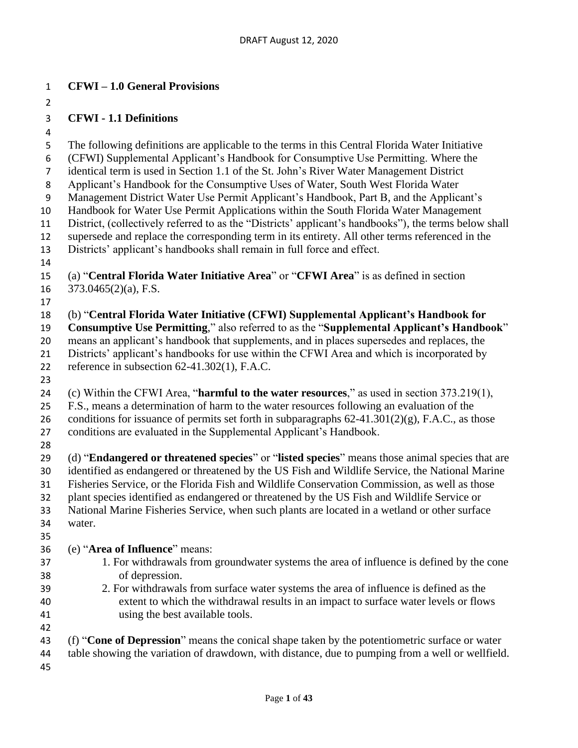# CFWI – 1.0 General Provisions

## CFWI - 1.1 Definitions

The following definitions are applicable to the terms in this Central Florida Water Initiative (CFWI) Supplemental Applicant's Handbook for Consumptive Use Permitting. Where the identical term is used in Section 1.1 of the St. John's River Water Management District Applicant's Handbook for the Consumptive Uses of Water, South West Florida Water Management District Water Use Permit Applicant's Handbook, Part B, and the Applicant's Handbook for Water Use Permit Applications within the South Florida Water Management District, (collectively referred to as the "Districts' applicant's handbooks"), the terms below shall supersede and replace the corresponding term in its entirety. All other terms referenced in the Districts' applicant's handbooks shall remain in full force and effect.

(a) "**Central Florida Water Initiative Area**" or "**CFWI Area**" is as defined in section 373.0465(2)(a), F.S.

(b) "**Central Florida Water Initiative (CFWI) Supplemental Applicant's Handbook for Consumptive Use Permitting**," also referred to as the "**Supplemental Applicant's Handbook**" means an applicant's handbook that supplements, and in places supersedes and replaces, the Districts' applicant's handbooks for use within the CFWI Area and which is incorporated by reference in subsection 62-41.302(1), F.A.C.

(c) Within the CFWI Area, "**harmful to the water resources**," as used in section 373.219(1), F.S., means a determination of harm to the water resources following an evaluation of the conditions for issuance of permits set forth in subparagraphs 62-41.301(2)(g), F.A.C., as those conditions are evaluated in the Supplemental Applicant's Handbook.

(d) "**Endangered or threatened species**" or "**listed species**" means those animal species that are identified as endangered or threatened by the US Fish and Wildlife Service, the National Marine Fisheries Service, or the Florida Fish and Wildlife Conservation Commission, as well as those plant species identified as endangered or threatened by the US Fish and Wildlife Service or National Marine Fisheries Service, when such plants are located in a wetland or other surface water.

(e) "**Area of Influence**" means:

1. For withdrawals from groundwater systems the area of influence is defined by the cone of depression.
2. For withdrawals from surface water systems the area of influence is defined as the extent to which the withdrawal results in an impact to surface water levels or flows using the best available tools.

(f) "**Cone of Depression**" means the conical shape taken by the potentiometric surface or water table showing the variation of drawdown, with distance, due to pumping from a well or wellfield.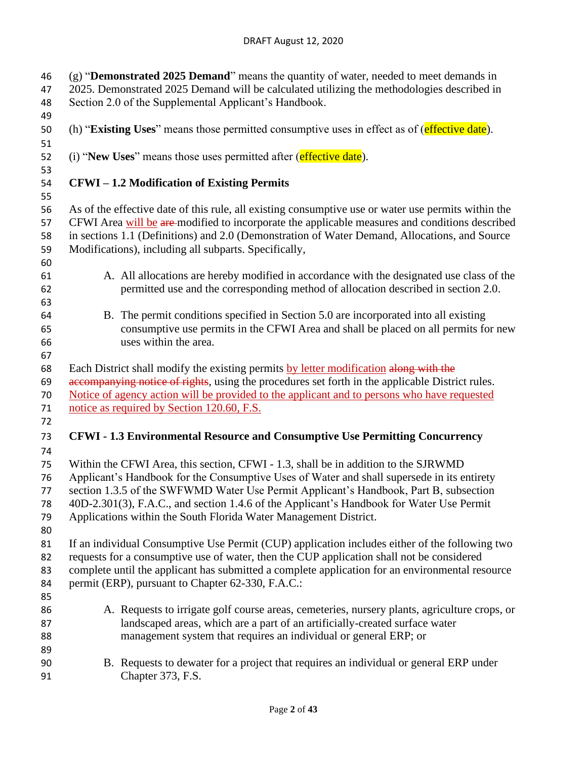(g) "**Demonstrated 2025 Demand**" means the quantity of water, needed to meet demands in 2025. Demonstrated 2025 Demand will be calculated utilizing the methodologies described in Section 2.0 of the Supplemental Applicant's Handbook.

(h) "**Existing Uses**" means those permitted consumptive uses in effect as of (effective date).

(i) "**New Uses**" means those uses permitted after (effective date).

**CFWI – 1.2 Modification of Existing Permits**

As of the effective date of this rule, all existing consumptive use or water use permits within the CFWI Area <ins>will be</ins> ~~are~~ modified to incorporate the applicable measures and conditions described in sections 1.1 (Definitions) and 2.0 (Demonstration of Water Demand, Allocations, and Source Modifications), including all subparts. Specifically,

A. All allocations are hereby modified in accordance with the designated use class of the permitted use and the corresponding method of allocation described in section 2.0.

B. The permit conditions specified in Section 5.0 are incorporated into all existing consumptive use permits in the CFWI Area and shall be placed on all permits for new uses within the area.

Each District shall modify the existing permits <ins>by letter modification</ins> ~~along with the accompanying notice of rights~~, using the procedures set forth in the applicable District rules. <ins>Notice of agency action will be provided to the applicant and to persons who have requested notice as required by Section 120.60, F.S.</ins>

**CFWI - 1.3 Environmental Resource and Consumptive Use Permitting Concurrency**

Within the CFWI Area, this section, CFWI - 1.3, shall be in addition to the SJRWMD Applicant's Handbook for the Consumptive Uses of Water and shall supersede in its entirety section 1.3.5 of the SWFWMD Water Use Permit Applicant's Handbook, Part B, subsection 40D-2.301(3), F.A.C., and section 1.4.6 of the Applicant's Handbook for Water Use Permit Applications within the South Florida Water Management District.

If an individual Consumptive Use Permit (CUP) application includes either of the following two requests for a consumptive use of water, then the CUP application shall not be considered complete until the applicant has submitted a complete application for an environmental resource permit (ERP), pursuant to Chapter 62-330, F.A.C.:

A. Requests to irrigate golf course areas, cemeteries, nursery plants, agriculture crops, or landscaped areas, which are a part of an artificially-created surface water management system that requires an individual or general ERP; or

B. Requests to dewater for a project that requires an individual or general ERP under Chapter 373, F.S.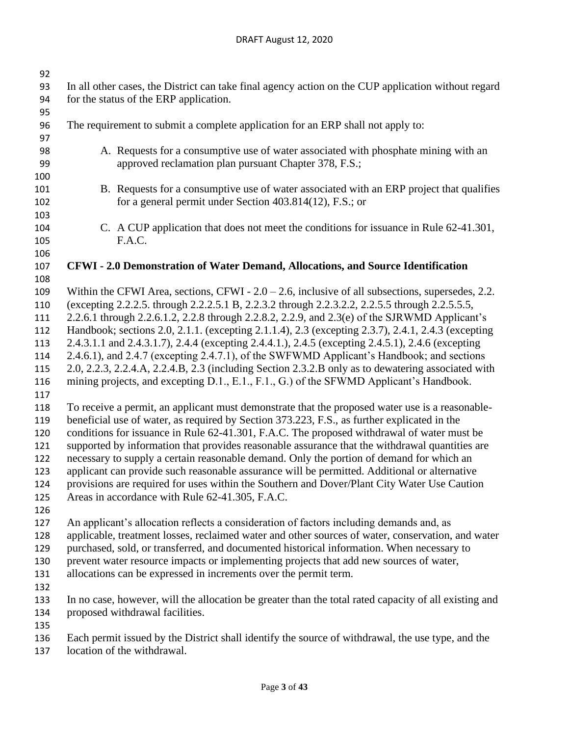In all other cases, the District can take final agency action on the CUP application without regard for the status of the ERP application.

The requirement to submit a complete application for an ERP shall not apply to:

A. Requests for a consumptive use of water associated with phosphate mining with an approved reclamation plan pursuant Chapter 378, F.S.;

B. Requests for a consumptive use of water associated with an ERP project that qualifies for a general permit under Section 403.814(12), F.S.; or

C. A CUP application that does not meet the conditions for issuance in Rule 62-41.301, F.A.C.

**CFWI - 2.0 Demonstration of Water Demand, Allocations, and Source Identification**

Within the CFWI Area, sections, CFWI - 2.0 – 2.6, inclusive of all subsections, supersedes, 2.2. (excepting 2.2.2.5. through 2.2.2.5.1 B, 2.2.3.2 through 2.2.3.2.2, 2.2.5.5 through 2.2.5.5.5, 2.2.6.1 through 2.2.6.1.2, 2.2.8 through 2.2.8.2, 2.2.9, and 2.3(e) of the SJRWMD Applicant's Handbook; sections 2.0, 2.1.1. (excepting 2.1.1.4), 2.3 (excepting 2.3.7), 2.4.1, 2.4.3 (excepting 2.4.3.1.1 and 2.4.3.1.7), 2.4.4 (excepting 2.4.4.1.), 2.4.5 (excepting 2.4.5.1), 2.4.6 (excepting 2.4.6.1), and 2.4.7 (excepting 2.4.7.1), of the SWFWMD Applicant's Handbook; and sections 2.0, 2.2.3, 2.2.4.A, 2.2.4.B, 2.3 (including Section 2.3.2.B only as to dewatering associated with mining projects, and excepting D.1., E.1., F.1., G.) of the SFWMD Applicant's Handbook.

To receive a permit, an applicant must demonstrate that the proposed water use is a reasonable-beneficial use of water, as required by Section 373.223, F.S., as further explicated in the conditions for issuance in Rule 62-41.301, F.A.C. The proposed withdrawal of water must be supported by information that provides reasonable assurance that the withdrawal quantities are necessary to supply a certain reasonable demand. Only the portion of demand for which an applicant can provide such reasonable assurance will be permitted. Additional or alternative provisions are required for uses within the Southern and Dover/Plant City Water Use Caution Areas in accordance with Rule 62-41.305, F.A.C.

An applicant's allocation reflects a consideration of factors including demands and, as applicable, treatment losses, reclaimed water and other sources of water, conservation, and water purchased, sold, or transferred, and documented historical information. When necessary to prevent water resource impacts or implementing projects that add new sources of water, allocations can be expressed in increments over the permit term.

In no case, however, will the allocation be greater than the total rated capacity of all existing and proposed withdrawal facilities.

Each permit issued by the District shall identify the source of withdrawal, the use type, and the location of the withdrawal.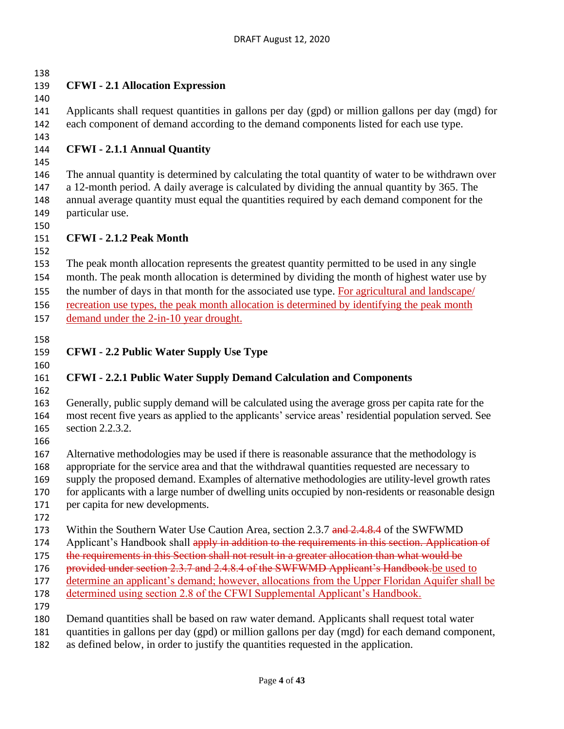## CFWI - 2.1 Allocation Expression

Applicants shall request quantities in gallons per day (gpd) or million gallons per day (mgd) for each component of demand according to the demand components listed for each use type.

### CFWI - 2.1.1 Annual Quantity

The annual quantity is determined by calculating the total quantity of water to be withdrawn over a 12-month period. A daily average is calculated by dividing the annual quantity by 365. The annual average quantity must equal the quantities required by each demand component for the particular use.

### CFWI - 2.1.2 Peak Month

The peak month allocation represents the greatest quantity permitted to be used in any single month. The peak month allocation is determined by dividing the month of highest water use by the number of days in that month for the associated use type. <u>For agricultural and landscape/ recreation use types, the peak month allocation is determined by identifying the peak month demand under the 2-in-10 year drought.</u>

## CFWI - 2.2 Public Water Supply Use Type

### CFWI - 2.2.1 Public Water Supply Demand Calculation and Components

Generally, public supply demand will be calculated using the average gross per capita rate for the most recent five years as applied to the applicants' service areas' residential population served. See section 2.2.3.2.

Alternative methodologies may be used if there is reasonable assurance that the methodology is appropriate for the service area and that the withdrawal quantities requested are necessary to supply the proposed demand. Examples of alternative methodologies are utility-level growth rates for applicants with a large number of dwelling units occupied by non-residents or reasonable design per capita for new developments.

Within the Southern Water Use Caution Area, section 2.3.7 ~~and 2.4.8.4~~ of the SWFWMD Applicant's Handbook shall ~~apply in addition to the requirements in this section. Application of the requirements in this Section shall not result in a greater allocation than what would be provided under section 2.3.7 and 2.4.8.4 of the SWFWMD Applicant's Handbook.~~<u>be used to determine an applicant's demand; however, allocations from the Upper Floridan Aquifer shall be determined using section 2.8 of the CFWI Supplemental Applicant's Handbook.</u>

Demand quantities shall be based on raw water demand. Applicants shall request total water quantities in gallons per day (gpd) or million gallons per day (mgd) for each demand component, as defined below, in order to justify the quantities requested in the application.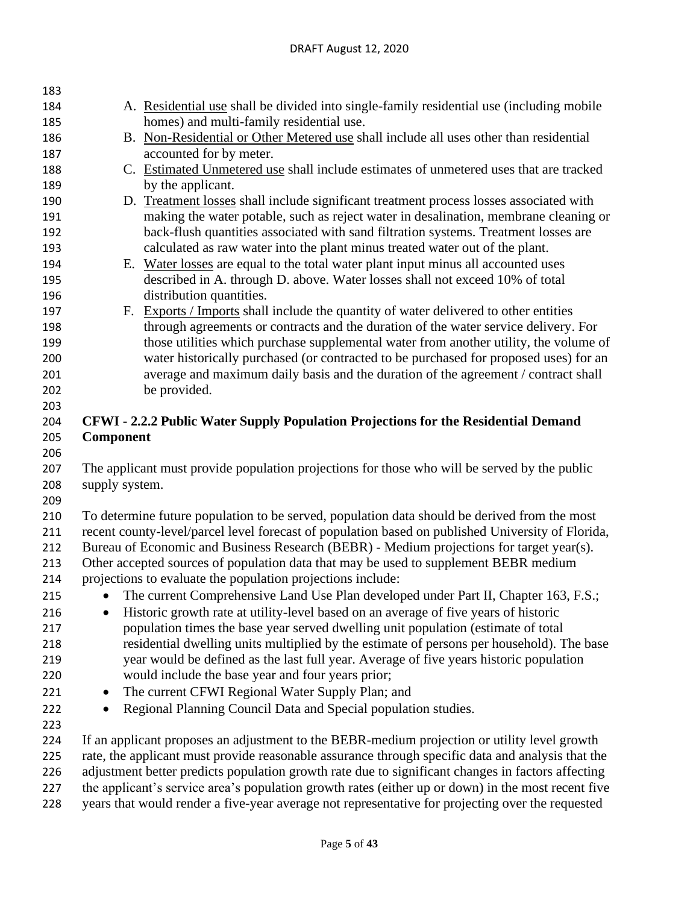A. Residential use shall be divided into single-family residential use (including mobile homes) and multi-family residential use.
B. Non-Residential or Other Metered use shall include all uses other than residential accounted for by meter.
C. Estimated Unmetered use shall include estimates of unmetered uses that are tracked by the applicant.
D. Treatment losses shall include significant treatment process losses associated with making the water potable, such as reject water in desalination, membrane cleaning or back-flush quantities associated with sand filtration systems. Treatment losses are calculated as raw water into the plant minus treated water out of the plant.
E. Water losses are equal to the total water plant input minus all accounted uses described in A. through D. above. Water losses shall not exceed 10% of total distribution quantities.
F. Exports / Imports shall include the quantity of water delivered to other entities through agreements or contracts and the duration of the water service delivery. For those utilities which purchase supplemental water from another utility, the volume of water historically purchased (or contracted to be purchased for proposed uses) for an average and maximum daily basis and the duration of the agreement / contract shall be provided.

## CFWI - 2.2.2 Public Water Supply Population Projections for the Residential Demand Component

The applicant must provide population projections for those who will be served by the public supply system.

To determine future population to be served, population data should be derived from the most recent county-level/parcel level forecast of population based on published University of Florida, Bureau of Economic and Business Research (BEBR) - Medium projections for target year(s). Other accepted sources of population data that may be used to supplement BEBR medium projections to evaluate the population projections include:

- The current Comprehensive Land Use Plan developed under Part II, Chapter 163, F.S.;
- Historic growth rate at utility-level based on an average of five years of historic population times the base year served dwelling unit population (estimate of total residential dwelling units multiplied by the estimate of persons per household). The base year would be defined as the last full year. Average of five years historic population would include the base year and four years prior;
- The current CFWI Regional Water Supply Plan; and
- Regional Planning Council Data and Special population studies.

If an applicant proposes an adjustment to the BEBR-medium projection or utility level growth rate, the applicant must provide reasonable assurance through specific data and analysis that the adjustment better predicts population growth rate due to significant changes in factors affecting the applicant's service area's population growth rates (either up or down) in the most recent five years that would render a five-year average not representative for projecting over the requested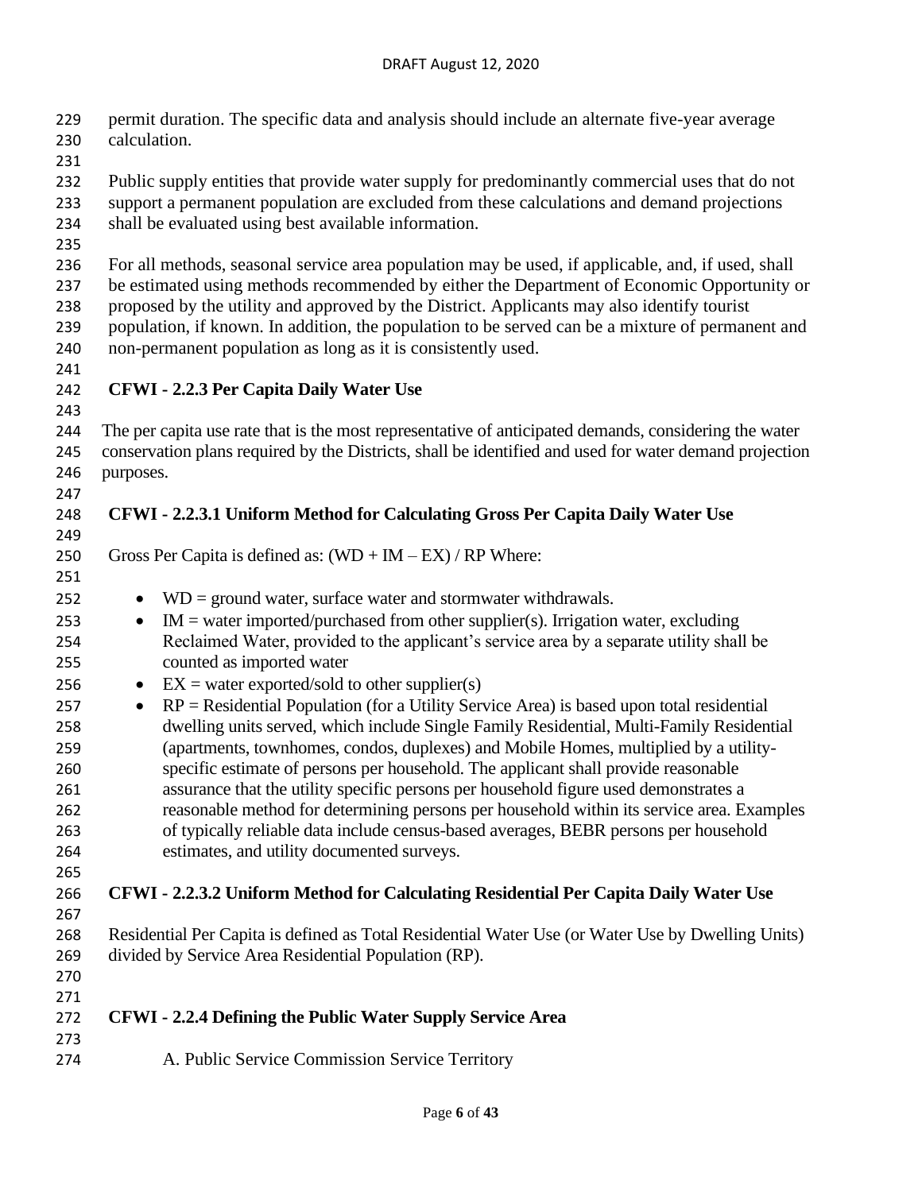permit duration. The specific data and analysis should include an alternate five-year average calculation.

Public supply entities that provide water supply for predominantly commercial uses that do not support a permanent population are excluded from these calculations and demand projections shall be evaluated using best available information.

For all methods, seasonal service area population may be used, if applicable, and, if used, shall be estimated using methods recommended by either the Department of Economic Opportunity or proposed by the utility and approved by the District. Applicants may also identify tourist population, if known. In addition, the population to be served can be a mixture of permanent and non-permanent population as long as it is consistently used.

### CFWI - 2.2.3 Per Capita Daily Water Use

The per capita use rate that is the most representative of anticipated demands, considering the water conservation plans required by the Districts, shall be identified and used for water demand projection purposes.

#### CFWI - 2.2.3.1 Uniform Method for Calculating Gross Per Capita Daily Water Use

Gross Per Capita is defined as: $(WD + IM - EX) / RP$ Where:

- WD = ground water, surface water and stormwater withdrawals.
- IM = water imported/purchased from other supplier(s). Irrigation water, excluding Reclaimed Water, provided to the applicant's service area by a separate utility shall be counted as imported water
- EX = water exported/sold to other supplier(s)
- RP = Residential Population (for a Utility Service Area) is based upon total residential dwelling units served, which include Single Family Residential, Multi-Family Residential (apartments, townhomes, condos, duplexes) and Mobile Homes, multiplied by a utility-specific estimate of persons per household. The applicant shall provide reasonable assurance that the utility specific persons per household figure used demonstrates a reasonable method for determining persons per household within its service area. Examples of typically reliable data include census-based averages, BEBR persons per household estimates, and utility documented surveys.

#### CFWI - 2.2.3.2 Uniform Method for Calculating Residential Per Capita Daily Water Use

Residential Per Capita is defined as Total Residential Water Use (or Water Use by Dwelling Units) divided by Service Area Residential Population (RP).

### CFWI - 2.2.4 Defining the Public Water Supply Service Area

A. Public Service Commission Service Territory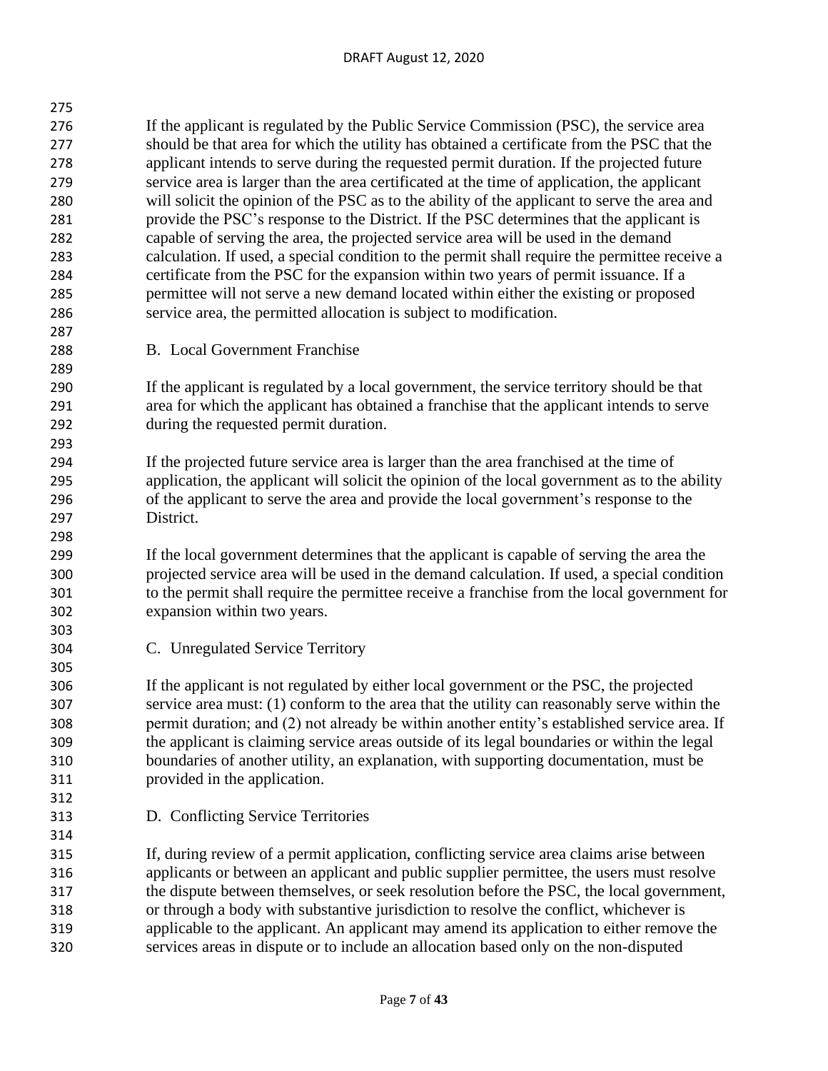If the applicant is regulated by the Public Service Commission (PSC), the service area should be that area for which the utility has obtained a certificate from the PSC that the applicant intends to serve during the requested permit duration. If the projected future service area is larger than the area certificated at the time of application, the applicant will solicit the opinion of the PSC as to the ability of the applicant to serve the area and provide the PSC's response to the District. If the PSC determines that the applicant is capable of serving the area, the projected service area will be used in the demand calculation. If used, a special condition to the permit shall require the permittee receive a certificate from the PSC for the expansion within two years of permit issuance. If a permittee will not serve a new demand located within either the existing or proposed service area, the permitted allocation is subject to modification.

B. Local Government Franchise

If the applicant is regulated by a local government, the service territory should be that area for which the applicant has obtained a franchise that the applicant intends to serve during the requested permit duration.

If the projected future service area is larger than the area franchised at the time of application, the applicant will solicit the opinion of the local government as to the ability of the applicant to serve the area and provide the local government's response to the District.

If the local government determines that the applicant is capable of serving the area the projected service area will be used in the demand calculation. If used, a special condition to the permit shall require the permittee receive a franchise from the local government for expansion within two years.

C. Unregulated Service Territory

If the applicant is not regulated by either local government or the PSC, the projected service area must: (1) conform to the area that the utility can reasonably serve within the permit duration; and (2) not already be within another entity's established service area. If the applicant is claiming service areas outside of its legal boundaries or within the legal boundaries of another utility, an explanation, with supporting documentation, must be provided in the application.

D. Conflicting Service Territories

If, during review of a permit application, conflicting service area claims arise between applicants or between an applicant and public supplier permittee, the users must resolve the dispute between themselves, or seek resolution before the PSC, the local government, or through a body with substantive jurisdiction to resolve the conflict, whichever is applicable to the applicant. An applicant may amend its application to either remove the services areas in dispute or to include an allocation based only on the non-disputed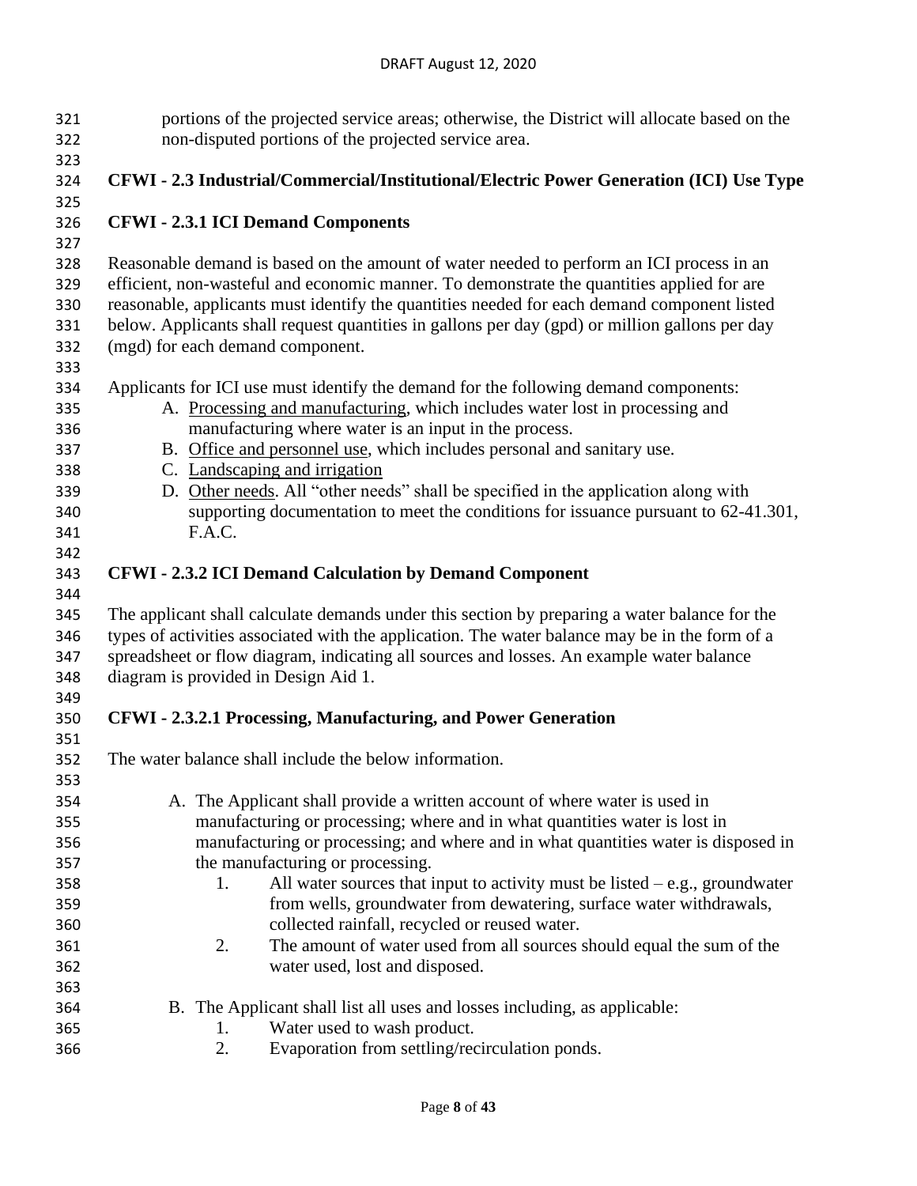portions of the projected service areas; otherwise, the District will allocate based on the non-disputed portions of the projected service area.

## CFWI - 2.3 Industrial/Commercial/Institutional/Electric Power Generation (ICI) Use Type

### CFWI - 2.3.1 ICI Demand Components

Reasonable demand is based on the amount of water needed to perform an ICI process in an efficient, non-wasteful and economic manner. To demonstrate the quantities applied for are reasonable, applicants must identify the quantities needed for each demand component listed below. Applicants shall request quantities in gallons per day (gpd) or million gallons per day (mgd) for each demand component.

Applicants for ICI use must identify the demand for the following demand components:

A. <u>Processing and manufacturing</u>, which includes water lost in processing and manufacturing where water is an input in the process.
B. <u>Office and personnel use</u>, which includes personal and sanitary use.
C. <u>Landscaping and irrigation</u>
D. <u>Other needs</u>. All "other needs" shall be specified in the application along with supporting documentation to meet the conditions for issuance pursuant to 62-41.301, F.A.C.

### CFWI - 2.3.2 ICI Demand Calculation by Demand Component

The applicant shall calculate demands under this section by preparing a water balance for the types of activities associated with the application. The water balance may be in the form of a spreadsheet or flow diagram, indicating all sources and losses. An example water balance diagram is provided in Design Aid 1.

#### CFWI - 2.3.2.1 Processing, Manufacturing, and Power Generation

The water balance shall include the below information.

A. The Applicant shall provide a written account of where water is used in manufacturing or processing; where and in what quantities water is lost in manufacturing or processing; and where and in what quantities water is disposed in the manufacturing or processing.
    1. All water sources that input to activity must be listed – e.g., groundwater from wells, groundwater from dewatering, surface water withdrawals, collected rainfall, recycled or reused water.
    2. The amount of water used from all sources should equal the sum of the water used, lost and disposed.

B. The Applicant shall list all uses and losses including, as applicable:
    1. Water used to wash product.
    2. Evaporation from settling/recirculation ponds.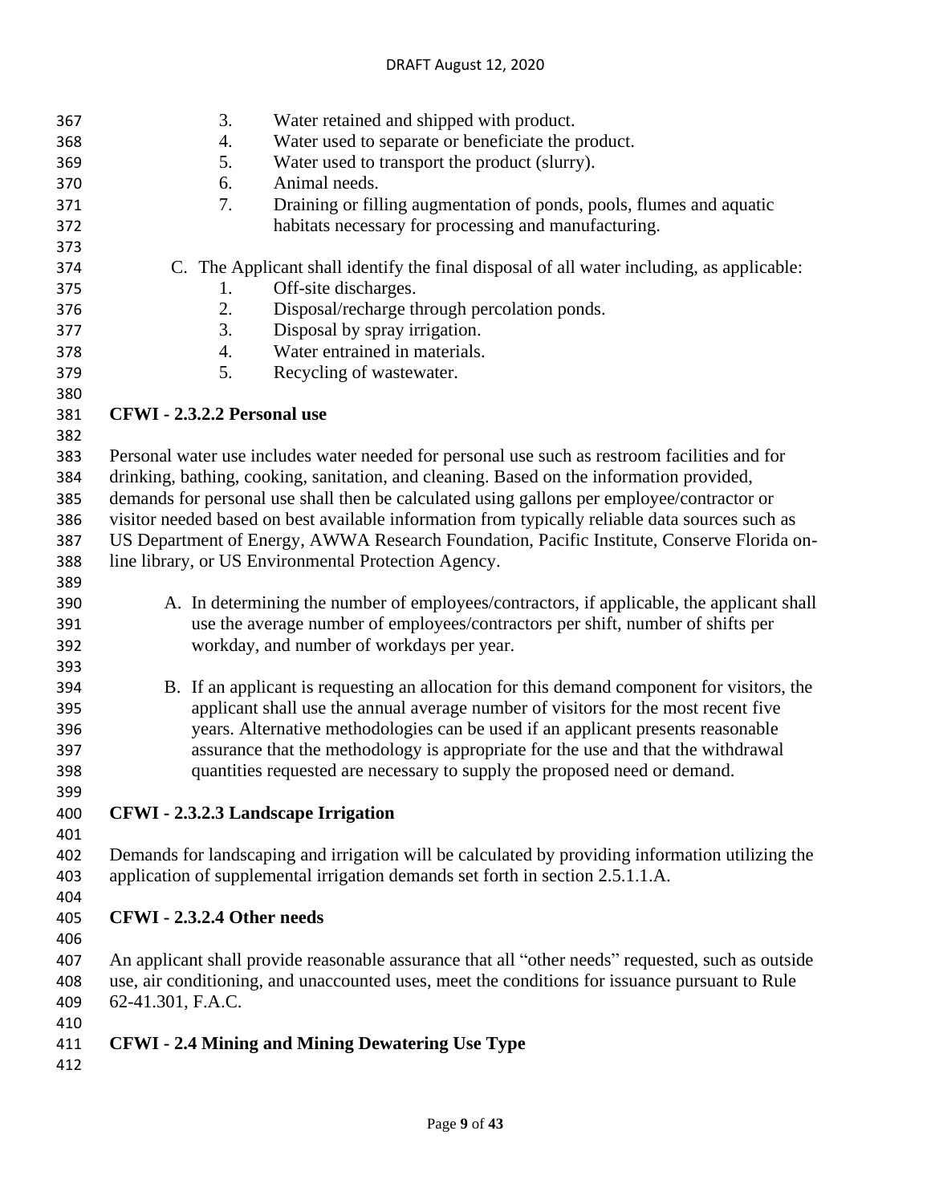3. Water retained and shipped with product.
4. Water used to separate or beneficiate the product.
5. Water used to transport the product (slurry).
6. Animal needs.
7. Draining or filling augmentation of ponds, pools, flumes and aquatic habitats necessary for processing and manufacturing.

C. The Applicant shall identify the final disposal of all water including, as applicable:

1. Off-site discharges.
2. Disposal/recharge through percolation ponds.
3. Disposal by spray irrigation.
4. Water entrained in materials.
5. Recycling of wastewater.

**CFWI - 2.3.2.2 Personal use**

Personal water use includes water needed for personal use such as restroom facilities and for drinking, bathing, cooking, sanitation, and cleaning. Based on the information provided, demands for personal use shall then be calculated using gallons per employee/contractor or visitor needed based on best available information from typically reliable data sources such as US Department of Energy, AWWA Research Foundation, Pacific Institute, Conserve Florida on-line library, or US Environmental Protection Agency.

A. In determining the number of employees/contractors, if applicable, the applicant shall use the average number of employees/contractors per shift, number of shifts per workday, and number of workdays per year.

B. If an applicant is requesting an allocation for this demand component for visitors, the applicant shall use the annual average number of visitors for the most recent five years. Alternative methodologies can be used if an applicant presents reasonable assurance that the methodology is appropriate for the use and that the withdrawal quantities requested are necessary to supply the proposed need or demand.

**CFWI - 2.3.2.3 Landscape Irrigation**

Demands for landscaping and irrigation will be calculated by providing information utilizing the application of supplemental irrigation demands set forth in section 2.5.1.1.A.

**CFWI - 2.3.2.4 Other needs**

An applicant shall provide reasonable assurance that all "other needs" requested, such as outside use, air conditioning, and unaccounted uses, meet the conditions for issuance pursuant to Rule 62-41.301, F.A.C.

**CFWI - 2.4 Mining and Mining Dewatering Use Type**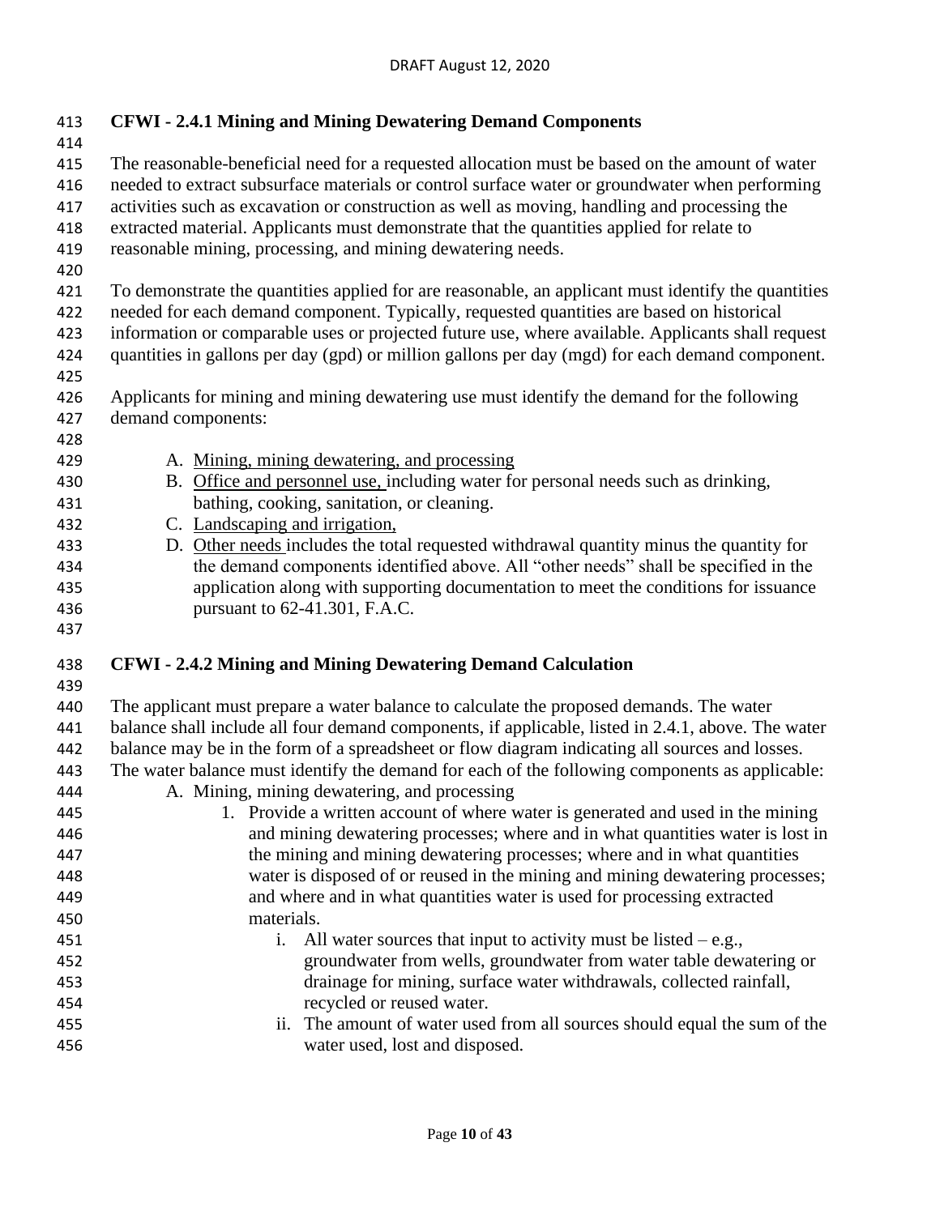## CFWI - 2.4.1 Mining and Mining Dewatering Demand Components

The reasonable-beneficial need for a requested allocation must be based on the amount of water needed to extract subsurface materials or control surface water or groundwater when performing activities such as excavation or construction as well as moving, handling and processing the extracted material. Applicants must demonstrate that the quantities applied for relate to reasonable mining, processing, and mining dewatering needs.

To demonstrate the quantities applied for are reasonable, an applicant must identify the quantities needed for each demand component. Typically, requested quantities are based on historical information or comparable uses or projected future use, where available. Applicants shall request quantities in gallons per day (gpd) or million gallons per day (mgd) for each demand component.

Applicants for mining and mining dewatering use must identify the demand for the following demand components:

A. <u>Mining, mining dewatering, and processing</u>
B. <u>Office and personnel use,</u> including water for personal needs such as drinking, bathing, cooking, sanitation, or cleaning.
C. <u>Landscaping and irrigation,</u>
D. <u>Other needs</u> includes the total requested withdrawal quantity minus the quantity for the demand components identified above. All "other needs" shall be specified in the application along with supporting documentation to meet the conditions for issuance pursuant to 62-41.301, F.A.C.

## CFWI - 2.4.2 Mining and Mining Dewatering Demand Calculation

The applicant must prepare a water balance to calculate the proposed demands. The water balance shall include all four demand components, if applicable, listed in 2.4.1, above. The water balance may be in the form of a spreadsheet or flow diagram indicating all sources and losses. The water balance must identify the demand for each of the following components as applicable:

A. Mining, mining dewatering, and processing
   1. Provide a written account of where water is generated and used in the mining and mining dewatering processes; where and in what quantities water is lost in the mining and mining dewatering processes; where and in what quantities water is disposed of or reused in the mining and mining dewatering processes; and where and in what quantities water is used for processing extracted materials.
      i. All water sources that input to activity must be listed – e.g., groundwater from wells, groundwater from water table dewatering or drainage for mining, surface water withdrawals, collected rainfall, recycled or reused water.
      ii. The amount of water used from all sources should equal the sum of the water used, lost and disposed.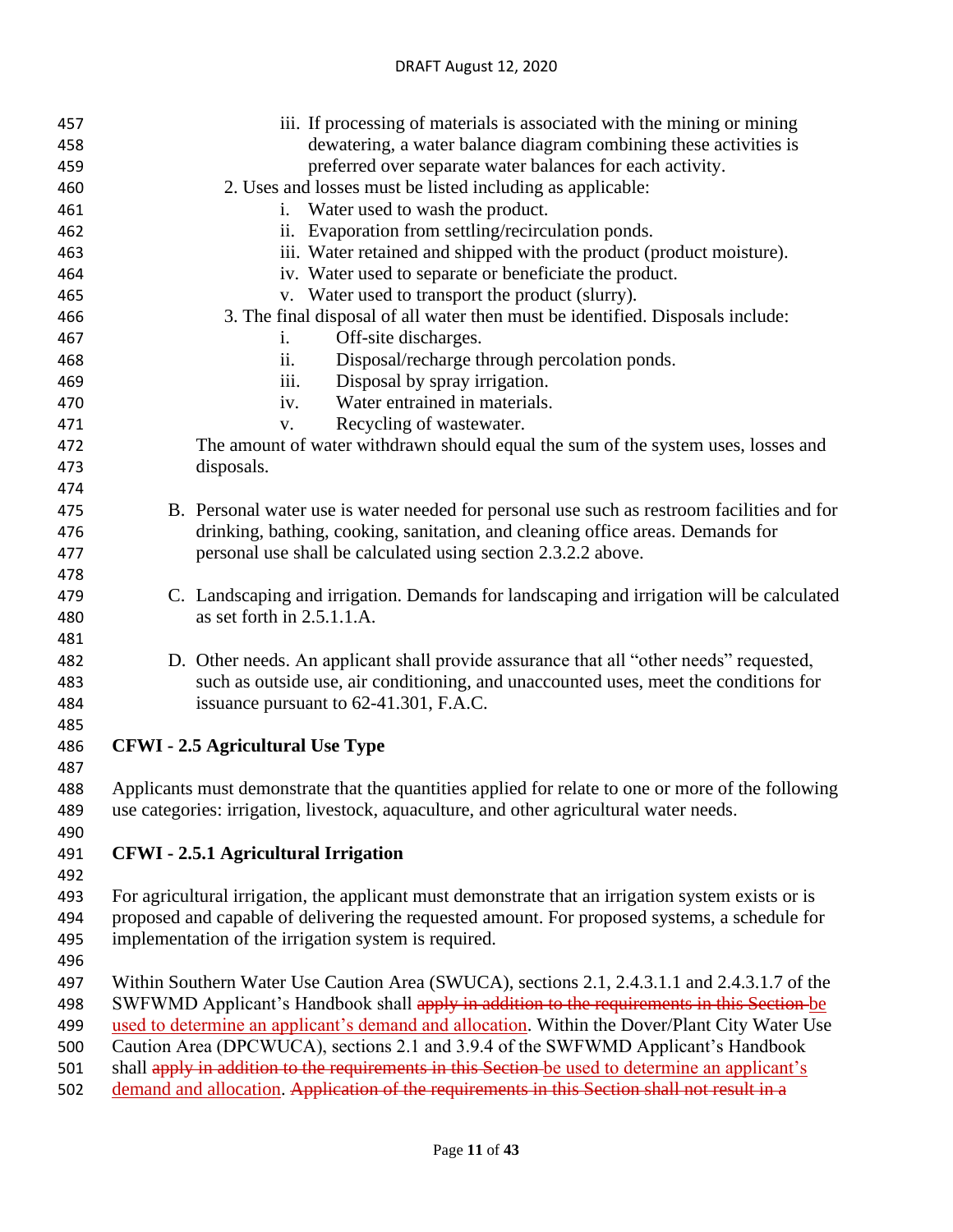iii. If processing of materials is associated with the mining or mining dewatering, a water balance diagram combining these activities is preferred over separate water balances for each activity.

2. Uses and losses must be listed including as applicable:
   - i. Water used to wash the product.
   - ii. Evaporation from settling/recirculation ponds.
   - iii. Water retained and shipped with the product (product moisture).
   - iv. Water used to separate or beneficiate the product.
   - v. Water used to transport the product (slurry).
3. The final disposal of all water then must be identified. Disposals include:
   - i. Off-site discharges.
   - ii. Disposal/recharge through percolation ponds.
   - iii. Disposal by spray irrigation.
   - iv. Water entrained in materials.
   - v. Recycling of wastewater.

The amount of water withdrawn should equal the sum of the system uses, losses and disposals.

B. Personal water use is water needed for personal use such as restroom facilities and for drinking, bathing, cooking, sanitation, and cleaning office areas. Demands for personal use shall be calculated using section 2.3.2.2 above.

C. Landscaping and irrigation. Demands for landscaping and irrigation will be calculated as set forth in 2.5.1.1.A.

D. Other needs. An applicant shall provide assurance that all "other needs" requested, such as outside use, air conditioning, and unaccounted uses, meet the conditions for issuance pursuant to 62-41.301, F.A.C.

**CFWI - 2.5 Agricultural Use Type**

Applicants must demonstrate that the quantities applied for relate to one or more of the following use categories: irrigation, livestock, aquaculture, and other agricultural water needs.

**CFWI - 2.5.1 Agricultural Irrigation**

For agricultural irrigation, the applicant must demonstrate that an irrigation system exists or is proposed and capable of delivering the requested amount. For proposed systems, a schedule for implementation of the irrigation system is required.

Within Southern Water Use Caution Area (SWUCA), sections 2.1, 2.4.3.1.1 and 2.4.3.1.7 of the SWFWMD Applicant's Handbook shall ~~apply in addition to the requirements in this Section~~ be used to determine an applicant's demand and allocation. Within the Dover/Plant City Water Use Caution Area (DPCWUCA), sections 2.1 and 3.9.4 of the SWFWMD Applicant's Handbook shall ~~apply in addition to the requirements in this Section~~ be used to determine an applicant's demand and allocation. ~~Application of the requirements in this Section shall not result in a~~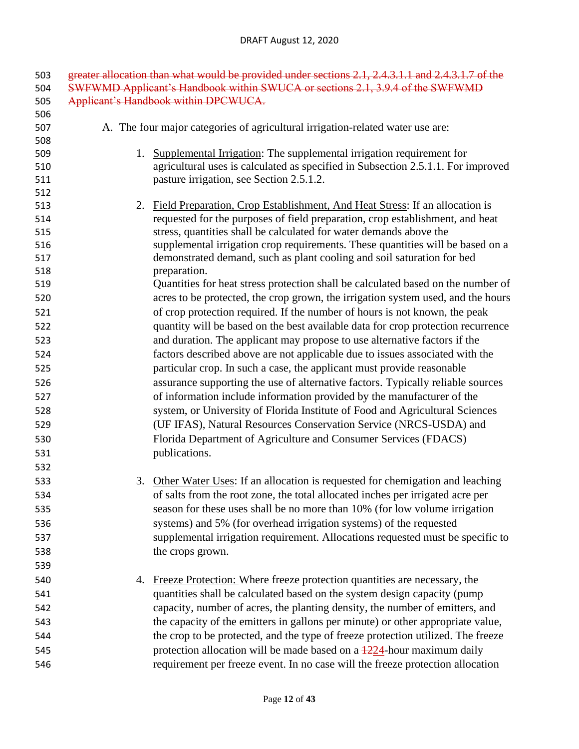~~greater allocation than what would be provided under sections 2.1, 2.4.3.1.1 and 2.4.3.1.7 of the SWFWMD Applicant's Handbook within SWUCA or sections 2.1, 3.9.4 of the SWFWMD Applicant's Handbook within DPCWUCA.~~

A. The four major categories of agricultural irrigation-related water use are:

1. Supplemental Irrigation: The supplemental irrigation requirement for agricultural uses is calculated as specified in Subsection 2.5.1.1. For improved pasture irrigation, see Section 2.5.1.2.

2. Field Preparation, Crop Establishment, And Heat Stress: If an allocation is requested for the purposes of field preparation, crop establishment, and heat stress, quantities shall be calculated for water demands above the supplemental irrigation crop requirements. These quantities will be based on a demonstrated demand, such as plant cooling and soil saturation for bed preparation.
   Quantities for heat stress protection shall be calculated based on the number of acres to be protected, the crop grown, the irrigation system used, and the hours of crop protection required. If the number of hours is not known, the peak quantity will be based on the best available data for crop protection recurrence and duration. The applicant may propose to use alternative factors if the factors described above are not applicable due to issues associated with the particular crop. In such a case, the applicant must provide reasonable assurance supporting the use of alternative factors. Typically reliable sources of information include information provided by the manufacturer of the system, or University of Florida Institute of Food and Agricultural Sciences (UF IFAS), Natural Resources Conservation Service (NRCS-USDA) and Florida Department of Agriculture and Consumer Services (FDACS) publications.

3. Other Water Uses: If an allocation is requested for chemigation and leaching of salts from the root zone, the total allocated inches per irrigated acre per season for these uses shall be no more than 10% (for low volume irrigation systems) and 5% (for overhead irrigation systems) of the requested supplemental irrigation requirement. Allocations requested must be specific to the crops grown.

4. Freeze Protection: Where freeze protection quantities are necessary, the quantities shall be calculated based on the system design capacity (pump capacity, number of acres, the planting density, the number of emitters, and the capacity of the emitters in gallons per minute) or other appropriate value, the crop to be protected, and the type of freeze protection utilized. The freeze protection allocation will be made based on a ~~12~~24-hour maximum daily requirement per freeze event. In no case will the freeze protection allocation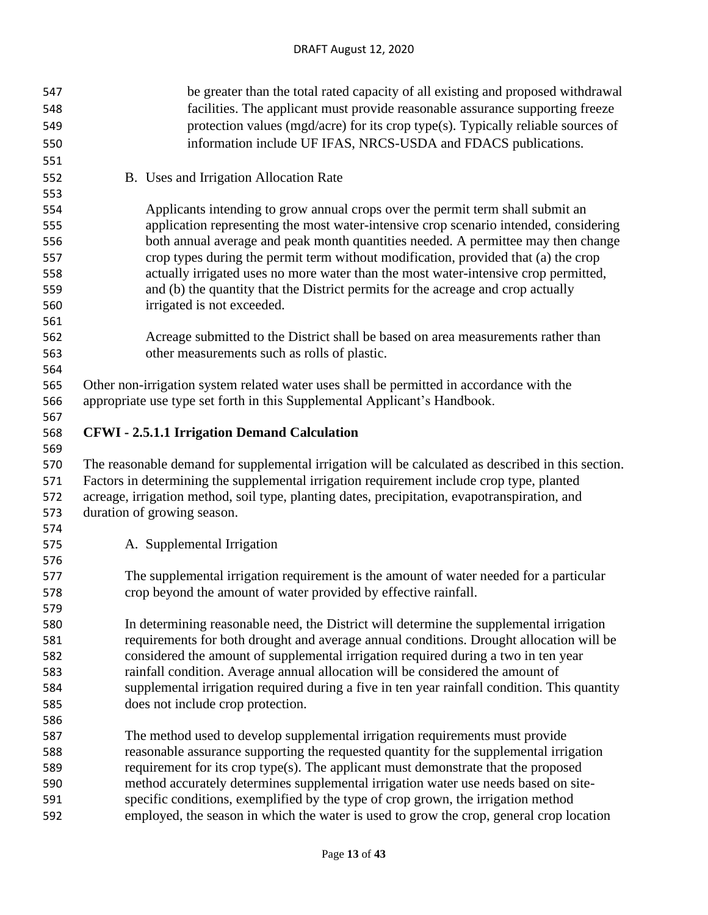be greater than the total rated capacity of all existing and proposed withdrawal facilities. The applicant must provide reasonable assurance supporting freeze protection values (mgd/acre) for its crop type(s). Typically reliable sources of information include UF IFAS, NRCS-USDA and FDACS publications.

B. Uses and Irrigation Allocation Rate

Applicants intending to grow annual crops over the permit term shall submit an application representing the most water-intensive crop scenario intended, considering both annual average and peak month quantities needed. A permittee may then change crop types during the permit term without modification, provided that (a) the crop actually irrigated uses no more water than the most water-intensive crop permitted, and (b) the quantity that the District permits for the acreage and crop actually irrigated is not exceeded.

Acreage submitted to the District shall be based on area measurements rather than other measurements such as rolls of plastic.

Other non-irrigation system related water uses shall be permitted in accordance with the appropriate use type set forth in this Supplemental Applicant's Handbook.

**CFWI - 2.5.1.1 Irrigation Demand Calculation**

The reasonable demand for supplemental irrigation will be calculated as described in this section. Factors in determining the supplemental irrigation requirement include crop type, planted acreage, irrigation method, soil type, planting dates, precipitation, evapotranspiration, and duration of growing season.

A. Supplemental Irrigation

The supplemental irrigation requirement is the amount of water needed for a particular crop beyond the amount of water provided by effective rainfall.

In determining reasonable need, the District will determine the supplemental irrigation requirements for both drought and average annual conditions. Drought allocation will be considered the amount of supplemental irrigation required during a two in ten year rainfall condition. Average annual allocation will be considered the amount of supplemental irrigation required during a five in ten year rainfall condition. This quantity does not include crop protection.

The method used to develop supplemental irrigation requirements must provide reasonable assurance supporting the requested quantity for the supplemental irrigation requirement for its crop type(s). The applicant must demonstrate that the proposed method accurately determines supplemental irrigation water use needs based on site-specific conditions, exemplified by the type of crop grown, the irrigation method employed, the season in which the water is used to grow the crop, general crop location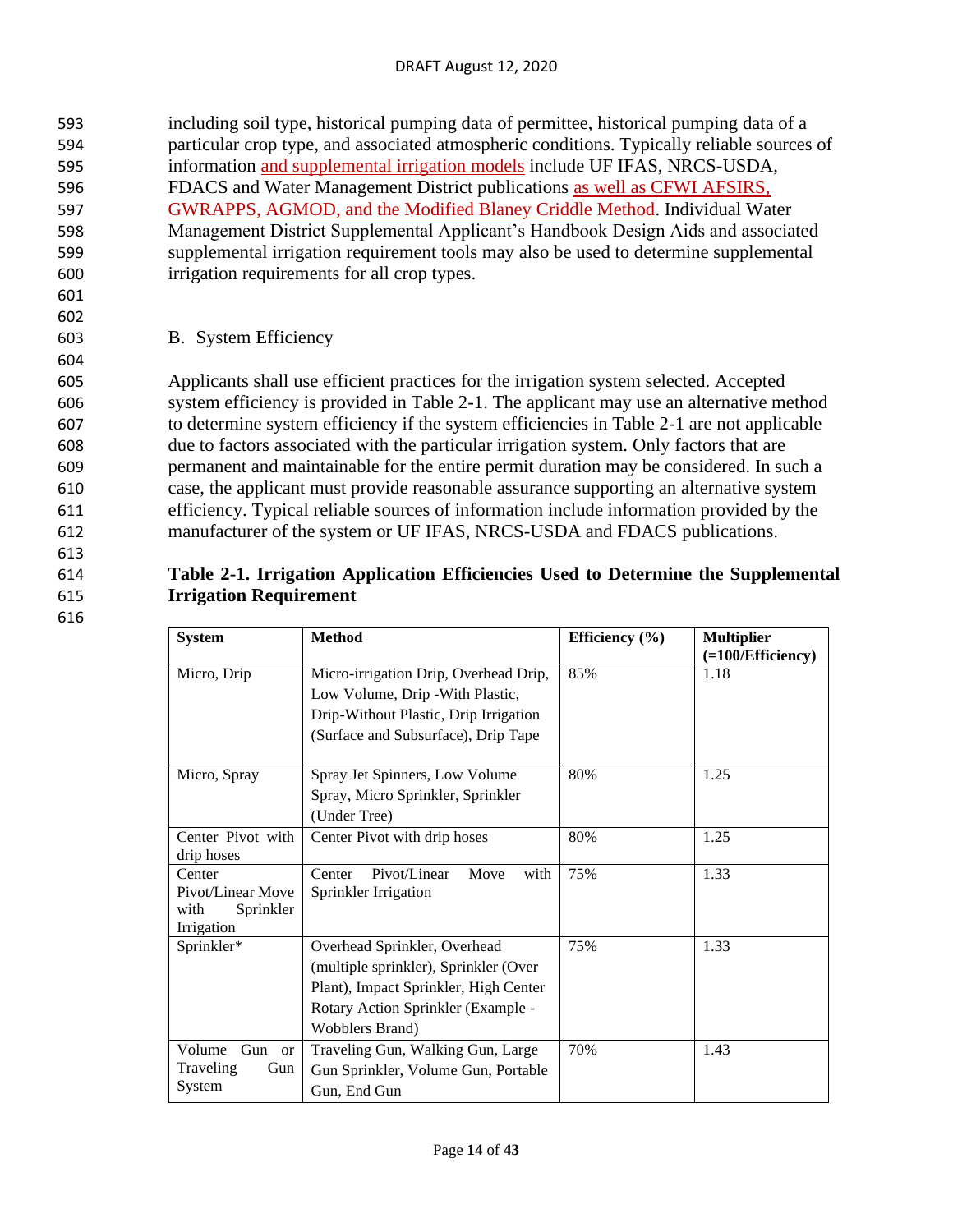including soil type, historical pumping data of permittee, historical pumping data of a particular crop type, and associated atmospheric conditions. Typically reliable sources of information and supplemental irrigation models include UF IFAS, NRCS-USDA, FDACS and Water Management District publications as well as CFWI AFSIRS, GWRAPPS, AGMOD, and the Modified Blaney Criddle Method. Individual Water Management District Supplemental Applicant's Handbook Design Aids and associated supplemental irrigation requirement tools may also be used to determine supplemental irrigation requirements for all crop types.

B. System Efficiency

Applicants shall use efficient practices for the irrigation system selected. Accepted system efficiency is provided in Table 2-1. The applicant may use an alternative method to determine system efficiency if the system efficiencies in Table 2-1 are not applicable due to factors associated with the particular irrigation system. Only factors that are permanent and maintainable for the entire permit duration may be considered. In such a case, the applicant must provide reasonable assurance supporting an alternative system efficiency. Typical reliable sources of information include information provided by the manufacturer of the system or UF IFAS, NRCS-USDA and FDACS publications.

**Table 2-1. Irrigation Application Efficiencies Used to Determine the Supplemental Irrigation Requirement**

| System | Method | Efficiency (%) | Multiplier (=100/Efficiency) |
|---|---|---|---|
| Micro, Drip | Micro-irrigation Drip, Overhead Drip, Low Volume, Drip -With Plastic, Drip-Without Plastic, Drip Irrigation (Surface and Subsurface), Drip Tape | 85% | 1.18 |
| Micro, Spray | Spray Jet Spinners, Low Volume Spray, Micro Sprinkler, Sprinkler (Under Tree) | 80% | 1.25 |
| Center Pivot with drip hoses | Center Pivot with drip hoses | 80% | 1.25 |
| Center Pivot/Linear Move with Sprinkler Irrigation | Center Pivot/Linear Move with Sprinkler Irrigation | 75% | 1.33 |
| Sprinkler* | Overhead Sprinkler, Overhead (multiple sprinkler), Sprinkler (Over Plant), Impact Sprinkler, High Center Rotary Action Sprinkler (Example - Wobblers Brand) | 75% | 1.33 |
| Volume Gun or Traveling Gun System | Traveling Gun, Walking Gun, Large Gun Sprinkler, Volume Gun, Portable Gun, End Gun | 70% | 1.43 |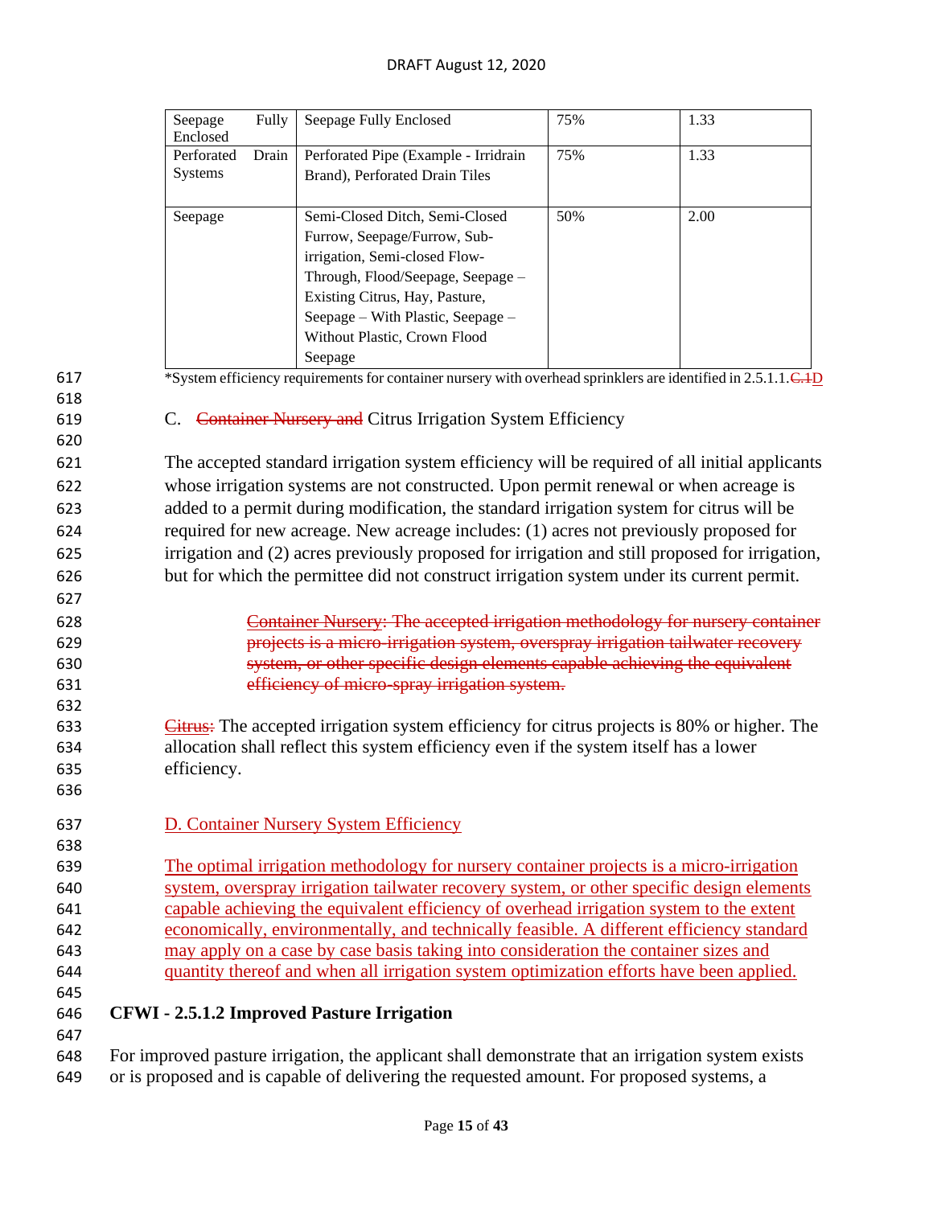| Seepage Fully Enclosed | Seepage Fully Enclosed | 75% | 1.33 |
|---|---|---|---|
| Perforated Drain Systems | Perforated Pipe (Example - Irridrain Brand), Perforated Drain Tiles | 75% | 1.33 |
| Seepage | Semi-Closed Ditch, Semi-Closed Furrow, Seepage/Furrow, Sub-irrigation, Semi-closed Flow-Through, Flood/Seepage, Seepage – Existing Citrus, Hay, Pasture, Seepage – With Plastic, Seepage – Without Plastic, Crown Flood Seepage | 50% | 2.00 |

*System efficiency requirements for container nursery with overhead sprinklers are identified in 2.5.1.1.~~C.1~~D

C. ~~Container Nursery and~~ Citrus Irrigation System Efficiency

The accepted standard irrigation system efficiency will be required of all initial applicants whose irrigation systems are not constructed. Upon permit renewal or when acreage is added to a permit during modification, the standard irrigation system for citrus will be required for new acreage. New acreage includes: (1) acres not previously proposed for irrigation and (2) acres previously proposed for irrigation and still proposed for irrigation, but for which the permittee did not construct irrigation system under its current permit.

~~Container Nursery: The accepted irrigation methodology for nursery container projects is a micro-irrigation system, overspray irrigation tailwater recovery system, or other specific design elements capable achieving the equivalent efficiency of micro-spray irrigation system.~~

~~Citrus:~~ The accepted irrigation system efficiency for citrus projects is 80% or higher. The allocation shall reflect this system efficiency even if the system itself has a lower efficiency.

D. Container Nursery System Efficiency

The optimal irrigation methodology for nursery container projects is a micro-irrigation system, overspray irrigation tailwater recovery system, or other specific design elements capable achieving the equivalent efficiency of overhead irrigation system to the extent economically, environmentally, and technically feasible. A different efficiency standard may apply on a case by case basis taking into consideration the container sizes and quantity thereof and when all irrigation system optimization efforts have been applied.

**CFWI - 2.5.1.2 Improved Pasture Irrigation**

For improved pasture irrigation, the applicant shall demonstrate that an irrigation system exists or is proposed and is capable of delivering the requested amount. For proposed systems, a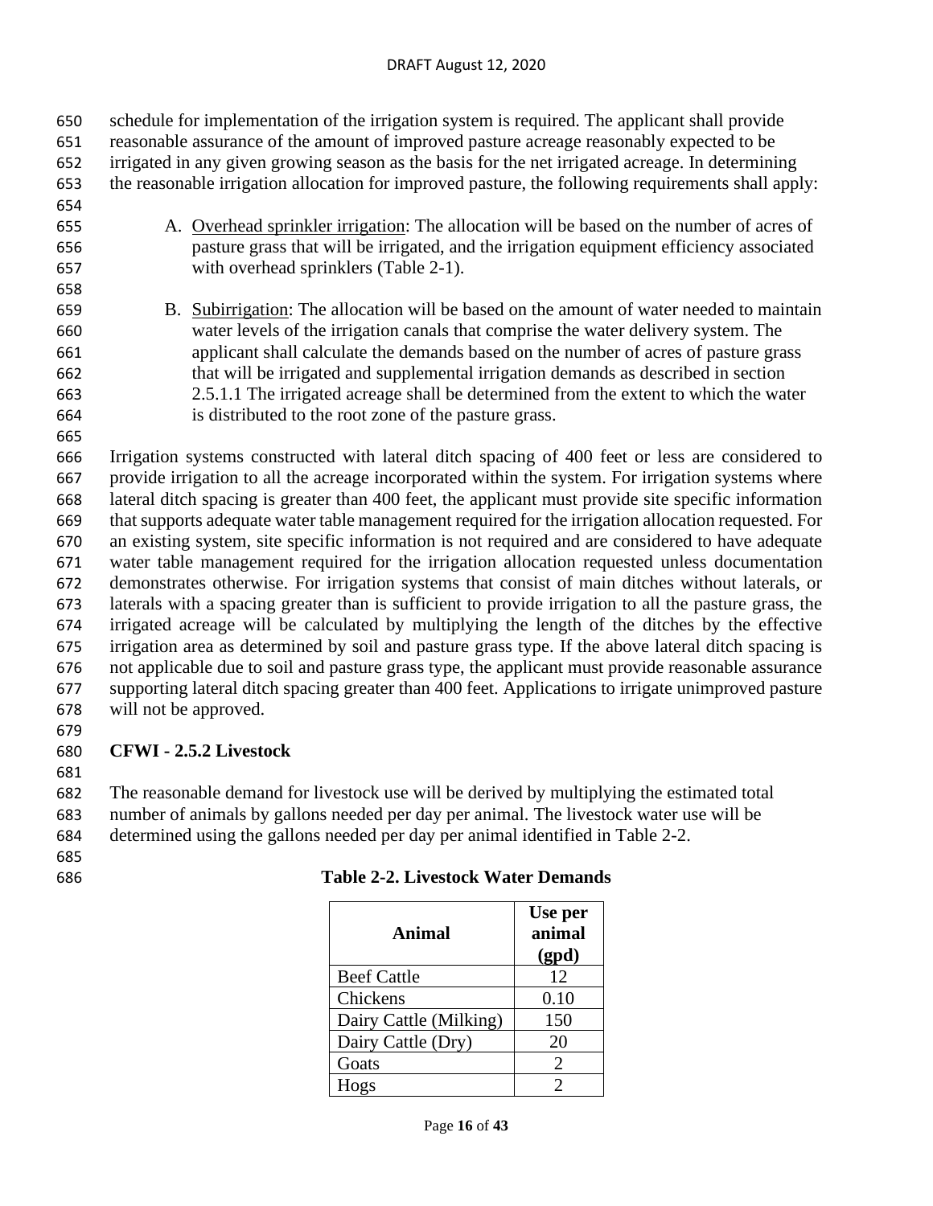schedule for implementation of the irrigation system is required. The applicant shall provide reasonable assurance of the amount of improved pasture acreage reasonably expected to be irrigated in any given growing season as the basis for the net irrigated acreage. In determining the reasonable irrigation allocation for improved pasture, the following requirements shall apply:

A. Overhead sprinkler irrigation: The allocation will be based on the number of acres of pasture grass that will be irrigated, and the irrigation equipment efficiency associated with overhead sprinklers (Table 2-1).

B. Subirrigation: The allocation will be based on the amount of water needed to maintain water levels of the irrigation canals that comprise the water delivery system. The applicant shall calculate the demands based on the number of acres of pasture grass that will be irrigated and supplemental irrigation demands as described in section 2.5.1.1 The irrigated acreage shall be determined from the extent to which the water is distributed to the root zone of the pasture grass.

Irrigation systems constructed with lateral ditch spacing of 400 feet or less are considered to provide irrigation to all the acreage incorporated within the system. For irrigation systems where lateral ditch spacing is greater than 400 feet, the applicant must provide site specific information that supports adequate water table management required for the irrigation allocation requested. For an existing system, site specific information is not required and are considered to have adequate water table management required for the irrigation allocation requested unless documentation demonstrates otherwise. For irrigation systems that consist of main ditches without laterals, or laterals with a spacing greater than is sufficient to provide irrigation to all the pasture grass, the irrigated acreage will be calculated by multiplying the length of the ditches by the effective irrigation area as determined by soil and pasture grass type. If the above lateral ditch spacing is not applicable due to soil and pasture grass type, the applicant must provide reasonable assurance supporting lateral ditch spacing greater than 400 feet. Applications to irrigate unimproved pasture will not be approved.

### CFWI - 2.5.2 Livestock

The reasonable demand for livestock use will be derived by multiplying the estimated total number of animals by gallons needed per day per animal. The livestock water use will be determined using the gallons needed per day per animal identified in Table 2-2.

**Table 2-2. Livestock Water Demands**

| Animal | Use per animal (gpd) |
|---|---|
| Beef Cattle | 12 |
| Chickens | 0.10 |
| Dairy Cattle (Milking) | 150 |
| Dairy Cattle (Dry) | 20 |
| Goats | 2 |
| Hogs | 2 |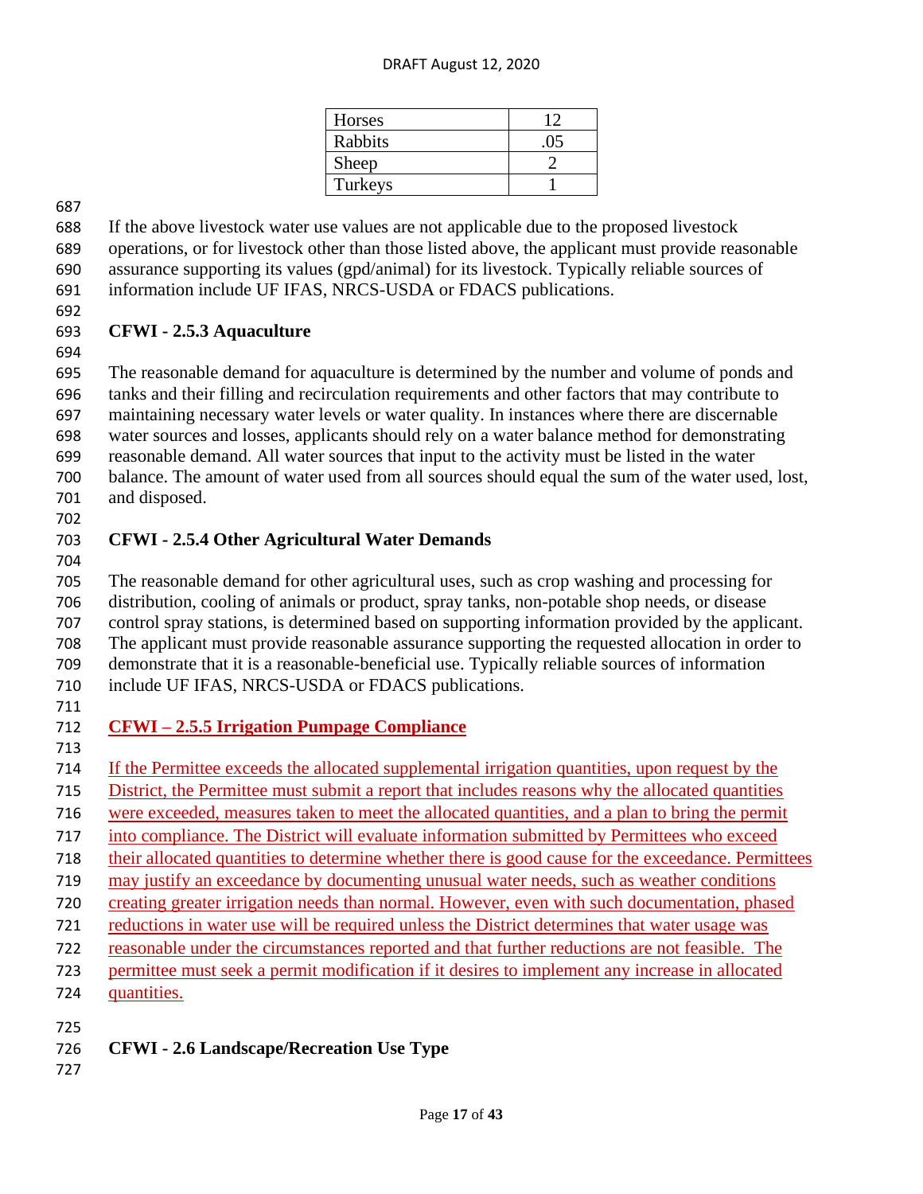| Horses | 12 |
|---|---|
| Rabbits | .05 |
| Sheep | 2 |
| Turkeys | 1 |

If the above livestock water use values are not applicable due to the proposed livestock operations, or for livestock other than those listed above, the applicant must provide reasonable assurance supporting its values (gpd/animal) for its livestock. Typically reliable sources of information include UF IFAS, NRCS-USDA or FDACS publications.

**CFWI - 2.5.3 Aquaculture**

The reasonable demand for aquaculture is determined by the number and volume of ponds and tanks and their filling and recirculation requirements and other factors that may contribute to maintaining necessary water levels or water quality. In instances where there are discernable water sources and losses, applicants should rely on a water balance method for demonstrating reasonable demand. All water sources that input to the activity must be listed in the water balance. The amount of water used from all sources should equal the sum of the water used, lost, and disposed.

**CFWI - 2.5.4 Other Agricultural Water Demands**

The reasonable demand for other agricultural uses, such as crop washing and processing for distribution, cooling of animals or product, spray tanks, non-potable shop needs, or disease control spray stations, is determined based on supporting information provided by the applicant. The applicant must provide reasonable assurance supporting the requested allocation in order to demonstrate that it is a reasonable-beneficial use. Typically reliable sources of information include UF IFAS, NRCS-USDA or FDACS publications.

**CFWI – 2.5.5 Irrigation Pumpage Compliance**

If the Permittee exceeds the allocated supplemental irrigation quantities, upon request by the District, the Permittee must submit a report that includes reasons why the allocated quantities were exceeded, measures taken to meet the allocated quantities, and a plan to bring the permit into compliance. The District will evaluate information submitted by Permittees who exceed their allocated quantities to determine whether there is good cause for the exceedance. Permittees may justify an exceedance by documenting unusual water needs, such as weather conditions creating greater irrigation needs than normal. However, even with such documentation, phased reductions in water use will be required unless the District determines that water usage was reasonable under the circumstances reported and that further reductions are not feasible. The permittee must seek a permit modification if it desires to implement any increase in allocated quantities.

**CFWI - 2.6 Landscape/Recreation Use Type**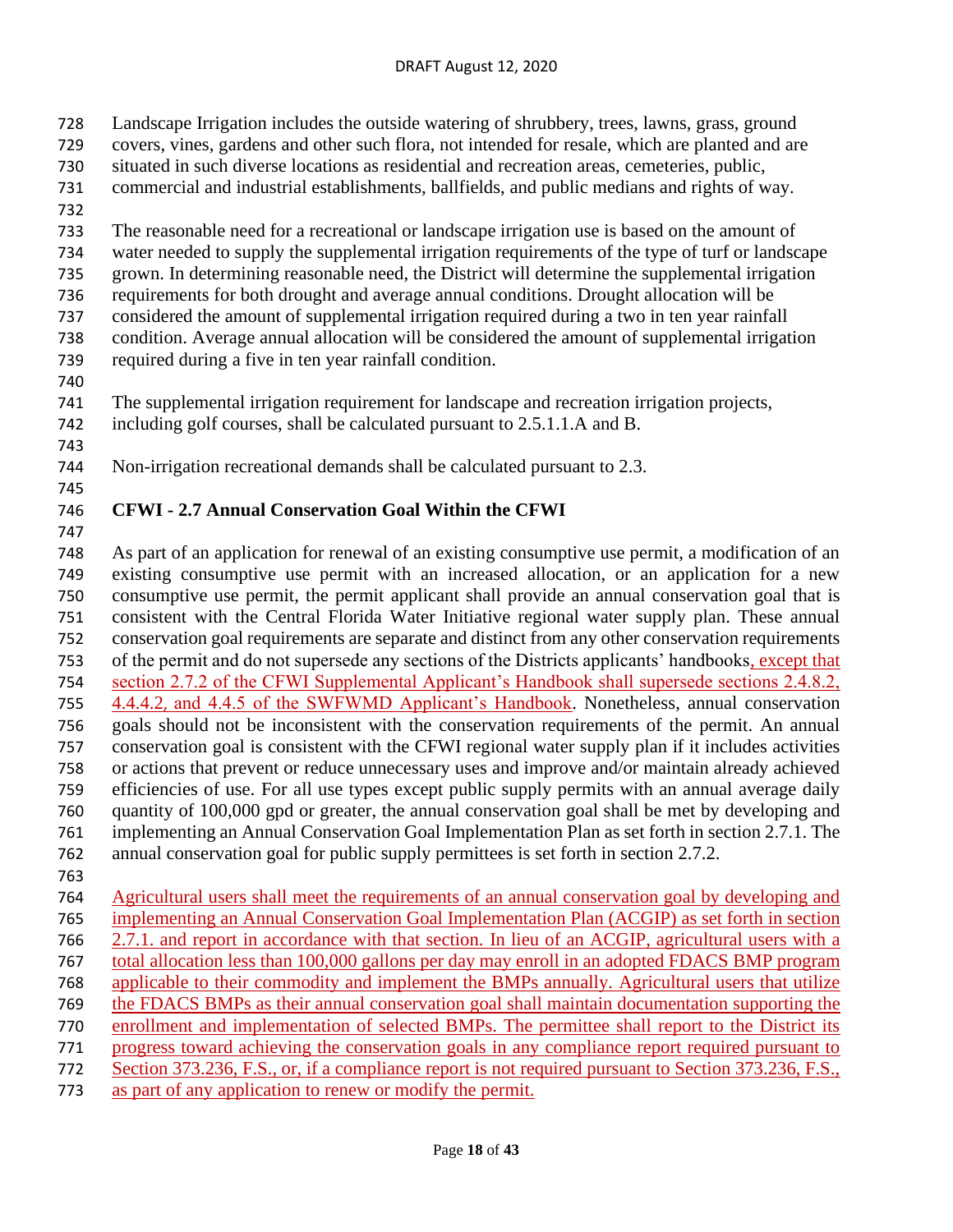Landscape Irrigation includes the outside watering of shrubbery, trees, lawns, grass, ground covers, vines, gardens and other such flora, not intended for resale, which are planted and are situated in such diverse locations as residential and recreation areas, cemeteries, public, commercial and industrial establishments, ballfields, and public medians and rights of way.

The reasonable need for a recreational or landscape irrigation use is based on the amount of water needed to supply the supplemental irrigation requirements of the type of turf or landscape grown. In determining reasonable need, the District will determine the supplemental irrigation requirements for both drought and average annual conditions. Drought allocation will be considered the amount of supplemental irrigation required during a two in ten year rainfall condition. Average annual allocation will be considered the amount of supplemental irrigation required during a five in ten year rainfall condition.

The supplemental irrigation requirement for landscape and recreation irrigation projects, including golf courses, shall be calculated pursuant to 2.5.1.1.A and B.

Non-irrigation recreational demands shall be calculated pursuant to 2.3.

## CFWI - 2.7 Annual Conservation Goal Within the CFWI

As part of an application for renewal of an existing consumptive use permit, a modification of an existing consumptive use permit with an increased allocation, or an application for a new consumptive use permit, the permit applicant shall provide an annual conservation goal that is consistent with the Central Florida Water Initiative regional water supply plan. These annual conservation goal requirements are separate and distinct from any other conservation requirements of the permit and do not supersede any sections of the Districts applicants' handbooks, except that section 2.7.2 of the CFWI Supplemental Applicant's Handbook shall supersede sections 2.4.8.2, 4.4.4.2, and 4.4.5 of the SWFWMD Applicant's Handbook. Nonetheless, annual conservation goals should not be inconsistent with the conservation requirements of the permit. An annual conservation goal is consistent with the CFWI regional water supply plan if it includes activities or actions that prevent or reduce unnecessary uses and improve and/or maintain already achieved efficiencies of use. For all use types except public supply permits with an annual average daily quantity of 100,000 gpd or greater, the annual conservation goal shall be met by developing and implementing an Annual Conservation Goal Implementation Plan as set forth in section 2.7.1. The annual conservation goal for public supply permittees is set forth in section 2.7.2.

Agricultural users shall meet the requirements of an annual conservation goal by developing and implementing an Annual Conservation Goal Implementation Plan (ACGIP) as set forth in section 2.7.1. and report in accordance with that section. In lieu of an ACGIP, agricultural users with a total allocation less than 100,000 gallons per day may enroll in an adopted FDACS BMP program applicable to their commodity and implement the BMPs annually. Agricultural users that utilize the FDACS BMPs as their annual conservation goal shall maintain documentation supporting the enrollment and implementation of selected BMPs. The permittee shall report to the District its progress toward achieving the conservation goals in any compliance report required pursuant to Section 373.236, F.S., or, if a compliance report is not required pursuant to Section 373.236, F.S., as part of any application to renew or modify the permit.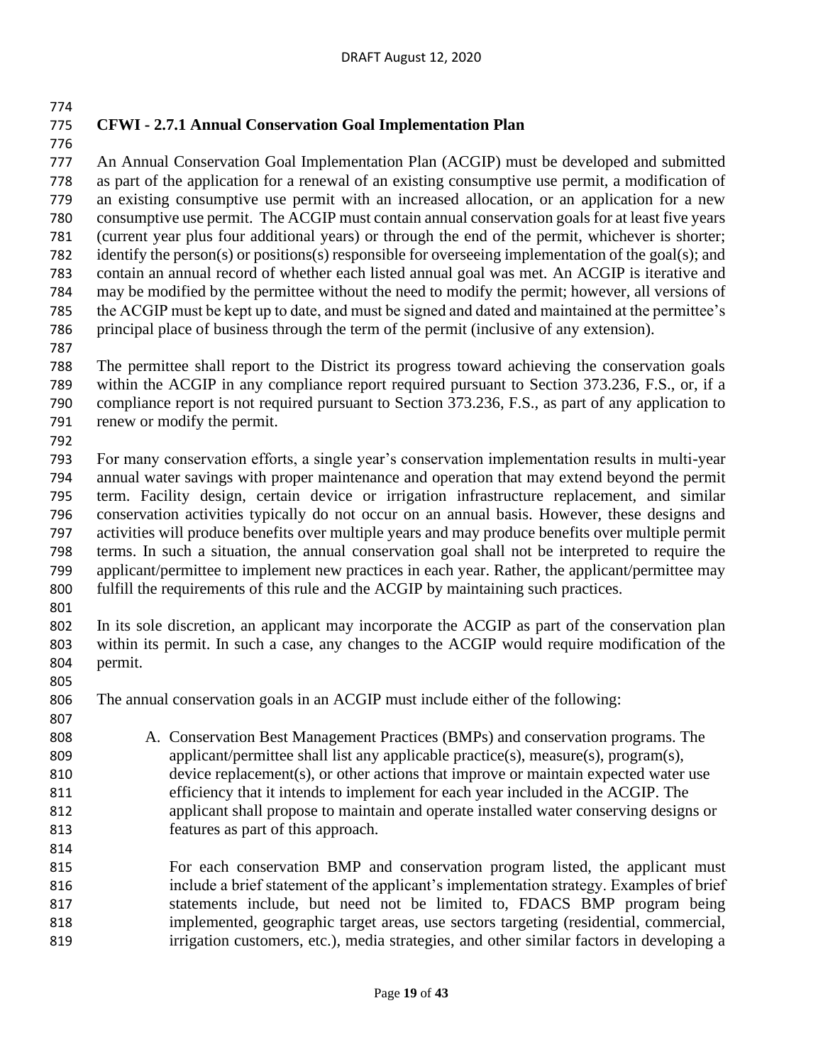### CFWI - 2.7.1 Annual Conservation Goal Implementation Plan

An Annual Conservation Goal Implementation Plan (ACGIP) must be developed and submitted as part of the application for a renewal of an existing consumptive use permit, a modification of an existing consumptive use permit with an increased allocation, or an application for a new consumptive use permit. The ACGIP must contain annual conservation goals for at least five years (current year plus four additional years) or through the end of the permit, whichever is shorter; identify the person(s) or positions(s) responsible for overseeing implementation of the goal(s); and contain an annual record of whether each listed annual goal was met. An ACGIP is iterative and may be modified by the permittee without the need to modify the permit; however, all versions of the ACGIP must be kept up to date, and must be signed and dated and maintained at the permittee's principal place of business through the term of the permit (inclusive of any extension).

The permittee shall report to the District its progress toward achieving the conservation goals within the ACGIP in any compliance report required pursuant to Section 373.236, F.S., or, if a compliance report is not required pursuant to Section 373.236, F.S., as part of any application to renew or modify the permit.

For many conservation efforts, a single year's conservation implementation results in multi-year annual water savings with proper maintenance and operation that may extend beyond the permit term. Facility design, certain device or irrigation infrastructure replacement, and similar conservation activities typically do not occur on an annual basis. However, these designs and activities will produce benefits over multiple years and may produce benefits over multiple permit terms. In such a situation, the annual conservation goal shall not be interpreted to require the applicant/permittee to implement new practices in each year. Rather, the applicant/permittee may fulfill the requirements of this rule and the ACGIP by maintaining such practices.

In its sole discretion, an applicant may incorporate the ACGIP as part of the conservation plan within its permit. In such a case, any changes to the ACGIP would require modification of the permit.

The annual conservation goals in an ACGIP must include either of the following:

A. Conservation Best Management Practices (BMPs) and conservation programs. The applicant/permittee shall list any applicable practice(s), measure(s), program(s), device replacement(s), or other actions that improve or maintain expected water use efficiency that it intends to implement for each year included in the ACGIP. The applicant shall propose to maintain and operate installed water conserving designs or features as part of this approach.

   For each conservation BMP and conservation program listed, the applicant must include a brief statement of the applicant's implementation strategy. Examples of brief statements include, but need not be limited to, FDACS BMP program being implemented, geographic target areas, use sectors targeting (residential, commercial, irrigation customers, etc.), media strategies, and other similar factors in developing a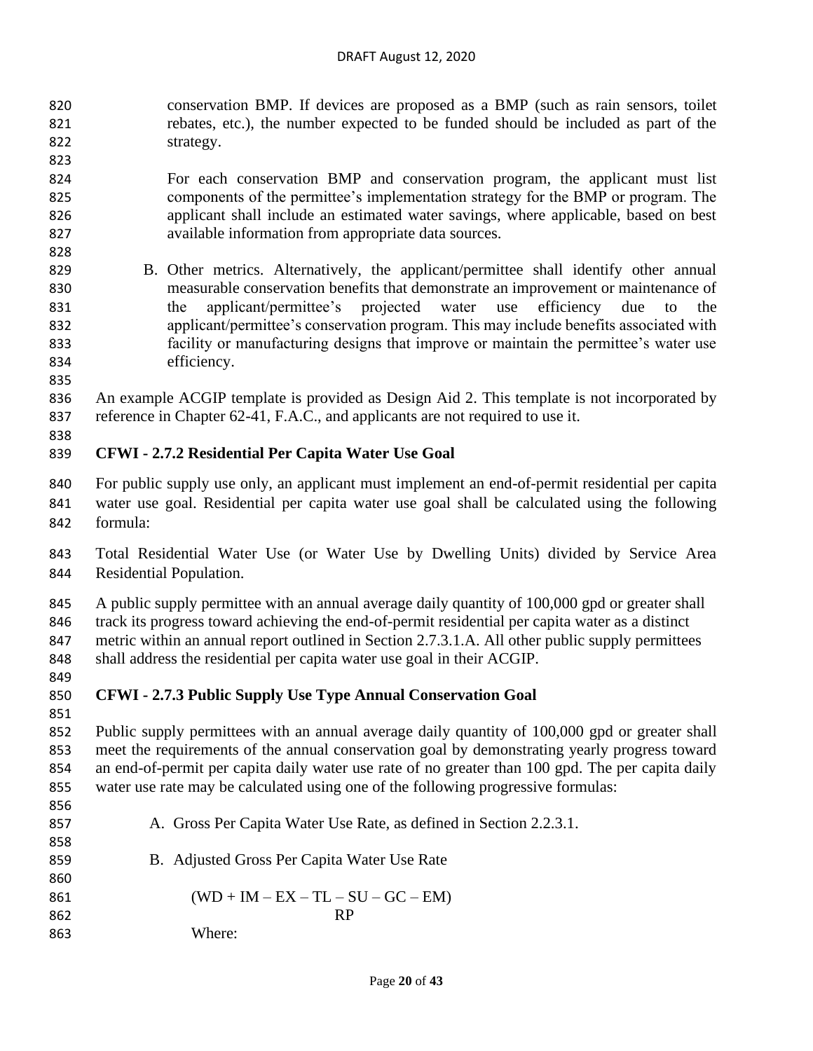conservation BMP. If devices are proposed as a BMP (such as rain sensors, toilet rebates, etc.), the number expected to be funded should be included as part of the strategy.

For each conservation BMP and conservation program, the applicant must list components of the permittee's implementation strategy for the BMP or program. The applicant shall include an estimated water savings, where applicable, based on best available information from appropriate data sources.

B. Other metrics. Alternatively, the applicant/permittee shall identify other annual measurable conservation benefits that demonstrate an improvement or maintenance of the applicant/permittee's projected water use efficiency due to the applicant/permittee's conservation program. This may include benefits associated with facility or manufacturing designs that improve or maintain the permittee's water use efficiency.

An example ACGIP template is provided as Design Aid 2. This template is not incorporated by reference in Chapter 62-41, F.A.C., and applicants are not required to use it.

### CFWI - 2.7.2 Residential Per Capita Water Use Goal

For public supply use only, an applicant must implement an end-of-permit residential per capita water use goal. Residential per capita water use goal shall be calculated using the following formula:

Total Residential Water Use (or Water Use by Dwelling Units) divided by Service Area Residential Population.

A public supply permittee with an annual average daily quantity of 100,000 gpd or greater shall track its progress toward achieving the end-of-permit residential per capita water as a distinct metric within an annual report outlined in Section 2.7.3.1.A. All other public supply permittees shall address the residential per capita water use goal in their ACGIP.

### CFWI - 2.7.3 Public Supply Use Type Annual Conservation Goal

Public supply permittees with an annual average daily quantity of 100,000 gpd or greater shall meet the requirements of the annual conservation goal by demonstrating yearly progress toward an end-of-permit per capita daily water use rate of no greater than 100 gpd. The per capita daily water use rate may be calculated using one of the following progressive formulas:

A. Gross Per Capita Water Use Rate, as defined in Section 2.2.3.1.

B. Adjusted Gross Per Capita Water Use Rate

$$\frac{(WD + IM - EX - TL - SU - GC - EM)}{RP}$$

Where: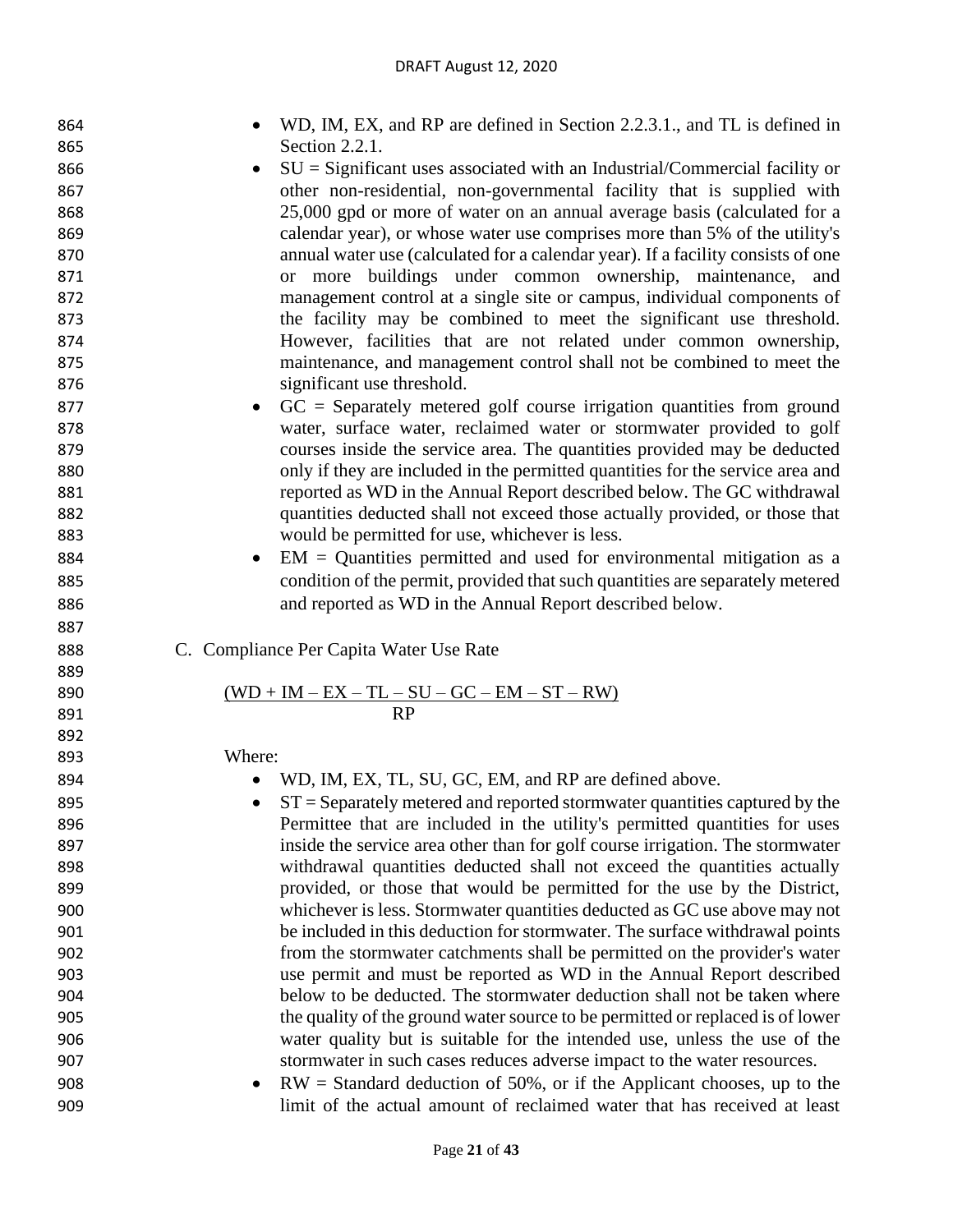- WD, IM, EX, and RP are defined in Section 2.2.3.1., and TL is defined in Section 2.2.1.
- SU = Significant uses associated with an Industrial/Commercial facility or other non-residential, non-governmental facility that is supplied with 25,000 gpd or more of water on an annual average basis (calculated for a calendar year), or whose water use comprises more than 5% of the utility's annual water use (calculated for a calendar year). If a facility consists of one or more buildings under common ownership, maintenance, and management control at a single site or campus, individual components of the facility may be combined to meet the significant use threshold. However, facilities that are not related under common ownership, maintenance, and management control shall not be combined to meet the significant use threshold.
- GC = Separately metered golf course irrigation quantities from ground water, surface water, reclaimed water or stormwater provided to golf courses inside the service area. The quantities provided may be deducted only if they are included in the permitted quantities for the service area and reported as WD in the Annual Report described below. The GC withdrawal quantities deducted shall not exceed those actually provided, or those that would be permitted for use, whichever is less.
- EM = Quantities permitted and used for environmental mitigation as a condition of the permit, provided that such quantities are separately metered and reported as WD in the Annual Report described below.

C. Compliance Per Capita Water Use Rate

$$\frac{(WD + IM - EX - TL - SU - GC - EM - ST - RW)}{RP}$$

Where:

- WD, IM, EX, TL, SU, GC, EM, and RP are defined above.
- ST = Separately metered and reported stormwater quantities captured by the Permittee that are included in the utility's permitted quantities for uses inside the service area other than for golf course irrigation. The stormwater withdrawal quantities deducted shall not exceed the quantities actually provided, or those that would be permitted for the use by the District, whichever is less. Stormwater quantities deducted as GC use above may not be included in this deduction for stormwater. The surface withdrawal points from the stormwater catchments shall be permitted on the provider's water use permit and must be reported as WD in the Annual Report described below to be deducted. The stormwater deduction shall not be taken where the quality of the ground water source to be permitted or replaced is of lower water quality but is suitable for the intended use, unless the use of the stormwater in such cases reduces adverse impact to the water resources.
- RW = Standard deduction of 50%, or if the Applicant chooses, up to the limit of the actual amount of reclaimed water that has received at least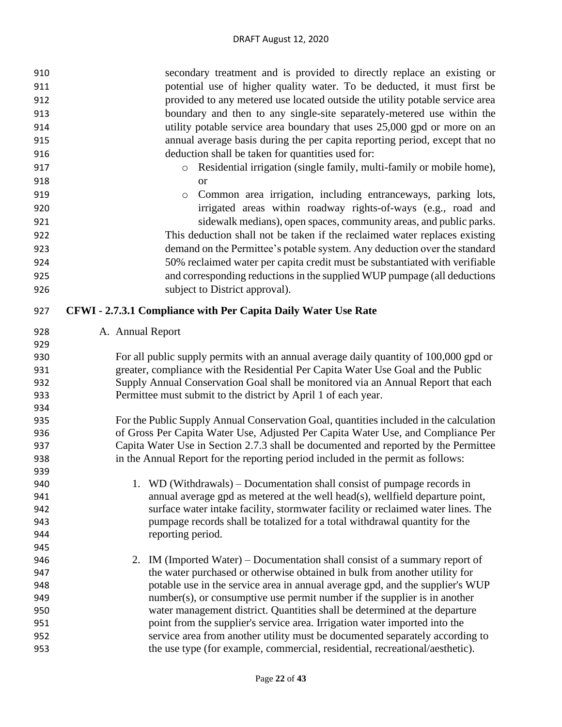secondary treatment and is provided to directly replace an existing or potential use of higher quality water. To be deducted, it must first be provided to any metered use located outside the utility potable service area boundary and then to any single-site separately-metered use within the utility potable service area boundary that uses 25,000 gpd or more on an annual average basis during the per capita reporting period, except that no deduction shall be taken for quantities used for:

- Residential irrigation (single family, multi-family or mobile home), or
- Common area irrigation, including entranceways, parking lots, irrigated areas within roadway rights-of-ways (e.g., road and sidewalk medians), open spaces, community areas, and public parks.

This deduction shall not be taken if the reclaimed water replaces existing demand on the Permittee's potable system. Any deduction over the standard 50% reclaimed water per capita credit must be substantiated with verifiable and corresponding reductions in the supplied WUP pumpage (all deductions subject to District approval).

## CFWI - 2.7.3.1 Compliance with Per Capita Daily Water Use Rate

A. Annual Report

For all public supply permits with an annual average daily quantity of 100,000 gpd or greater, compliance with the Residential Per Capita Water Use Goal and the Public Supply Annual Conservation Goal shall be monitored via an Annual Report that each Permittee must submit to the district by April 1 of each year.

For the Public Supply Annual Conservation Goal, quantities included in the calculation of Gross Per Capita Water Use, Adjusted Per Capita Water Use, and Compliance Per Capita Water Use in Section 2.7.3 shall be documented and reported by the Permittee in the Annual Report for the reporting period included in the permit as follows:

1. WD (Withdrawals) – Documentation shall consist of pumpage records in annual average gpd as metered at the well head(s), wellfield departure point, surface water intake facility, stormwater facility or reclaimed water lines. The pumpage records shall be totalized for a total withdrawal quantity for the reporting period.

2. IM (Imported Water) – Documentation shall consist of a summary report of the water purchased or otherwise obtained in bulk from another utility for potable use in the service area in annual average gpd, and the supplier's WUP number(s), or consumptive use permit number if the supplier is in another water management district. Quantities shall be determined at the departure point from the supplier's service area. Irrigation water imported into the service area from another utility must be documented separately according to the use type (for example, commercial, residential, recreational/aesthetic).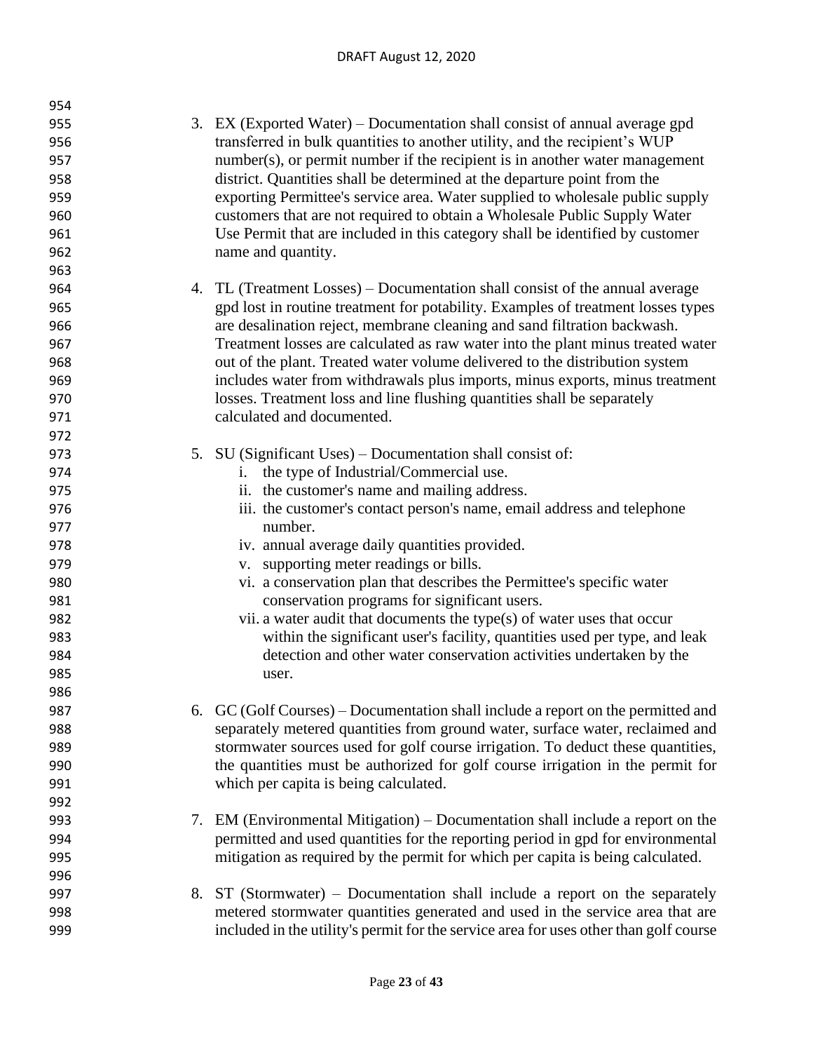3. EX (Exported Water) – Documentation shall consist of annual average gpd transferred in bulk quantities to another utility, and the recipient's WUP number(s), or permit number if the recipient is in another water management district. Quantities shall be determined at the departure point from the exporting Permittee's service area. Water supplied to wholesale public supply customers that are not required to obtain a Wholesale Public Supply Water Use Permit that are included in this category shall be identified by customer name and quantity.

4. TL (Treatment Losses) – Documentation shall consist of the annual average gpd lost in routine treatment for potability. Examples of treatment losses types are desalination reject, membrane cleaning and sand filtration backwash. Treatment losses are calculated as raw water into the plant minus treated water out of the plant. Treated water volume delivered to the distribution system includes water from withdrawals plus imports, minus exports, minus treatment losses. Treatment loss and line flushing quantities shall be separately calculated and documented.

5. SU (Significant Uses) – Documentation shall consist of:
   i. the type of Industrial/Commercial use.
   ii. the customer's name and mailing address.
   iii. the customer's contact person's name, email address and telephone number.
   iv. annual average daily quantities provided.
   v. supporting meter readings or bills.
   vi. a conservation plan that describes the Permittee's specific water conservation programs for significant users.
   vii. a water audit that documents the type(s) of water uses that occur within the significant user's facility, quantities used per type, and leak detection and other water conservation activities undertaken by the user.

6. GC (Golf Courses) – Documentation shall include a report on the permitted and separately metered quantities from ground water, surface water, reclaimed and stormwater sources used for golf course irrigation. To deduct these quantities, the quantities must be authorized for golf course irrigation in the permit for which per capita is being calculated.

7. EM (Environmental Mitigation) – Documentation shall include a report on the permitted and used quantities for the reporting period in gpd for environmental mitigation as required by the permit for which per capita is being calculated.

8. ST (Stormwater) – Documentation shall include a report on the separately metered stormwater quantities generated and used in the service area that are included in the utility's permit for the service area for uses other than golf course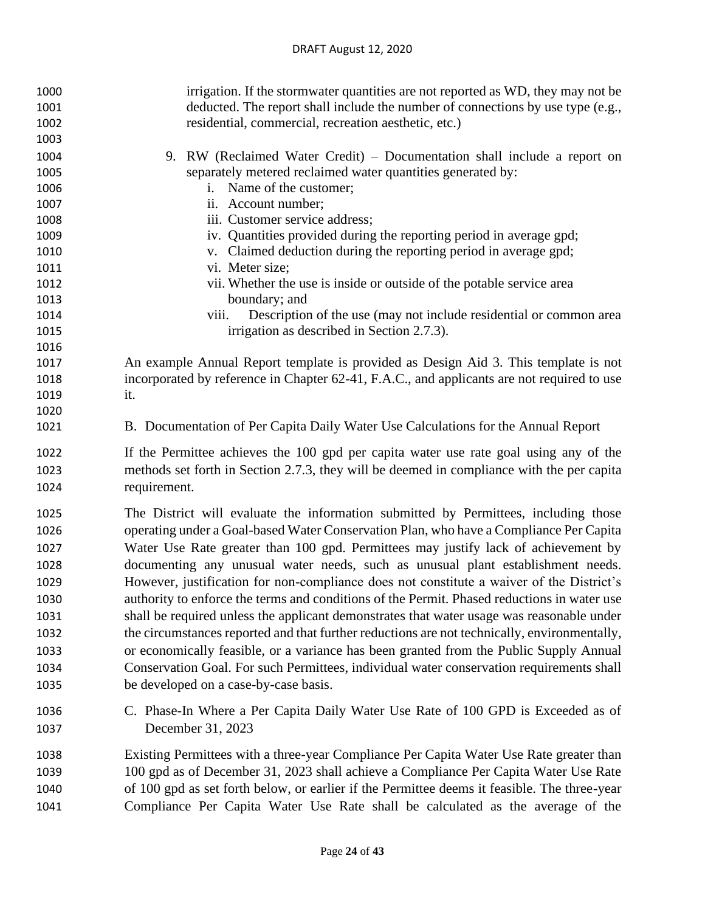irrigation. If the stormwater quantities are not reported as WD, they may not be deducted. The report shall include the number of connections by use type (e.g., residential, commercial, recreation aesthetic, etc.)

9. RW (Reclaimed Water Credit) – Documentation shall include a report on separately metered reclaimed water quantities generated by:
   i. Name of the customer;
   ii. Account number;
   iii. Customer service address;
   iv. Quantities provided during the reporting period in average gpd;
   v. Claimed deduction during the reporting period in average gpd;
   vi. Meter size;
   vii. Whether the use is inside or outside of the potable service area boundary; and
   viii. Description of the use (may not include residential or common area irrigation as described in Section 2.7.3).

An example Annual Report template is provided as Design Aid 3. This template is not incorporated by reference in Chapter 62-41, F.A.C., and applicants are not required to use it.

B. Documentation of Per Capita Daily Water Use Calculations for the Annual Report

If the Permittee achieves the 100 gpd per capita water use rate goal using any of the methods set forth in Section 2.7.3, they will be deemed in compliance with the per capita requirement.

The District will evaluate the information submitted by Permittees, including those operating under a Goal-based Water Conservation Plan, who have a Compliance Per Capita Water Use Rate greater than 100 gpd. Permittees may justify lack of achievement by documenting any unusual water needs, such as unusual plant establishment needs. However, justification for non-compliance does not constitute a waiver of the District's authority to enforce the terms and conditions of the Permit. Phased reductions in water use shall be required unless the applicant demonstrates that water usage was reasonable under the circumstances reported and that further reductions are not technically, environmentally, or economically feasible, or a variance has been granted from the Public Supply Annual Conservation Goal. For such Permittees, individual water conservation requirements shall be developed on a case-by-case basis.

C. Phase-In Where a Per Capita Daily Water Use Rate of 100 GPD is Exceeded as of December 31, 2023

Existing Permittees with a three-year Compliance Per Capita Water Use Rate greater than 100 gpd as of December 31, 2023 shall achieve a Compliance Per Capita Water Use Rate of 100 gpd as set forth below, or earlier if the Permittee deems it feasible. The three-year Compliance Per Capita Water Use Rate shall be calculated as the average of the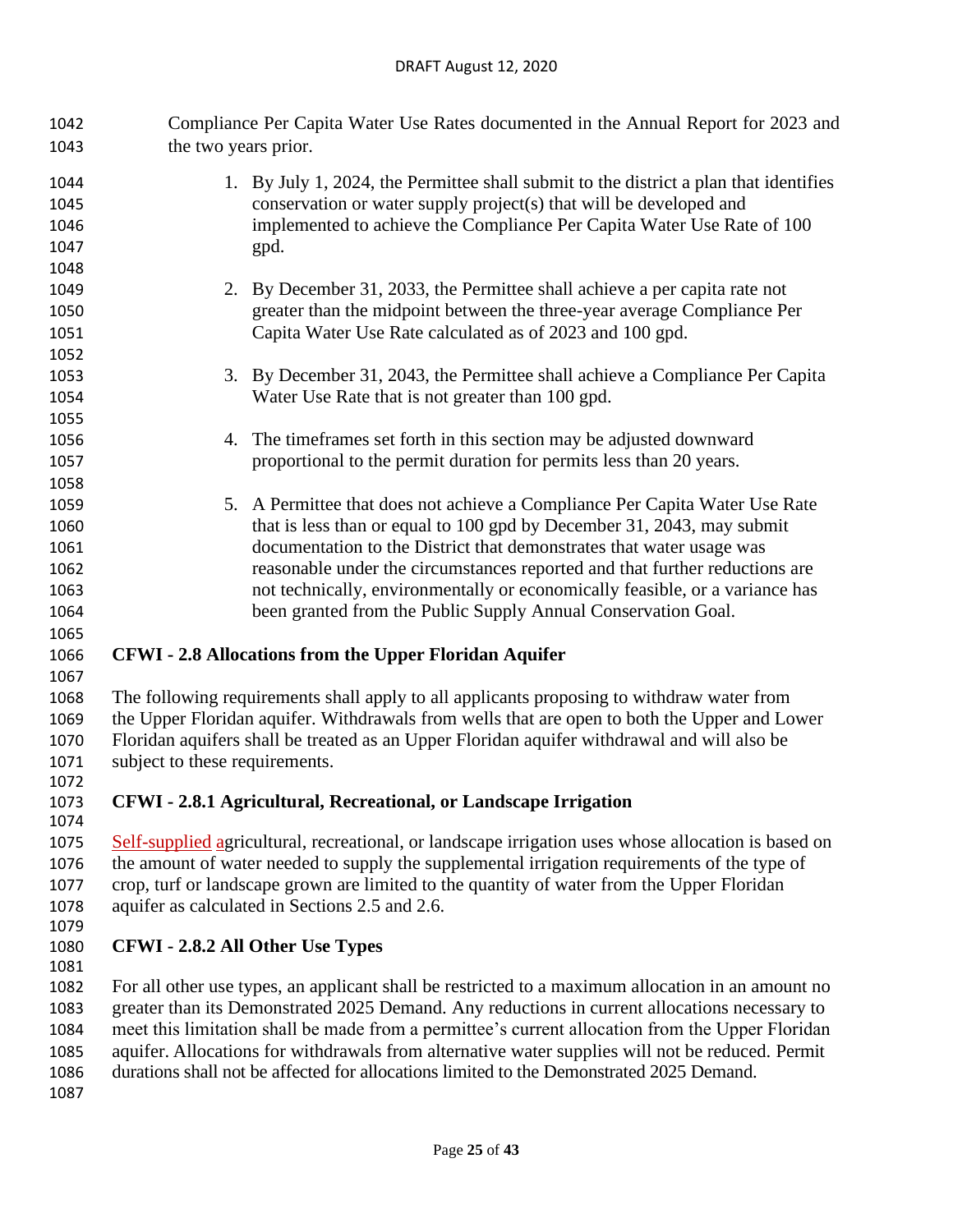Compliance Per Capita Water Use Rates documented in the Annual Report for 2023 and the two years prior.

1. By July 1, 2024, the Permittee shall submit to the district a plan that identifies conservation or water supply project(s) that will be developed and implemented to achieve the Compliance Per Capita Water Use Rate of 100 gpd.

2. By December 31, 2033, the Permittee shall achieve a per capita rate not greater than the midpoint between the three-year average Compliance Per Capita Water Use Rate calculated as of 2023 and 100 gpd.

3. By December 31, 2043, the Permittee shall achieve a Compliance Per Capita Water Use Rate that is not greater than 100 gpd.

4. The timeframes set forth in this section may be adjusted downward proportional to the permit duration for permits less than 20 years.

5. A Permittee that does not achieve a Compliance Per Capita Water Use Rate that is less than or equal to 100 gpd by December 31, 2043, may submit documentation to the District that demonstrates that water usage was reasonable under the circumstances reported and that further reductions are not technically, environmentally or economically feasible, or a variance has been granted from the Public Supply Annual Conservation Goal.

## CFWI - 2.8 Allocations from the Upper Floridan Aquifer

The following requirements shall apply to all applicants proposing to withdraw water from the Upper Floridan aquifer. Withdrawals from wells that are open to both the Upper and Lower Floridan aquifers shall be treated as an Upper Floridan aquifer withdrawal and will also be subject to these requirements.

### CFWI - 2.8.1 Agricultural, Recreational, or Landscape Irrigation

Self-supplied agricultural, recreational, or landscape irrigation uses whose allocation is based on the amount of water needed to supply the supplemental irrigation requirements of the type of crop, turf or landscape grown are limited to the quantity of water from the Upper Floridan aquifer as calculated in Sections 2.5 and 2.6.

### CFWI - 2.8.2 All Other Use Types

For all other use types, an applicant shall be restricted to a maximum allocation in an amount no greater than its Demonstrated 2025 Demand. Any reductions in current allocations necessary to meet this limitation shall be made from a permittee's current allocation from the Upper Floridan aquifer. Allocations for withdrawals from alternative water supplies will not be reduced. Permit durations shall not be affected for allocations limited to the Demonstrated 2025 Demand.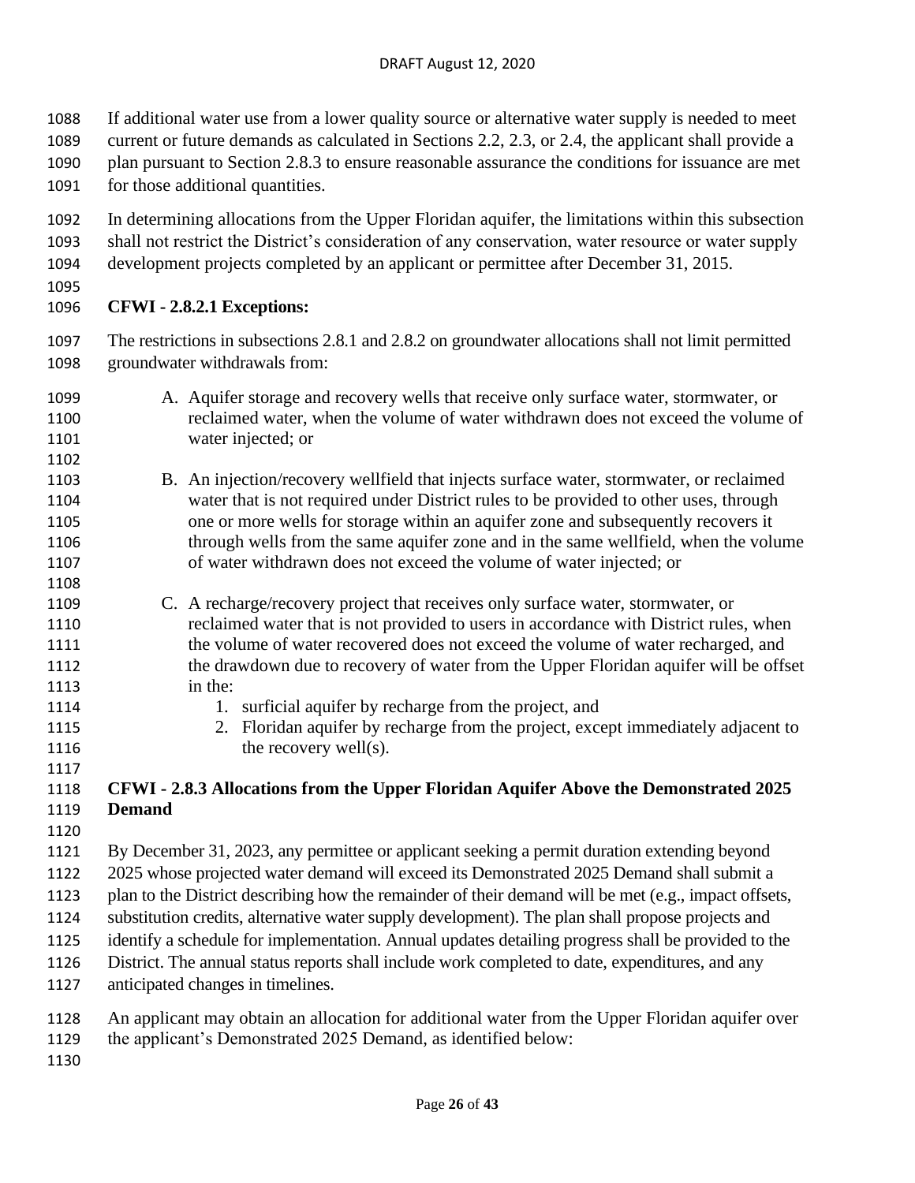If additional water use from a lower quality source or alternative water supply is needed to meet current or future demands as calculated in Sections 2.2, 2.3, or 2.4, the applicant shall provide a plan pursuant to Section 2.8.3 to ensure reasonable assurance the conditions for issuance are met for those additional quantities.

In determining allocations from the Upper Floridan aquifer, the limitations within this subsection shall not restrict the District's consideration of any conservation, water resource or water supply development projects completed by an applicant or permittee after December 31, 2015.

**CFWI - 2.8.2.1 Exceptions:**

The restrictions in subsections 2.8.1 and 2.8.2 on groundwater allocations shall not limit permitted groundwater withdrawals from:

A. Aquifer storage and recovery wells that receive only surface water, stormwater, or reclaimed water, when the volume of water withdrawn does not exceed the volume of water injected; or

B. An injection/recovery wellfield that injects surface water, stormwater, or reclaimed water that is not required under District rules to be provided to other uses, through one or more wells for storage within an aquifer zone and subsequently recovers it through wells from the same aquifer zone and in the same wellfield, when the volume of water withdrawn does not exceed the volume of water injected; or

C. A recharge/recovery project that receives only surface water, stormwater, or reclaimed water that is not provided to users in accordance with District rules, when the volume of water recovered does not exceed the volume of water recharged, and the drawdown due to recovery of water from the Upper Floridan aquifer will be offset in the:
   1. surficial aquifer by recharge from the project, and
   2. Floridan aquifer by recharge from the project, except immediately adjacent to the recovery well(s).

**CFWI - 2.8.3 Allocations from the Upper Floridan Aquifer Above the Demonstrated 2025 Demand**

By December 31, 2023, any permittee or applicant seeking a permit duration extending beyond 2025 whose projected water demand will exceed its Demonstrated 2025 Demand shall submit a plan to the District describing how the remainder of their demand will be met (e.g., impact offsets, substitution credits, alternative water supply development). The plan shall propose projects and identify a schedule for implementation. Annual updates detailing progress shall be provided to the District. The annual status reports shall include work completed to date, expenditures, and any anticipated changes in timelines.

An applicant may obtain an allocation for additional water from the Upper Floridan aquifer over the applicant's Demonstrated 2025 Demand, as identified below: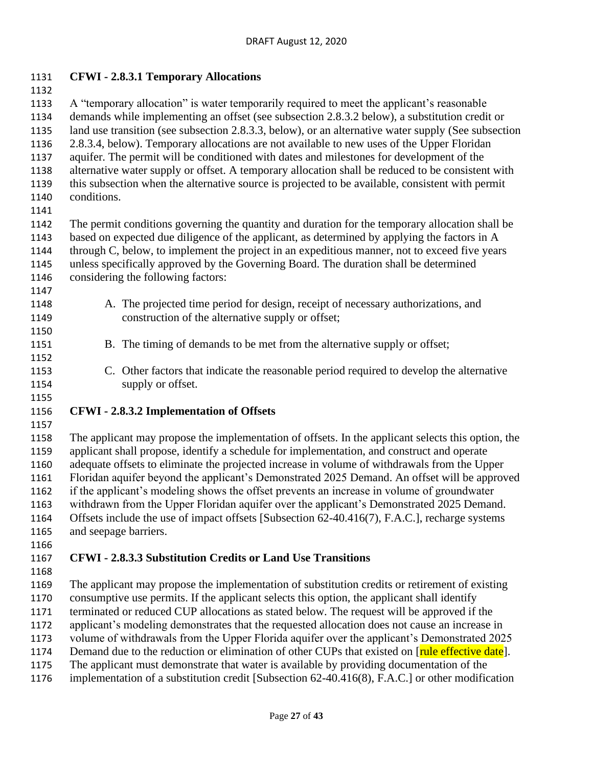### CFWI - 2.8.3.1 Temporary Allocations

A "temporary allocation" is water temporarily required to meet the applicant's reasonable demands while implementing an offset (see subsection 2.8.3.2 below), a substitution credit or land use transition (see subsection 2.8.3.3, below), or an alternative water supply (See subsection 2.8.3.4, below). Temporary allocations are not available to new uses of the Upper Floridan aquifer. The permit will be conditioned with dates and milestones for development of the alternative water supply or offset. A temporary allocation shall be reduced to be consistent with this subsection when the alternative source is projected to be available, consistent with permit conditions.

The permit conditions governing the quantity and duration for the temporary allocation shall be based on expected due diligence of the applicant, as determined by applying the factors in A through C, below, to implement the project in an expeditious manner, not to exceed five years unless specifically approved by the Governing Board. The duration shall be determined considering the following factors:

A. The projected time period for design, receipt of necessary authorizations, and construction of the alternative supply or offset;

B. The timing of demands to be met from the alternative supply or offset;

C. Other factors that indicate the reasonable period required to develop the alternative supply or offset.

### CFWI - 2.8.3.2 Implementation of Offsets

The applicant may propose the implementation of offsets. In the applicant selects this option, the applicant shall propose, identify a schedule for implementation, and construct and operate adequate offsets to eliminate the projected increase in volume of withdrawals from the Upper Floridan aquifer beyond the applicant's Demonstrated 2025 Demand. An offset will be approved if the applicant's modeling shows the offset prevents an increase in volume of groundwater withdrawn from the Upper Floridan aquifer over the applicant's Demonstrated 2025 Demand. Offsets include the use of impact offsets [Subsection 62-40.416(7), F.A.C.], recharge systems and seepage barriers.

### CFWI - 2.8.3.3 Substitution Credits or Land Use Transitions

The applicant may propose the implementation of substitution credits or retirement of existing consumptive use permits. If the applicant selects this option, the applicant shall identify terminated or reduced CUP allocations as stated below. The request will be approved if the applicant's modeling demonstrates that the requested allocation does not cause an increase in volume of withdrawals from the Upper Florida aquifer over the applicant's Demonstrated 2025 Demand due to the reduction or elimination of other CUPs that existed on [rule effective date]. The applicant must demonstrate that water is available by providing documentation of the implementation of a substitution credit [Subsection 62-40.416(8), F.A.C.] or other modification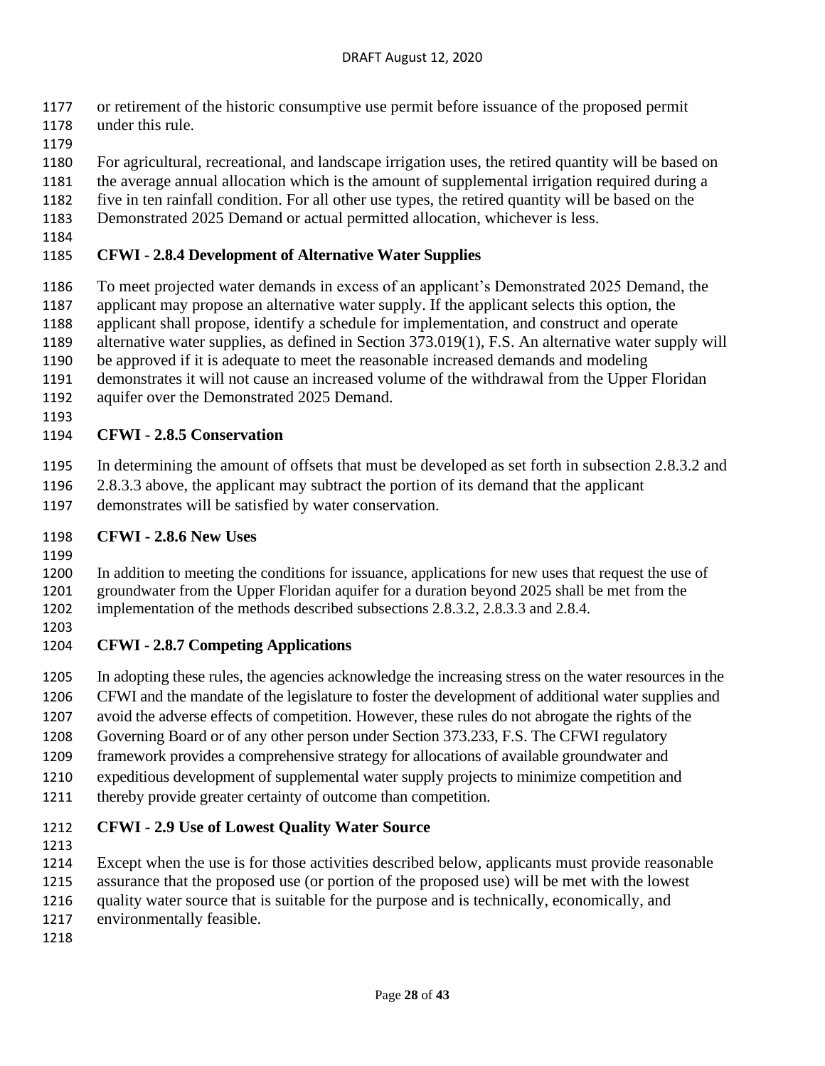or retirement of the historic consumptive use permit before issuance of the proposed permit under this rule.

For agricultural, recreational, and landscape irrigation uses, the retired quantity will be based on the average annual allocation which is the amount of supplemental irrigation required during a five in ten rainfall condition. For all other use types, the retired quantity will be based on the Demonstrated 2025 Demand or actual permitted allocation, whichever is less.

## CFWI - 2.8.4 Development of Alternative Water Supplies

To meet projected water demands in excess of an applicant's Demonstrated 2025 Demand, the applicant may propose an alternative water supply. If the applicant selects this option, the applicant shall propose, identify a schedule for implementation, and construct and operate alternative water supplies, as defined in Section 373.019(1), F.S. An alternative water supply will be approved if it is adequate to meet the reasonable increased demands and modeling demonstrates it will not cause an increased volume of the withdrawal from the Upper Floridan aquifer over the Demonstrated 2025 Demand.

## CFWI - 2.8.5 Conservation

In determining the amount of offsets that must be developed as set forth in subsection 2.8.3.2 and 2.8.3.3 above, the applicant may subtract the portion of its demand that the applicant demonstrates will be satisfied by water conservation.

## CFWI - 2.8.6 New Uses

In addition to meeting the conditions for issuance, applications for new uses that request the use of groundwater from the Upper Floridan aquifer for a duration beyond 2025 shall be met from the implementation of the methods described subsections 2.8.3.2, 2.8.3.3 and 2.8.4.

## CFWI - 2.8.7 Competing Applications

In adopting these rules, the agencies acknowledge the increasing stress on the water resources in the CFWI and the mandate of the legislature to foster the development of additional water supplies and avoid the adverse effects of competition. However, these rules do not abrogate the rights of the Governing Board or of any other person under Section 373.233, F.S. The CFWI regulatory framework provides a comprehensive strategy for allocations of available groundwater and expeditious development of supplemental water supply projects to minimize competition and thereby provide greater certainty of outcome than competition.

## CFWI - 2.9 Use of Lowest Quality Water Source

Except when the use is for those activities described below, applicants must provide reasonable assurance that the proposed use (or portion of the proposed use) will be met with the lowest quality water source that is suitable for the purpose and is technically, economically, and environmentally feasible.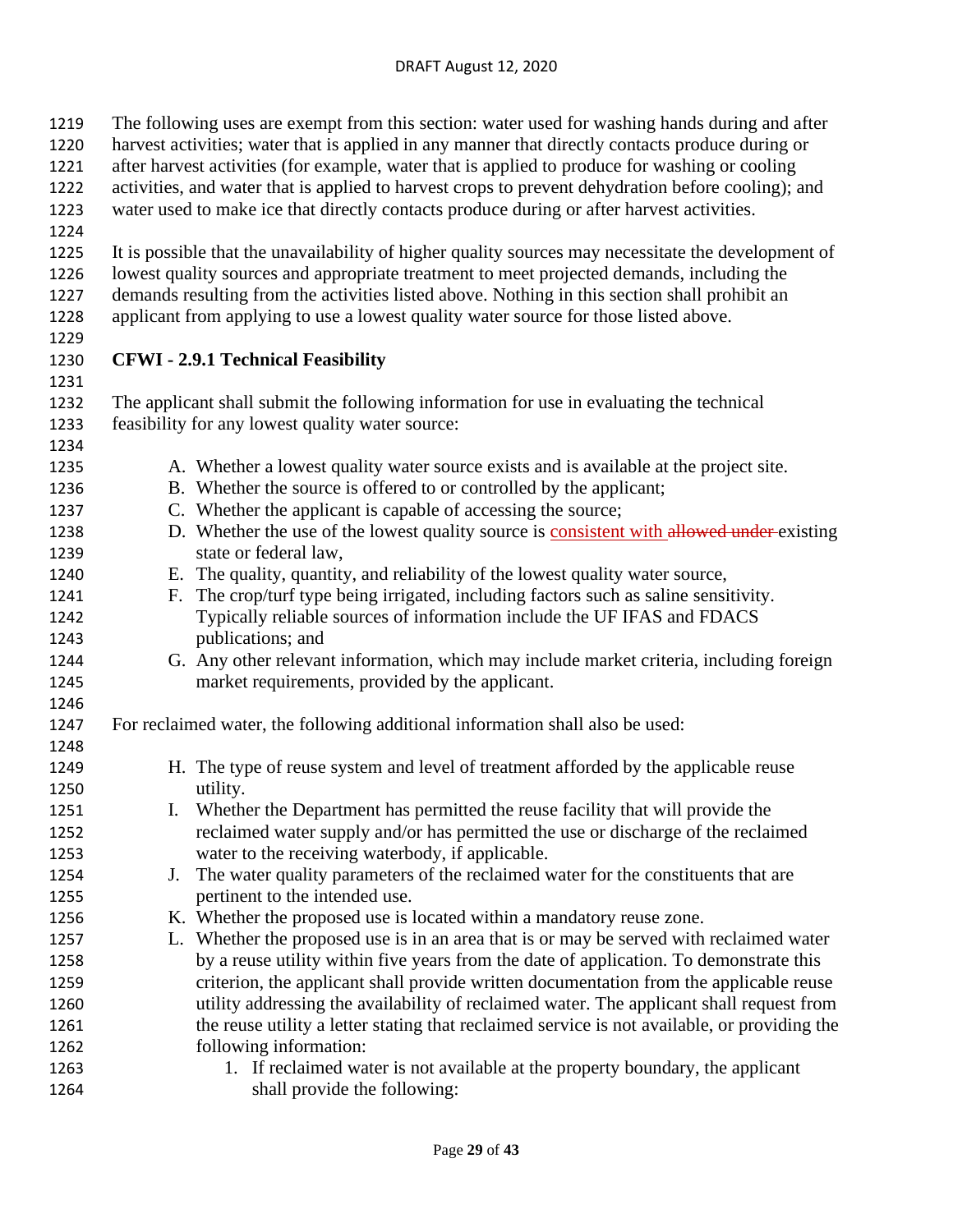The following uses are exempt from this section: water used for washing hands during and after harvest activities; water that is applied in any manner that directly contacts produce during or after harvest activities (for example, water that is applied to produce for washing or cooling activities, and water that is applied to harvest crops to prevent dehydration before cooling); and water used to make ice that directly contacts produce during or after harvest activities.

It is possible that the unavailability of higher quality sources may necessitate the development of lowest quality sources and appropriate treatment to meet projected demands, including the demands resulting from the activities listed above. Nothing in this section shall prohibit an applicant from applying to use a lowest quality water source for those listed above.

**CFWI - 2.9.1 Technical Feasibility**

The applicant shall submit the following information for use in evaluating the technical feasibility for any lowest quality water source:

A. Whether a lowest quality water source exists and is available at the project site.
B. Whether the source is offered to or controlled by the applicant;
C. Whether the applicant is capable of accessing the source;
D. Whether the use of the lowest quality source is <u>consistent with</u> ~~allowed under~~ existing state or federal law,
E. The quality, quantity, and reliability of the lowest quality water source,
F. The crop/turf type being irrigated, including factors such as saline sensitivity. Typically reliable sources of information include the UF IFAS and FDACS publications; and
G. Any other relevant information, which may include market criteria, including foreign market requirements, provided by the applicant.

For reclaimed water, the following additional information shall also be used:

H. The type of reuse system and level of treatment afforded by the applicable reuse utility.
I. Whether the Department has permitted the reuse facility that will provide the reclaimed water supply and/or has permitted the use or discharge of the reclaimed water to the receiving waterbody, if applicable.
J. The water quality parameters of the reclaimed water for the constituents that are pertinent to the intended use.
K. Whether the proposed use is located within a mandatory reuse zone.
L. Whether the proposed use is in an area that is or may be served with reclaimed water by a reuse utility within five years from the date of application. To demonstrate this criterion, the applicant shall provide written documentation from the applicable reuse utility addressing the availability of reclaimed water. The applicant shall request from the reuse utility a letter stating that reclaimed service is not available, or providing the following information:
    1. If reclaimed water is not available at the property boundary, the applicant shall provide the following: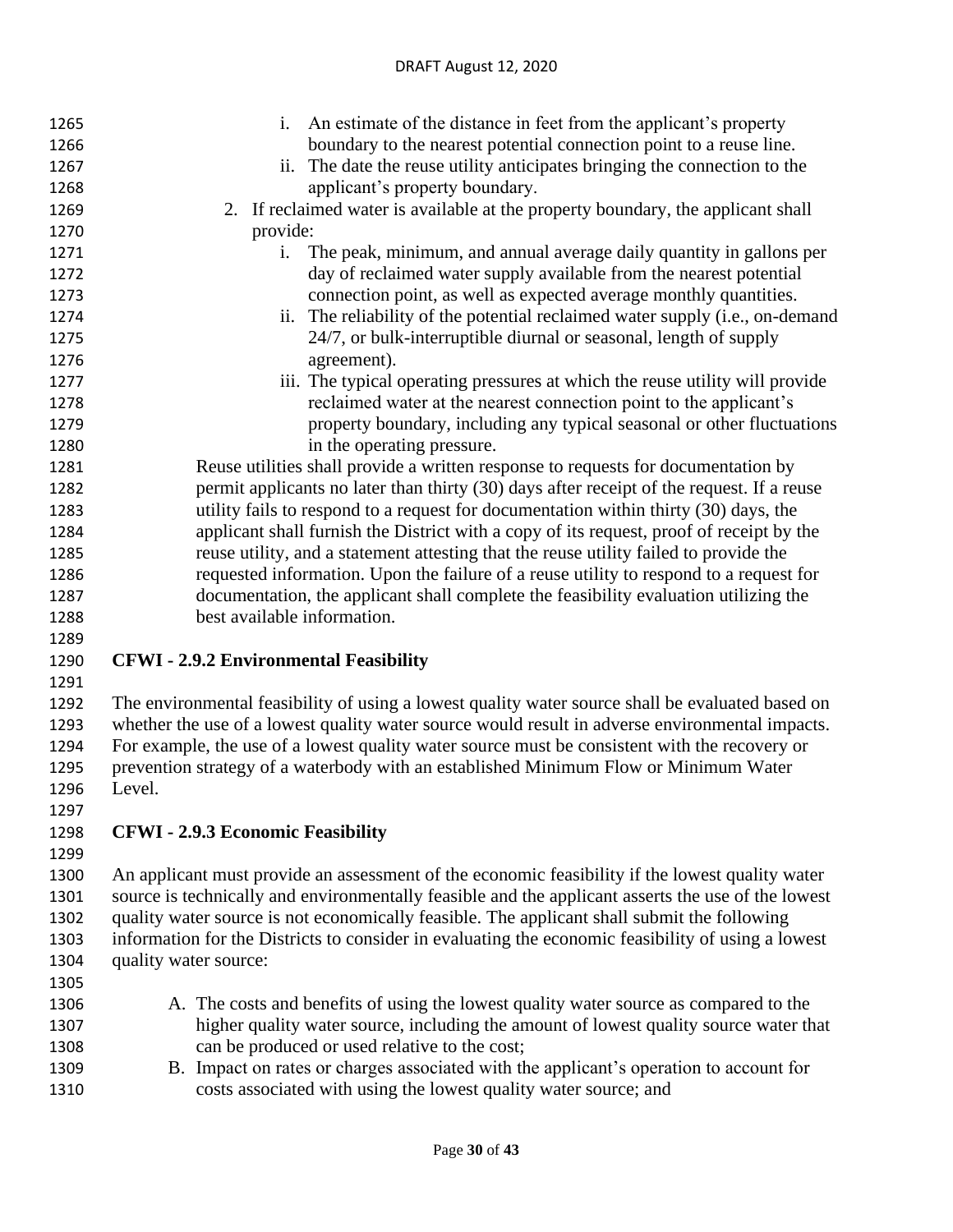i. An estimate of the distance in feet from the applicant's property boundary to the nearest potential connection point to a reuse line.
ii. The date the reuse utility anticipates bringing the connection to the applicant's property boundary.

2. If reclaimed water is available at the property boundary, the applicant shall provide:
   i. The peak, minimum, and annual average daily quantity in gallons per day of reclaimed water supply available from the nearest potential connection point, as well as expected average monthly quantities.
   ii. The reliability of the potential reclaimed water supply (i.e., on-demand 24/7, or bulk-interruptible diurnal or seasonal, length of supply agreement).
   iii. The typical operating pressures at which the reuse utility will provide reclaimed water at the nearest connection point to the applicant's property boundary, including any typical seasonal or other fluctuations in the operating pressure.

Reuse utilities shall provide a written response to requests for documentation by permit applicants no later than thirty (30) days after receipt of the request. If a reuse utility fails to respond to a request for documentation within thirty (30) days, the applicant shall furnish the District with a copy of its request, proof of receipt by the reuse utility, and a statement attesting that the reuse utility failed to provide the requested information. Upon the failure of a reuse utility to respond to a request for documentation, the applicant shall complete the feasibility evaluation utilizing the best available information.

## CFWI - 2.9.2 Environmental Feasibility

The environmental feasibility of using a lowest quality water source shall be evaluated based on whether the use of a lowest quality water source would result in adverse environmental impacts. For example, the use of a lowest quality water source must be consistent with the recovery or prevention strategy of a waterbody with an established Minimum Flow or Minimum Water Level.

## CFWI - 2.9.3 Economic Feasibility

An applicant must provide an assessment of the economic feasibility if the lowest quality water source is technically and environmentally feasible and the applicant asserts the use of the lowest quality water source is not economically feasible. The applicant shall submit the following information for the Districts to consider in evaluating the economic feasibility of using a lowest quality water source:

A. The costs and benefits of using the lowest quality water source as compared to the higher quality water source, including the amount of lowest quality source water that can be produced or used relative to the cost;
B. Impact on rates or charges associated with the applicant's operation to account for costs associated with using the lowest quality water source; and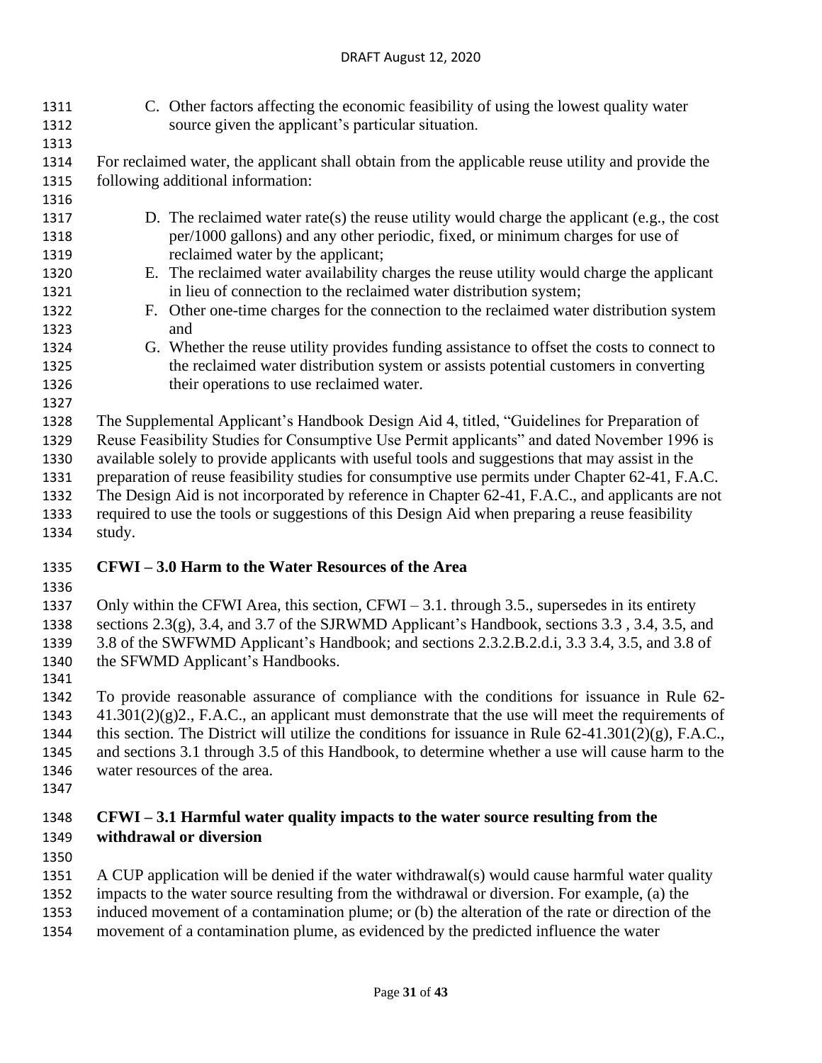C. Other factors affecting the economic feasibility of using the lowest quality water source given the applicant's particular situation.

For reclaimed water, the applicant shall obtain from the applicable reuse utility and provide the following additional information:

D. The reclaimed water rate(s) the reuse utility would charge the applicant (e.g., the cost per/1000 gallons) and any other periodic, fixed, or minimum charges for use of reclaimed water by the applicant;
E. The reclaimed water availability charges the reuse utility would charge the applicant in lieu of connection to the reclaimed water distribution system;
F. Other one-time charges for the connection to the reclaimed water distribution system and
G. Whether the reuse utility provides funding assistance to offset the costs to connect to the reclaimed water distribution system or assists potential customers in converting their operations to use reclaimed water.

The Supplemental Applicant's Handbook Design Aid 4, titled, "Guidelines for Preparation of Reuse Feasibility Studies for Consumptive Use Permit applicants" and dated November 1996 is available solely to provide applicants with useful tools and suggestions that may assist in the preparation of reuse feasibility studies for consumptive use permits under Chapter 62-41, F.A.C. The Design Aid is not incorporated by reference in Chapter 62-41, F.A.C., and applicants are not required to use the tools or suggestions of this Design Aid when preparing a reuse feasibility study.

## CFWI – 3.0 Harm to the Water Resources of the Area

Only within the CFWI Area, this section, CFWI – 3.1. through 3.5., supersedes in its entirety sections 2.3(g), 3.4, and 3.7 of the SJRWMD Applicant's Handbook, sections 3.3 , 3.4, 3.5, and 3.8 of the SWFWMD Applicant's Handbook; and sections 2.3.2.B.2.d.i, 3.3 3.4, 3.5, and 3.8 of the SFWMD Applicant's Handbooks.

To provide reasonable assurance of compliance with the conditions for issuance in Rule 62-41.301(2)(g)2., F.A.C., an applicant must demonstrate that the use will meet the requirements of this section. The District will utilize the conditions for issuance in Rule 62-41.301(2)(g), F.A.C., and sections 3.1 through 3.5 of this Handbook, to determine whether a use will cause harm to the water resources of the area.

### CFWI – 3.1 Harmful water quality impacts to the water source resulting from the withdrawal or diversion

A CUP application will be denied if the water withdrawal(s) would cause harmful water quality impacts to the water source resulting from the withdrawal or diversion. For example, (a) the induced movement of a contamination plume; or (b) the alteration of the rate or direction of the movement of a contamination plume, as evidenced by the predicted influence the water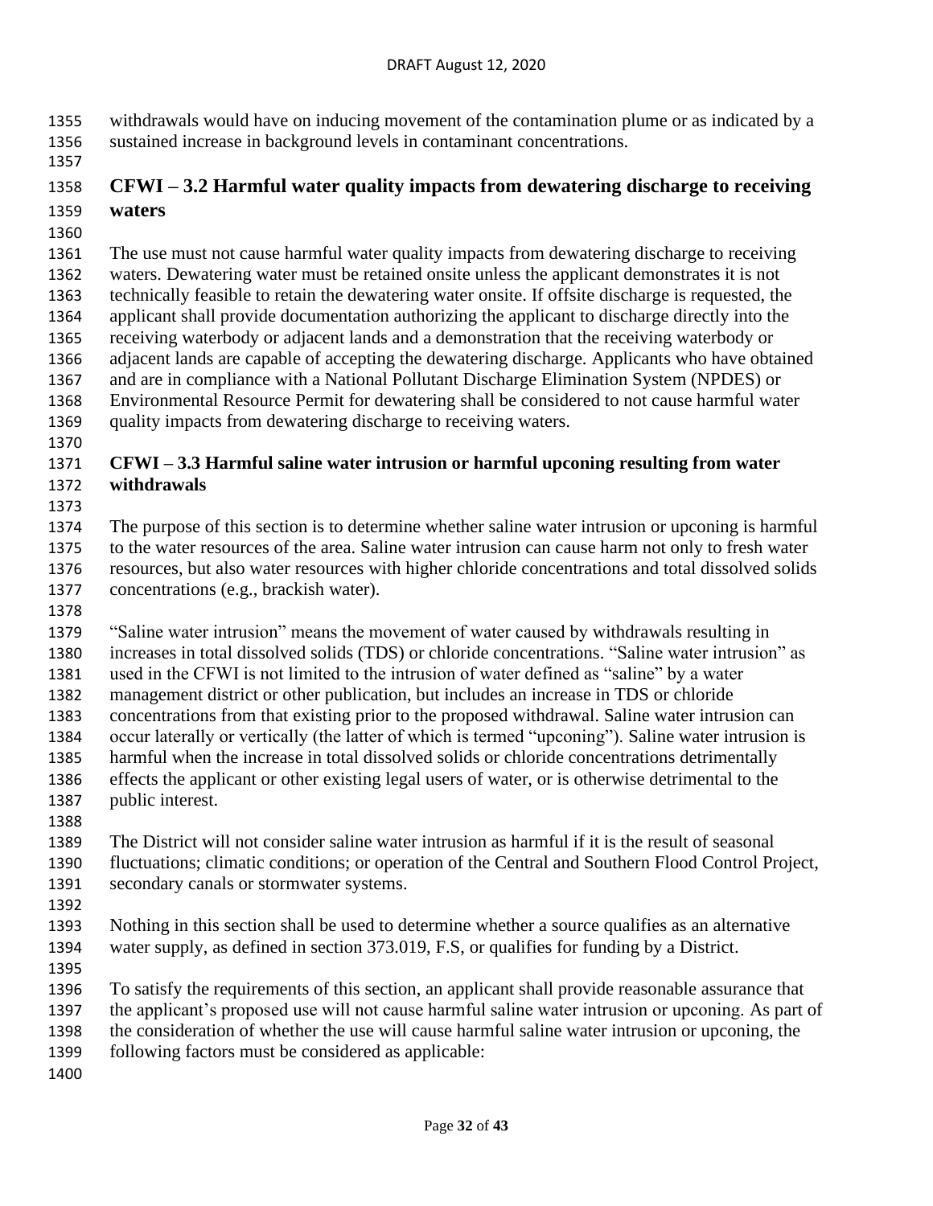withdrawals would have on inducing movement of the contamination plume or as indicated by a sustained increase in background levels in contaminant concentrations.

### CFWI – 3.2 Harmful water quality impacts from dewatering discharge to receiving waters

The use must not cause harmful water quality impacts from dewatering discharge to receiving waters. Dewatering water must be retained onsite unless the applicant demonstrates it is not technically feasible to retain the dewatering water onsite. If offsite discharge is requested, the applicant shall provide documentation authorizing the applicant to discharge directly into the receiving waterbody or adjacent lands and a demonstration that the receiving waterbody or adjacent lands are capable of accepting the dewatering discharge. Applicants who have obtained and are in compliance with a National Pollutant Discharge Elimination System (NPDES) or Environmental Resource Permit for dewatering shall be considered to not cause harmful water quality impacts from dewatering discharge to receiving waters.

### CFWI – 3.3 Harmful saline water intrusion or harmful upconing resulting from water withdrawals

The purpose of this section is to determine whether saline water intrusion or upconing is harmful to the water resources of the area. Saline water intrusion can cause harm not only to fresh water resources, but also water resources with higher chloride concentrations and total dissolved solids concentrations (e.g., brackish water).

"Saline water intrusion" means the movement of water caused by withdrawals resulting in increases in total dissolved solids (TDS) or chloride concentrations. "Saline water intrusion" as used in the CFWI is not limited to the intrusion of water defined as "saline" by a water management district or other publication, but includes an increase in TDS or chloride concentrations from that existing prior to the proposed withdrawal. Saline water intrusion can occur laterally or vertically (the latter of which is termed "upconing"). Saline water intrusion is harmful when the increase in total dissolved solids or chloride concentrations detrimentally effects the applicant or other existing legal users of water, or is otherwise detrimental to the public interest.

The District will not consider saline water intrusion as harmful if it is the result of seasonal fluctuations; climatic conditions; or operation of the Central and Southern Flood Control Project, secondary canals or stormwater systems.

Nothing in this section shall be used to determine whether a source qualifies as an alternative water supply, as defined in section 373.019, F.S, or qualifies for funding by a District.

To satisfy the requirements of this section, an applicant shall provide reasonable assurance that the applicant's proposed use will not cause harmful saline water intrusion or upconing. As part of the consideration of whether the use will cause harmful saline water intrusion or upconing, the following factors must be considered as applicable: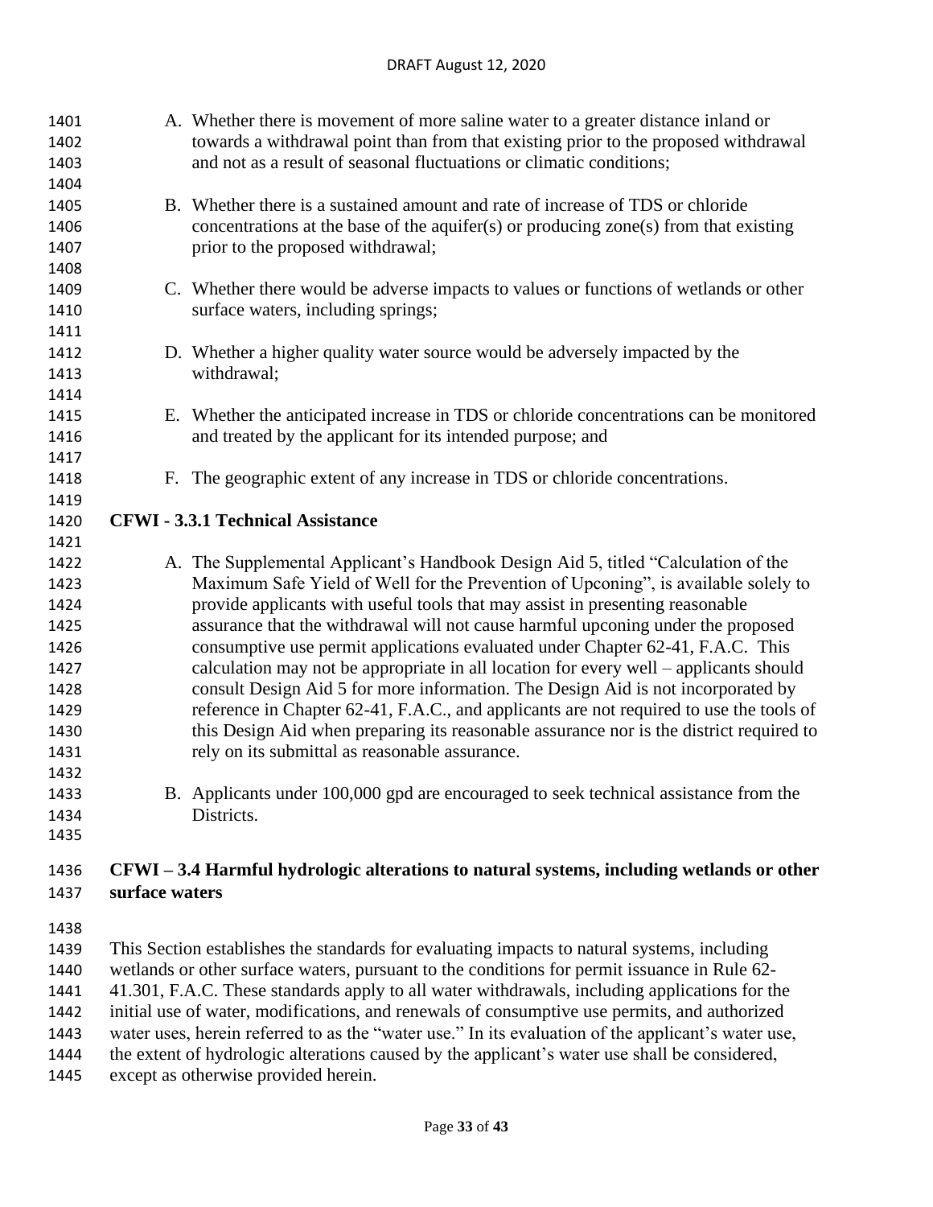A. Whether there is movement of more saline water to a greater distance inland or towards a withdrawal point than from that existing prior to the proposed withdrawal and not as a result of seasonal fluctuations or climatic conditions;

B. Whether there is a sustained amount and rate of increase of TDS or chloride concentrations at the base of the aquifer(s) or producing zone(s) from that existing prior to the proposed withdrawal;

C. Whether there would be adverse impacts to values or functions of wetlands or other surface waters, including springs;

D. Whether a higher quality water source would be adversely impacted by the withdrawal;

E. Whether the anticipated increase in TDS or chloride concentrations can be monitored and treated by the applicant for its intended purpose; and

F. The geographic extent of any increase in TDS or chloride concentrations.

**CFWI - 3.3.1 Technical Assistance**

A. The Supplemental Applicant's Handbook Design Aid 5, titled "Calculation of the Maximum Safe Yield of Well for the Prevention of Upconing", is available solely to provide applicants with useful tools that may assist in presenting reasonable assurance that the withdrawal will not cause harmful upconing under the proposed consumptive use permit applications evaluated under Chapter 62-41, F.A.C. This calculation may not be appropriate in all location for every well – applicants should consult Design Aid 5 for more information. The Design Aid is not incorporated by reference in Chapter 62-41, F.A.C., and applicants are not required to use the tools of this Design Aid when preparing its reasonable assurance nor is the district required to rely on its submittal as reasonable assurance.

B. Applicants under 100,000 gpd are encouraged to seek technical assistance from the Districts.

**CFWI – 3.4 Harmful hydrologic alterations to natural systems, including wetlands or other surface waters**

This Section establishes the standards for evaluating impacts to natural systems, including wetlands or other surface waters, pursuant to the conditions for permit issuance in Rule 62-41.301, F.A.C. These standards apply to all water withdrawals, including applications for the initial use of water, modifications, and renewals of consumptive use permits, and authorized water uses, herein referred to as the "water use." In its evaluation of the applicant's water use, the extent of hydrologic alterations caused by the applicant's water use shall be considered, except as otherwise provided herein.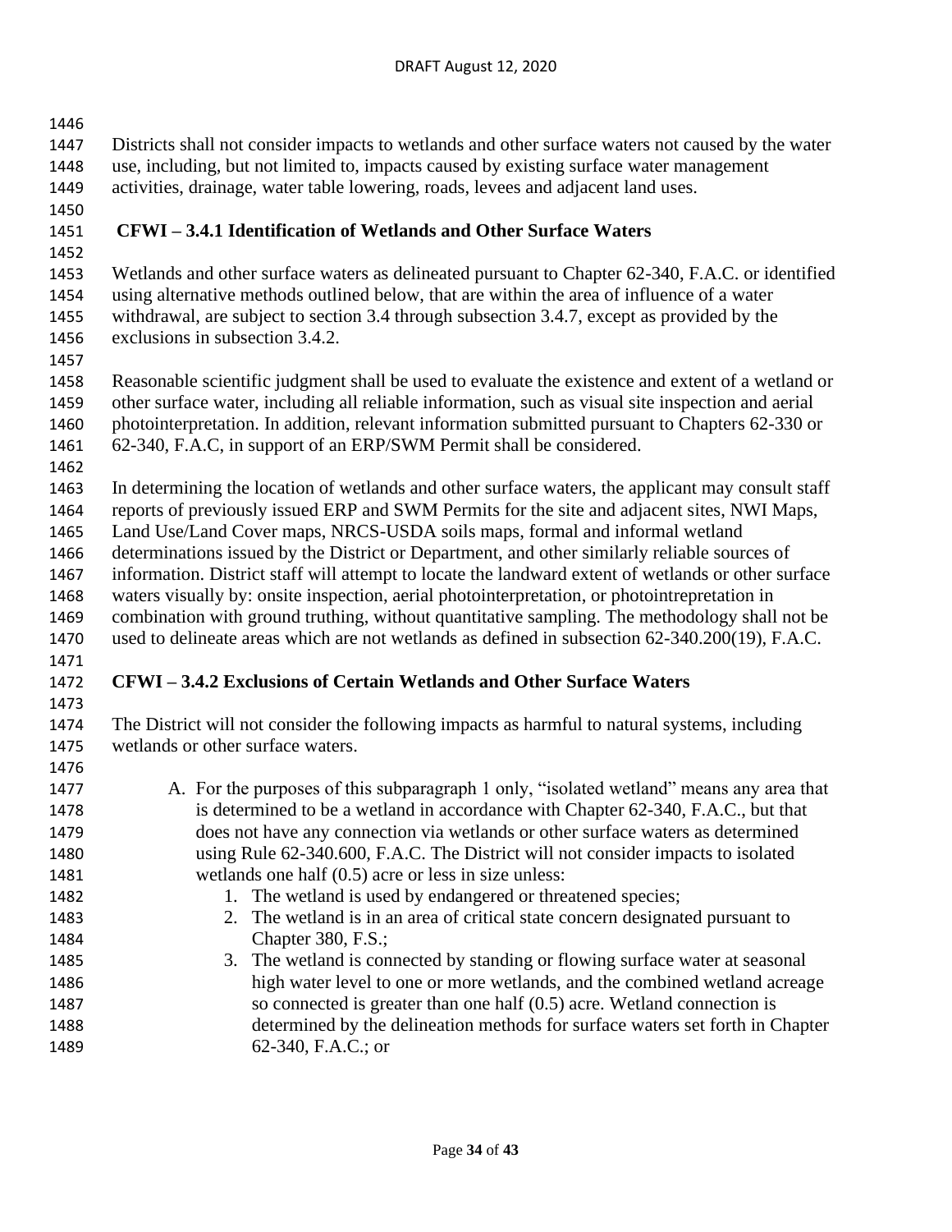Districts shall not consider impacts to wetlands and other surface waters not caused by the water use, including, but not limited to, impacts caused by existing surface water management activities, drainage, water table lowering, roads, levees and adjacent land uses.

### CFWI – 3.4.1 Identification of Wetlands and Other Surface Waters

Wetlands and other surface waters as delineated pursuant to Chapter 62-340, F.A.C. or identified using alternative methods outlined below, that are within the area of influence of a water withdrawal, are subject to section 3.4 through subsection 3.4.7, except as provided by the exclusions in subsection 3.4.2.

Reasonable scientific judgment shall be used to evaluate the existence and extent of a wetland or other surface water, including all reliable information, such as visual site inspection and aerial photointerpretation. In addition, relevant information submitted pursuant to Chapters 62-330 or 62-340, F.A.C, in support of an ERP/SWM Permit shall be considered.

In determining the location of wetlands and other surface waters, the applicant may consult staff reports of previously issued ERP and SWM Permits for the site and adjacent sites, NWI Maps, Land Use/Land Cover maps, NRCS-USDA soils maps, formal and informal wetland determinations issued by the District or Department, and other similarly reliable sources of information. District staff will attempt to locate the landward extent of wetlands or other surface waters visually by: onsite inspection, aerial photointerpretation, or photointrepretation in combination with ground truthing, without quantitative sampling. The methodology shall not be used to delineate areas which are not wetlands as defined in subsection 62-340.200(19), F.A.C.

### CFWI – 3.4.2 Exclusions of Certain Wetlands and Other Surface Waters

The District will not consider the following impacts as harmful to natural systems, including wetlands or other surface waters.

A. For the purposes of this subparagraph 1 only, "isolated wetland" means any area that is determined to be a wetland in accordance with Chapter 62-340, F.A.C., but that does not have any connection via wetlands or other surface waters as determined using Rule 62-340.600, F.A.C. The District will not consider impacts to isolated wetlands one half (0.5) acre or less in size unless:
    1. The wetland is used by endangered or threatened species;
    2. The wetland is in an area of critical state concern designated pursuant to Chapter 380, F.S.;
    3. The wetland is connected by standing or flowing surface water at seasonal high water level to one or more wetlands, and the combined wetland acreage so connected is greater than one half (0.5) acre. Wetland connection is determined by the delineation methods for surface waters set forth in Chapter 62-340, F.A.C.; or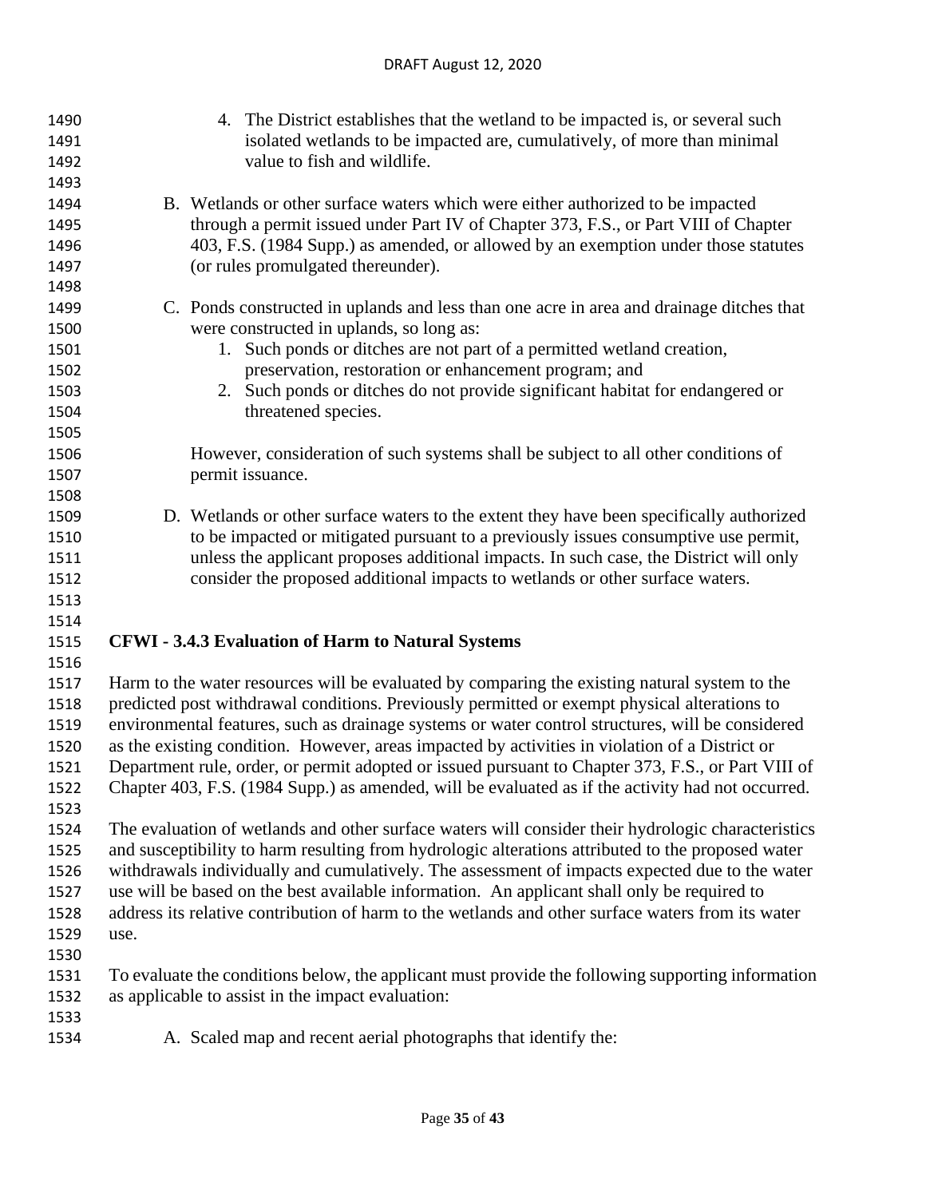4. The District establishes that the wetland to be impacted is, or several such isolated wetlands to be impacted are, cumulatively, of more than minimal value to fish and wildlife.

B. Wetlands or other surface waters which were either authorized to be impacted through a permit issued under Part IV of Chapter 373, F.S., or Part VIII of Chapter 403, F.S. (1984 Supp.) as amended, or allowed by an exemption under those statutes (or rules promulgated thereunder).

C. Ponds constructed in uplands and less than one acre in area and drainage ditches that were constructed in uplands, so long as:
   1. Such ponds or ditches are not part of a permitted wetland creation, preservation, restoration or enhancement program; and
   2. Such ponds or ditches do not provide significant habitat for endangered or threatened species.

   However, consideration of such systems shall be subject to all other conditions of permit issuance.

D. Wetlands or other surface waters to the extent they have been specifically authorized to be impacted or mitigated pursuant to a previously issues consumptive use permit, unless the applicant proposes additional impacts. In such case, the District will only consider the proposed additional impacts to wetlands or other surface waters.

## CFWI - 3.4.3 Evaluation of Harm to Natural Systems

Harm to the water resources will be evaluated by comparing the existing natural system to the predicted post withdrawal conditions. Previously permitted or exempt physical alterations to environmental features, such as drainage systems or water control structures, will be considered as the existing condition. However, areas impacted by activities in violation of a District or Department rule, order, or permit adopted or issued pursuant to Chapter 373, F.S., or Part VIII of Chapter 403, F.S. (1984 Supp.) as amended, will be evaluated as if the activity had not occurred.

The evaluation of wetlands and other surface waters will consider their hydrologic characteristics and susceptibility to harm resulting from hydrologic alterations attributed to the proposed water withdrawals individually and cumulatively. The assessment of impacts expected due to the water use will be based on the best available information. An applicant shall only be required to address its relative contribution of harm to the wetlands and other surface waters from its water use.

To evaluate the conditions below, the applicant must provide the following supporting information as applicable to assist in the impact evaluation:

A. Scaled map and recent aerial photographs that identify the: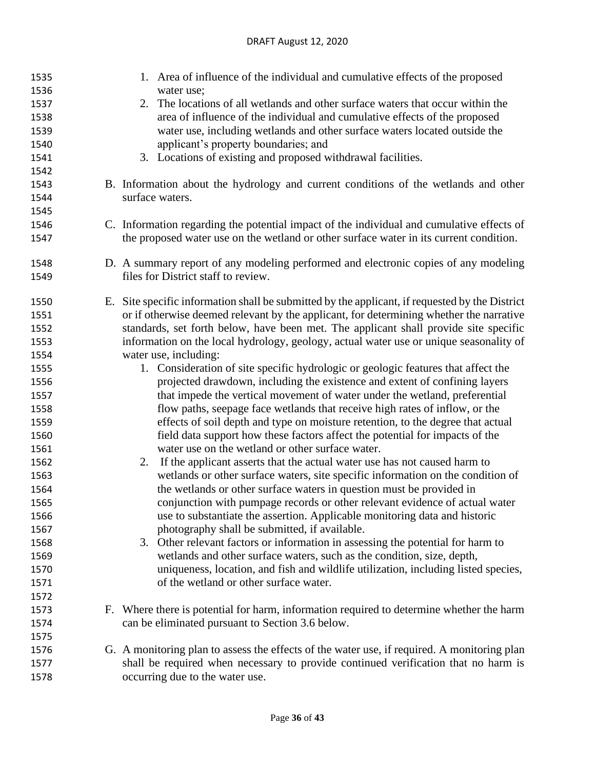1. Area of influence of the individual and cumulative effects of the proposed water use;
2. The locations of all wetlands and other surface waters that occur within the area of influence of the individual and cumulative effects of the proposed water use, including wetlands and other surface waters located outside the applicant's property boundaries; and
3. Locations of existing and proposed withdrawal facilities.

B. Information about the hydrology and current conditions of the wetlands and other surface waters.

C. Information regarding the potential impact of the individual and cumulative effects of the proposed water use on the wetland or other surface water in its current condition.

D. A summary report of any modeling performed and electronic copies of any modeling files for District staff to review.

E. Site specific information shall be submitted by the applicant, if requested by the District or if otherwise deemed relevant by the applicant, for determining whether the narrative standards, set forth below, have been met. The applicant shall provide site specific information on the local hydrology, geology, actual water use or unique seasonality of water use, including:

1. Consideration of site specific hydrologic or geologic features that affect the projected drawdown, including the existence and extent of confining layers that impede the vertical movement of water under the wetland, preferential flow paths, seepage face wetlands that receive high rates of inflow, or the effects of soil depth and type on moisture retention, to the degree that actual field data support how these factors affect the potential for impacts of the water use on the wetland or other surface water.
2. If the applicant asserts that the actual water use has not caused harm to wetlands or other surface waters, site specific information on the condition of the wetlands or other surface waters in question must be provided in conjunction with pumpage records or other relevant evidence of actual water use to substantiate the assertion. Applicable monitoring data and historic photography shall be submitted, if available.
3. Other relevant factors or information in assessing the potential for harm to wetlands and other surface waters, such as the condition, size, depth, uniqueness, location, and fish and wildlife utilization, including listed species, of the wetland or other surface water.

F. Where there is potential for harm, information required to determine whether the harm can be eliminated pursuant to Section 3.6 below.

G. A monitoring plan to assess the effects of the water use, if required. A monitoring plan shall be required when necessary to provide continued verification that no harm is occurring due to the water use.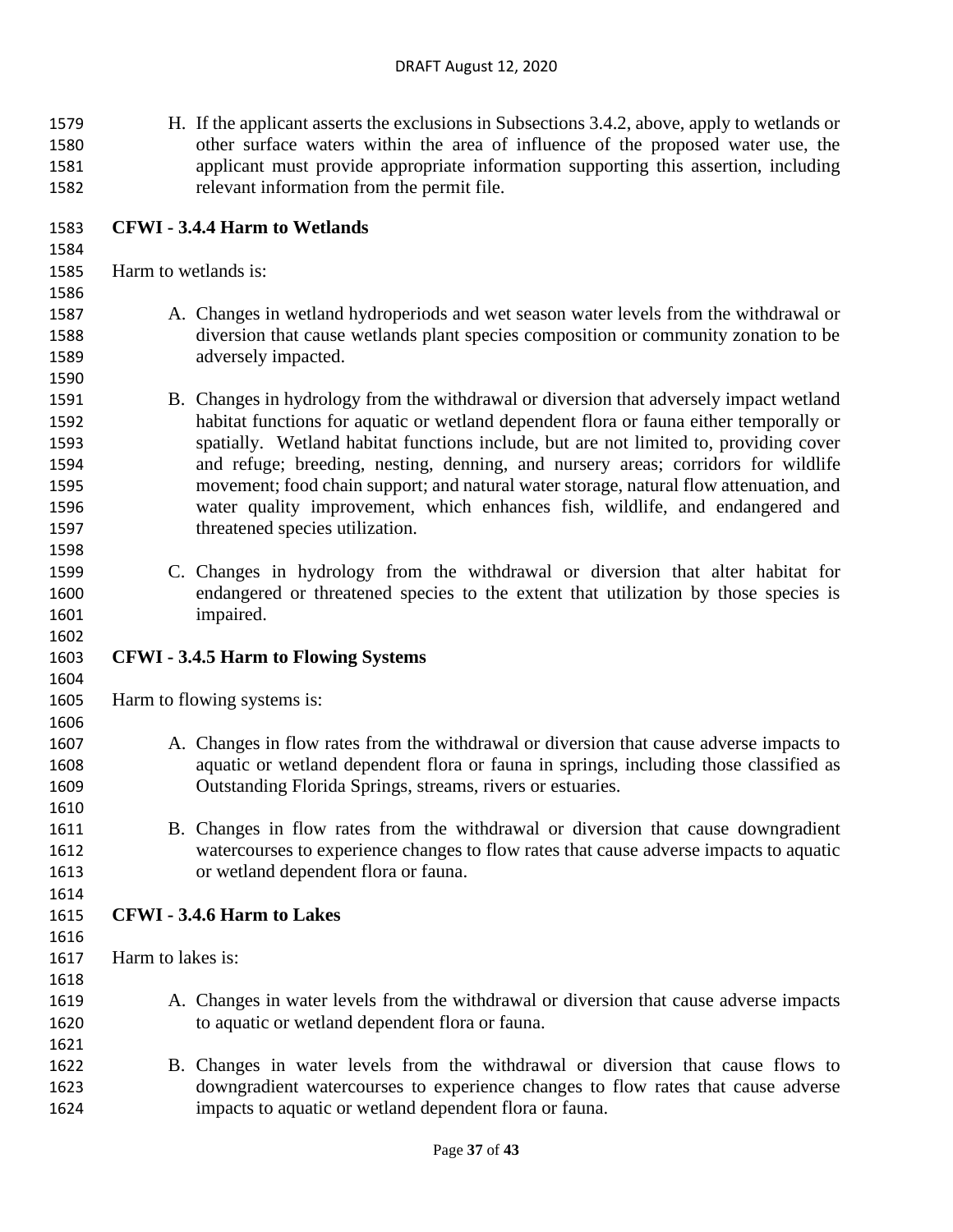H. If the applicant asserts the exclusions in Subsections 3.4.2, above, apply to wetlands or other surface waters within the area of influence of the proposed water use, the applicant must provide appropriate information supporting this assertion, including relevant information from the permit file.

### CFWI - 3.4.4 Harm to Wetlands

Harm to wetlands is:

A. Changes in wetland hydroperiods and wet season water levels from the withdrawal or diversion that cause wetlands plant species composition or community zonation to be adversely impacted.

B. Changes in hydrology from the withdrawal or diversion that adversely impact wetland habitat functions for aquatic or wetland dependent flora or fauna either temporally or spatially. Wetland habitat functions include, but are not limited to, providing cover and refuge; breeding, nesting, denning, and nursery areas; corridors for wildlife movement; food chain support; and natural water storage, natural flow attenuation, and water quality improvement, which enhances fish, wildlife, and endangered and threatened species utilization.

C. Changes in hydrology from the withdrawal or diversion that alter habitat for endangered or threatened species to the extent that utilization by those species is impaired.

### CFWI - 3.4.5 Harm to Flowing Systems

Harm to flowing systems is:

A. Changes in flow rates from the withdrawal or diversion that cause adverse impacts to aquatic or wetland dependent flora or fauna in springs, including those classified as Outstanding Florida Springs, streams, rivers or estuaries.

B. Changes in flow rates from the withdrawal or diversion that cause downgradient watercourses to experience changes to flow rates that cause adverse impacts to aquatic or wetland dependent flora or fauna.

### CFWI - 3.4.6 Harm to Lakes

Harm to lakes is:

A. Changes in water levels from the withdrawal or diversion that cause adverse impacts to aquatic or wetland dependent flora or fauna.

B. Changes in water levels from the withdrawal or diversion that cause flows to downgradient watercourses to experience changes to flow rates that cause adverse impacts to aquatic or wetland dependent flora or fauna.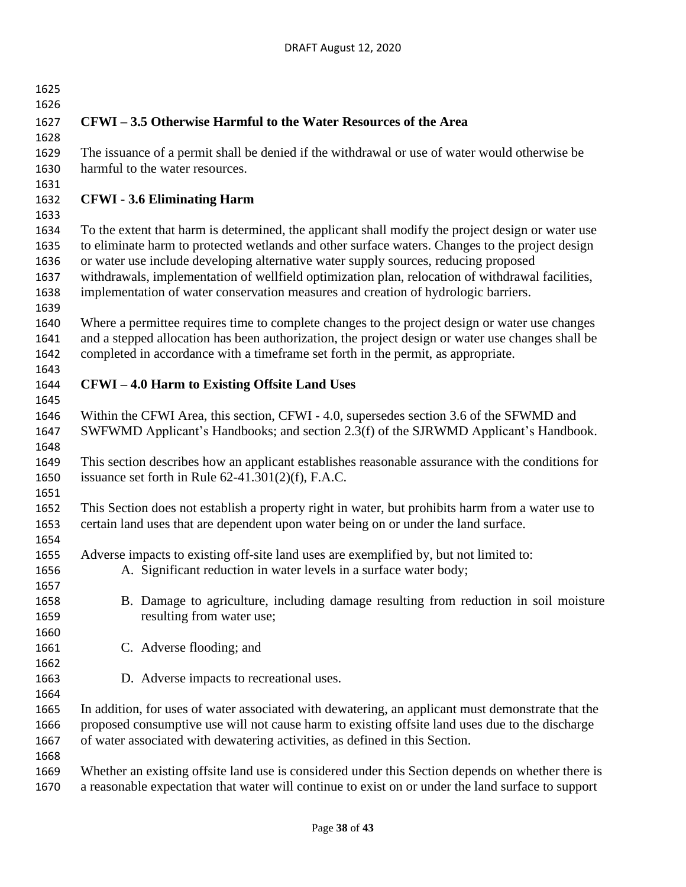## CFWI – 3.5 Otherwise Harmful to the Water Resources of the Area

The issuance of a permit shall be denied if the withdrawal or use of water would otherwise be harmful to the water resources.

## CFWI - 3.6 Eliminating Harm

To the extent that harm is determined, the applicant shall modify the project design or water use to eliminate harm to protected wetlands and other surface waters. Changes to the project design or water use include developing alternative water supply sources, reducing proposed withdrawals, implementation of wellfield optimization plan, relocation of withdrawal facilities, implementation of water conservation measures and creation of hydrologic barriers.

Where a permittee requires time to complete changes to the project design or water use changes and a stepped allocation has been authorization, the project design or water use changes shall be completed in accordance with a timeframe set forth in the permit, as appropriate.

## CFWI – 4.0 Harm to Existing Offsite Land Uses

Within the CFWI Area, this section, CFWI - 4.0, supersedes section 3.6 of the SFWMD and SWFWMD Applicant's Handbooks; and section 2.3(f) of the SJRWMD Applicant's Handbook.

This section describes how an applicant establishes reasonable assurance with the conditions for issuance set forth in Rule 62-41.301(2)(f), F.A.C.

This Section does not establish a property right in water, but prohibits harm from a water use to certain land uses that are dependent upon water being on or under the land surface.

Adverse impacts to existing off-site land uses are exemplified by, but not limited to:

A. Significant reduction in water levels in a surface water body;

B. Damage to agriculture, including damage resulting from reduction in soil moisture resulting from water use;

C. Adverse flooding; and

D. Adverse impacts to recreational uses.

In addition, for uses of water associated with dewatering, an applicant must demonstrate that the proposed consumptive use will not cause harm to existing offsite land uses due to the discharge of water associated with dewatering activities, as defined in this Section.

Whether an existing offsite land use is considered under this Section depends on whether there is a reasonable expectation that water will continue to exist on or under the land surface to support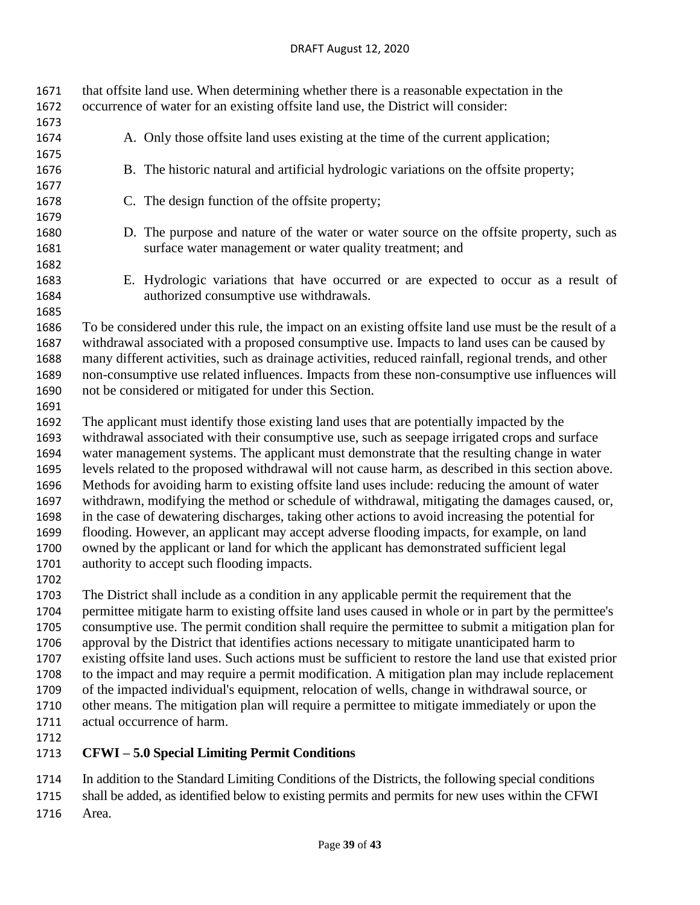that offsite land use. When determining whether there is a reasonable expectation in the occurrence of water for an existing offsite land use, the District will consider:

A. Only those offsite land uses existing at the time of the current application;

B. The historic natural and artificial hydrologic variations on the offsite property;

C. The design function of the offsite property;

D. The purpose and nature of the water or water source on the offsite property, such as surface water management or water quality treatment; and

E. Hydrologic variations that have occurred or are expected to occur as a result of authorized consumptive use withdrawals.

To be considered under this rule, the impact on an existing offsite land use must be the result of a withdrawal associated with a proposed consumptive use. Impacts to land uses can be caused by many different activities, such as drainage activities, reduced rainfall, regional trends, and other non-consumptive use related influences. Impacts from these non-consumptive use influences will not be considered or mitigated for under this Section.

The applicant must identify those existing land uses that are potentially impacted by the withdrawal associated with their consumptive use, such as seepage irrigated crops and surface water management systems. The applicant must demonstrate that the resulting change in water levels related to the proposed withdrawal will not cause harm, as described in this section above. Methods for avoiding harm to existing offsite land uses include: reducing the amount of water withdrawn, modifying the method or schedule of withdrawal, mitigating the damages caused, or, in the case of dewatering discharges, taking other actions to avoid increasing the potential for flooding. However, an applicant may accept adverse flooding impacts, for example, on land owned by the applicant or land for which the applicant has demonstrated sufficient legal authority to accept such flooding impacts.

The District shall include as a condition in any applicable permit the requirement that the permittee mitigate harm to existing offsite land uses caused in whole or in part by the permittee's consumptive use. The permit condition shall require the permittee to submit a mitigation plan for approval by the District that identifies actions necessary to mitigate unanticipated harm to existing offsite land uses. Such actions must be sufficient to restore the land use that existed prior to the impact and may require a permit modification. A mitigation plan may include replacement of the impacted individual's equipment, relocation of wells, change in withdrawal source, or other means. The mitigation plan will require a permittee to mitigate immediately or upon the actual occurrence of harm.

## CFWI – 5.0 Special Limiting Permit Conditions

In addition to the Standard Limiting Conditions of the Districts, the following special conditions shall be added, as identified below to existing permits and permits for new uses within the CFWI Area.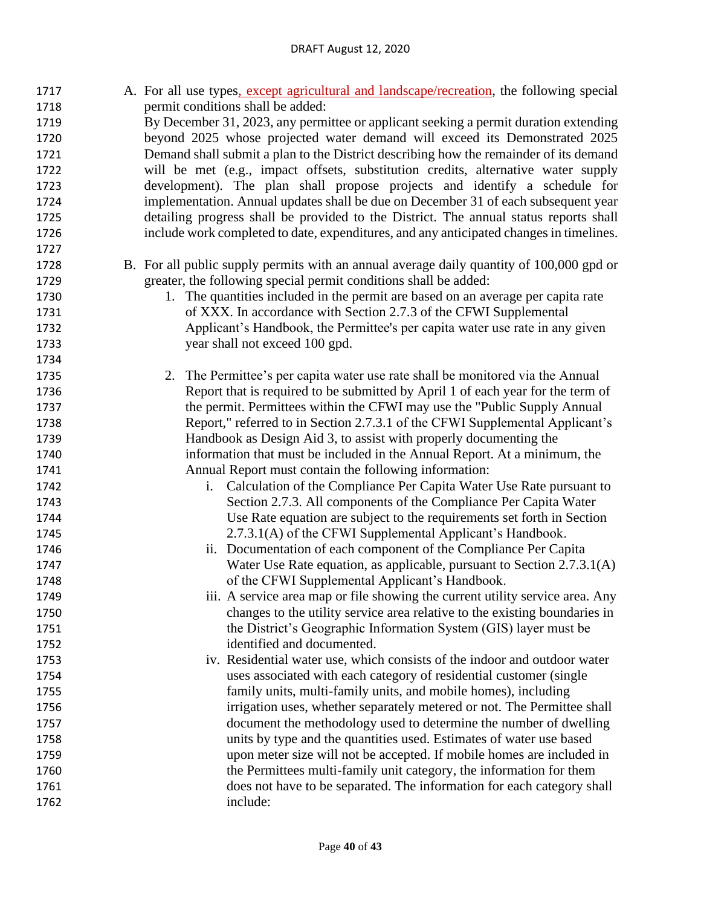A. For all use types, except agricultural and landscape/recreation, the following special permit conditions shall be added:
By December 31, 2023, any permittee or applicant seeking a permit duration extending beyond 2025 whose projected water demand will exceed its Demonstrated 2025 Demand shall submit a plan to the District describing how the remainder of its demand will be met (e.g., impact offsets, substitution credits, alternative water supply development). The plan shall propose projects and identify a schedule for implementation. Annual updates shall be due on December 31 of each subsequent year detailing progress shall be provided to the District. The annual status reports shall include work completed to date, expenditures, and any anticipated changes in timelines.

B. For all public supply permits with an annual average daily quantity of 100,000 gpd or greater, the following special permit conditions shall be added:
   1. The quantities included in the permit are based on an average per capita rate of XXX. In accordance with Section 2.7.3 of the CFWI Supplemental Applicant's Handbook, the Permittee's per capita water use rate in any given year shall not exceed 100 gpd.

   2. The Permittee's per capita water use rate shall be monitored via the Annual Report that is required to be submitted by April 1 of each year for the term of the permit. Permittees within the CFWI may use the "Public Supply Annual Report," referred to in Section 2.7.3.1 of the CFWI Supplemental Applicant's Handbook as Design Aid 3, to assist with properly documenting the information that must be included in the Annual Report. At a minimum, the Annual Report must contain the following information:
      i. Calculation of the Compliance Per Capita Water Use Rate pursuant to Section 2.7.3. All components of the Compliance Per Capita Water Use Rate equation are subject to the requirements set forth in Section 2.7.3.1(A) of the CFWI Supplemental Applicant's Handbook.
      ii. Documentation of each component of the Compliance Per Capita Water Use Rate equation, as applicable, pursuant to Section 2.7.3.1(A) of the CFWI Supplemental Applicant's Handbook.
      iii. A service area map or file showing the current utility service area. Any changes to the utility service area relative to the existing boundaries in the District's Geographic Information System (GIS) layer must be identified and documented.
      iv. Residential water use, which consists of the indoor and outdoor water uses associated with each category of residential customer (single family units, multi-family units, and mobile homes), including irrigation uses, whether separately metered or not. The Permittee shall document the methodology used to determine the number of dwelling units by type and the quantities used. Estimates of water use based upon meter size will not be accepted. If mobile homes are included in the Permittees multi-family unit category, the information for them does not have to be separated. The information for each category shall include: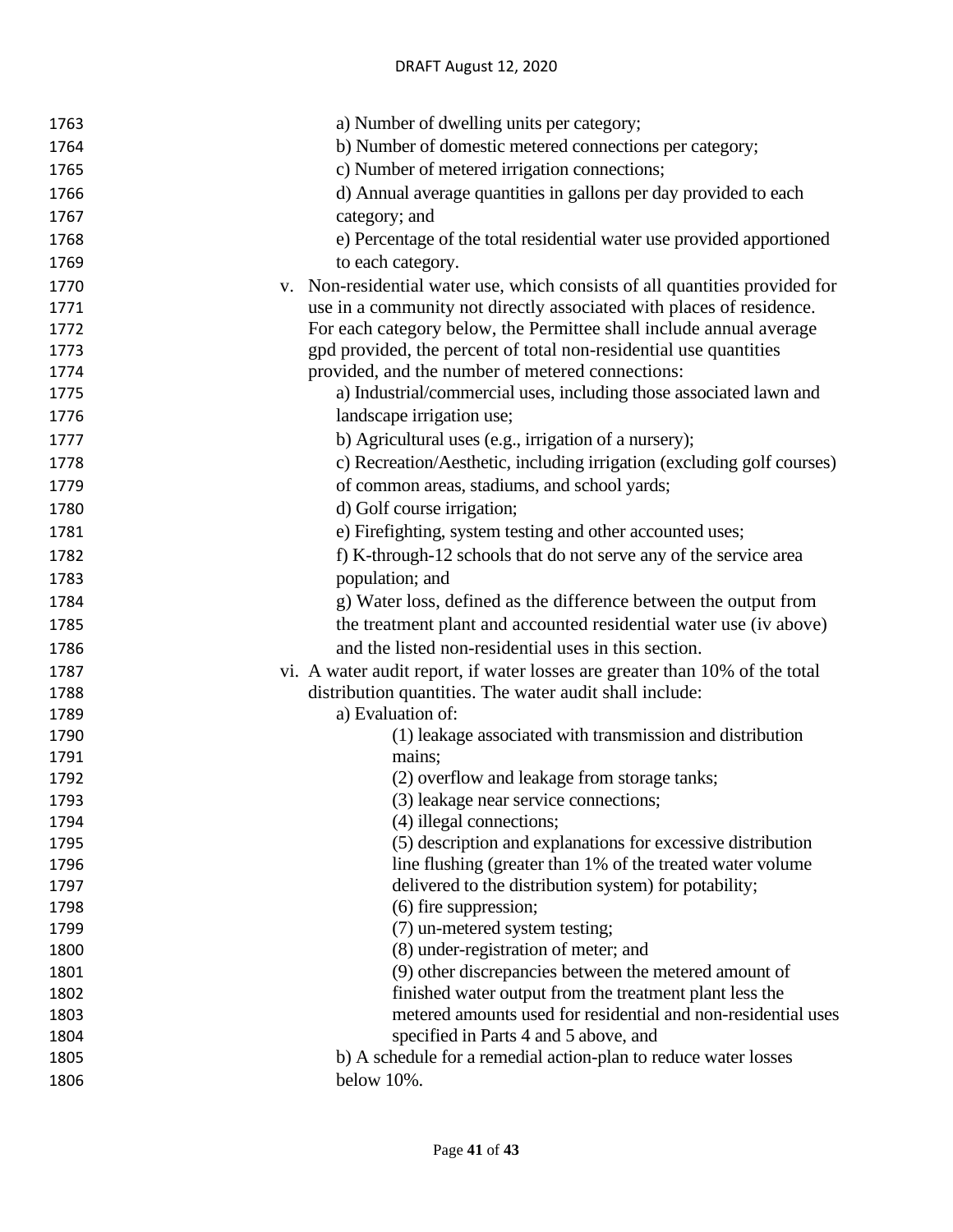a) Number of dwelling units per category;

b) Number of domestic metered connections per category;

c) Number of metered irrigation connections;

d) Annual average quantities in gallons per day provided to each category; and

e) Percentage of the total residential water use provided apportioned to each category.

v. Non-residential water use, which consists of all quantities provided for use in a community not directly associated with places of residence. For each category below, the Permittee shall include annual average gpd provided, the percent of total non-residential use quantities provided, and the number of metered connections:

a) Industrial/commercial uses, including those associated lawn and landscape irrigation use;

b) Agricultural uses (e.g., irrigation of a nursery);

c) Recreation/Aesthetic, including irrigation (excluding golf courses) of common areas, stadiums, and school yards;

d) Golf course irrigation;

e) Firefighting, system testing and other accounted uses;

f) K-through-12 schools that do not serve any of the service area population; and

g) Water loss, defined as the difference between the output from the treatment plant and accounted residential water use (iv above) and the listed non-residential uses in this section.

vi. A water audit report, if water losses are greater than 10% of the total distribution quantities. The water audit shall include:

a) Evaluation of:

(1) leakage associated with transmission and distribution mains;

(2) overflow and leakage from storage tanks;

(3) leakage near service connections;

(4) illegal connections;

(5) description and explanations for excessive distribution line flushing (greater than 1% of the treated water volume delivered to the distribution system) for potability;

(6) fire suppression;

(7) un-metered system testing;

(8) under-registration of meter; and

(9) other discrepancies between the metered amount of finished water output from the treatment plant less the metered amounts used for residential and non-residential uses specified in Parts 4 and 5 above, and

b) A schedule for a remedial action-plan to reduce water losses below 10%.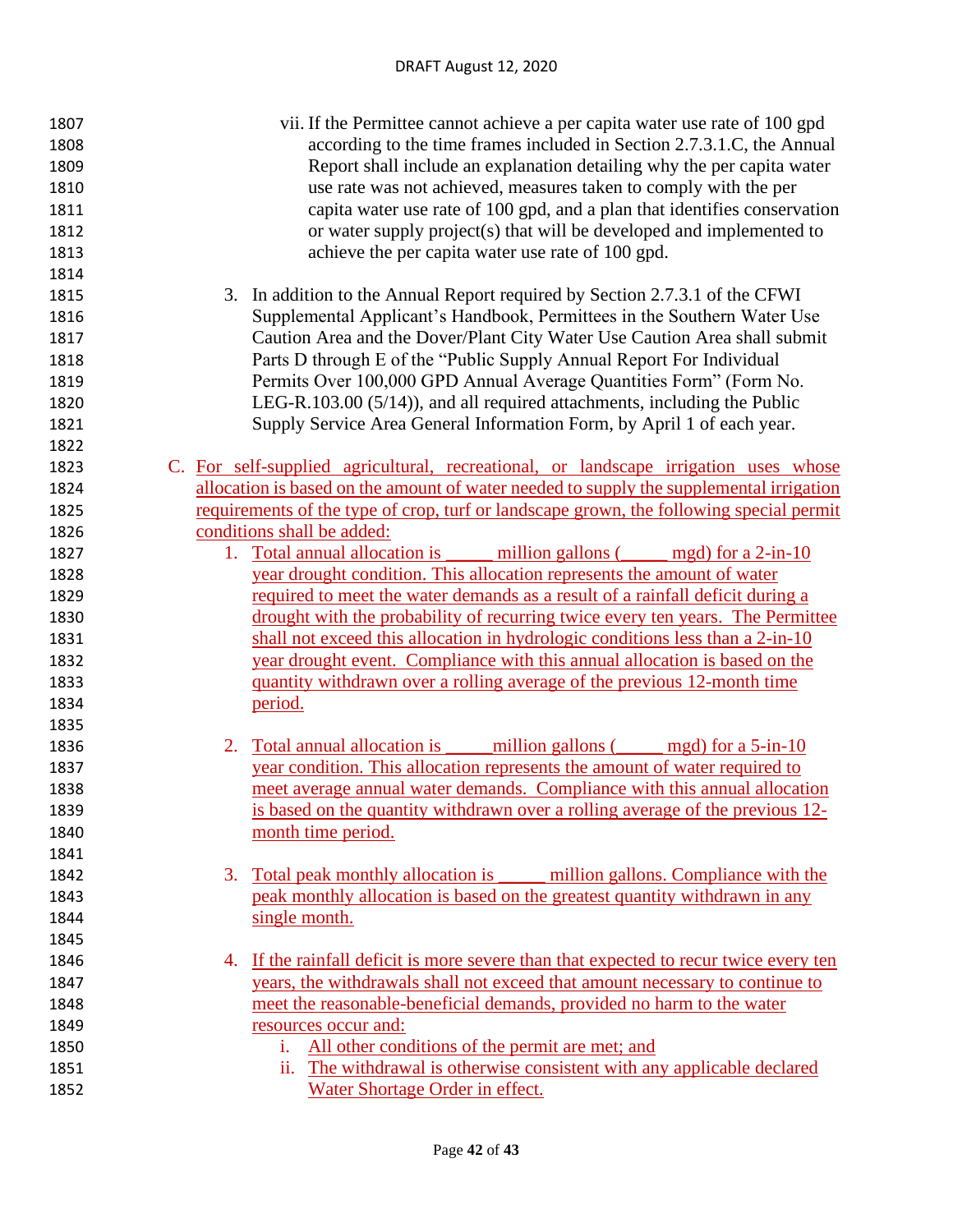vii. If the Permittee cannot achieve a per capita water use rate of 100 gpd according to the time frames included in Section 2.7.3.1.C, the Annual Report shall include an explanation detailing why the per capita water use rate was not achieved, measures taken to comply with the per capita water use rate of 100 gpd, and a plan that identifies conservation or water supply project(s) that will be developed and implemented to achieve the per capita water use rate of 100 gpd.

3. In addition to the Annual Report required by Section 2.7.3.1 of the CFWI Supplemental Applicant's Handbook, Permittees in the Southern Water Use Caution Area and the Dover/Plant City Water Use Caution Area shall submit Parts D through E of the "Public Supply Annual Report For Individual Permits Over 100,000 GPD Annual Average Quantities Form" (Form No. LEG-R.103.00 (5/14)), and all required attachments, including the Public Supply Service Area General Information Form, by April 1 of each year.

C. For self-supplied agricultural, recreational, or landscape irrigation uses whose allocation is based on the amount of water needed to supply the supplemental irrigation requirements of the type of crop, turf or landscape grown, the following special permit conditions shall be added:

1. Total annual allocation is _____ million gallons (_____ mgd) for a 2-in-10 year drought condition. This allocation represents the amount of water required to meet the water demands as a result of a rainfall deficit during a drought with the probability of recurring twice every ten years. The Permittee shall not exceed this allocation in hydrologic conditions less than a 2-in-10 year drought event. Compliance with this annual allocation is based on the quantity withdrawn over a rolling average of the previous 12-month time period.

2. Total annual allocation is _____million gallons (_____ mgd) for a 5-in-10 year condition. This allocation represents the amount of water required to meet average annual water demands. Compliance with this annual allocation is based on the quantity withdrawn over a rolling average of the previous 12-month time period.

3. Total peak monthly allocation is _____ million gallons. Compliance with the peak monthly allocation is based on the greatest quantity withdrawn in any single month.

4. If the rainfall deficit is more severe than that expected to recur twice every ten years, the withdrawals shall not exceed that amount necessary to continue to meet the reasonable-beneficial demands, provided no harm to the water resources occur and:

   i. All other conditions of the permit are met; and
   ii. The withdrawal is otherwise consistent with any applicable declared Water Shortage Order in effect.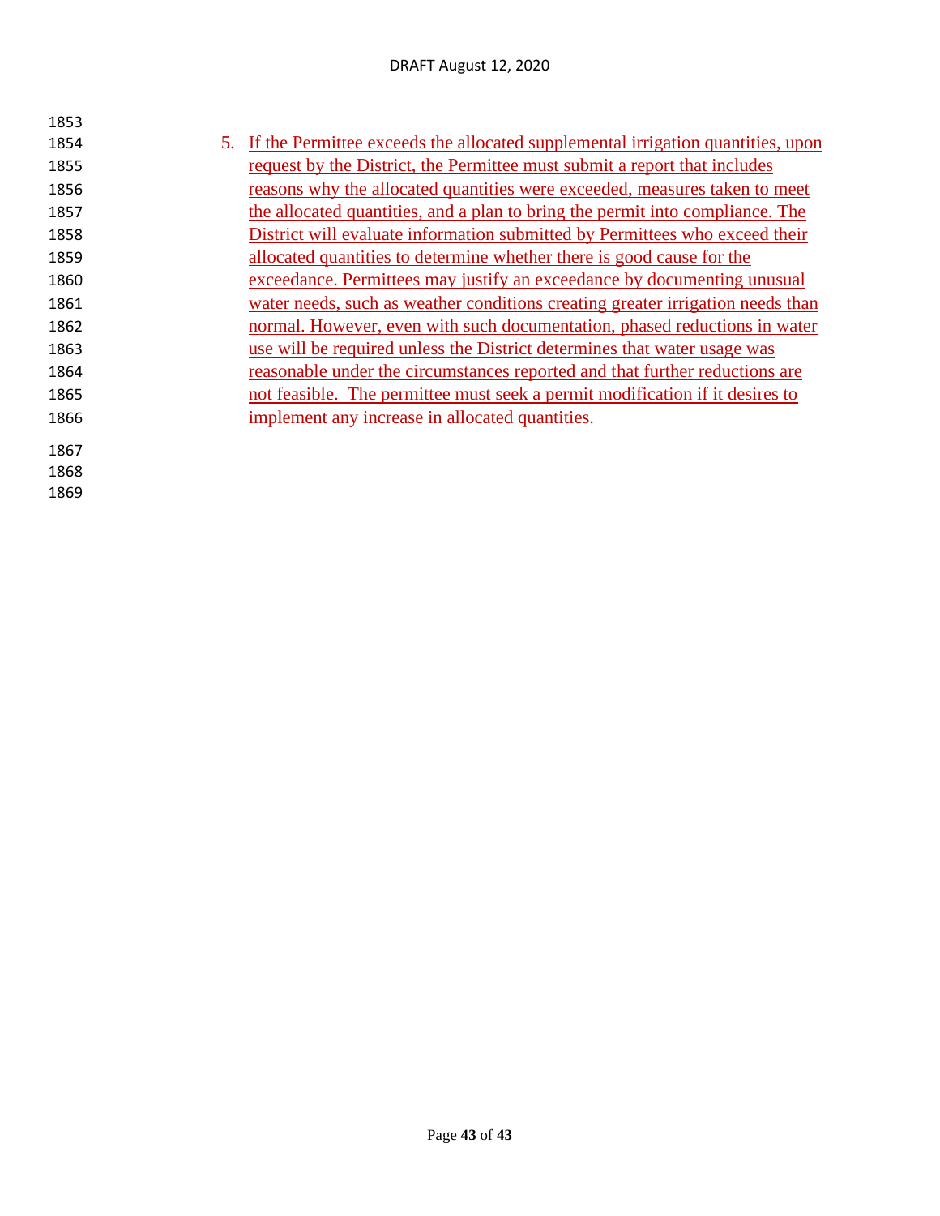5. If the Permittee exceeds the allocated supplemental irrigation quantities, upon request by the District, the Permittee must submit a report that includes reasons why the allocated quantities were exceeded, measures taken to meet the allocated quantities, and a plan to bring the permit into compliance. The District will evaluate information submitted by Permittees who exceed their allocated quantities to determine whether there is good cause for the exceedance. Permittees may justify an exceedance by documenting unusual water needs, such as weather conditions creating greater irrigation needs than normal. However, even with such documentation, phased reductions in water use will be required unless the District determines that water usage was reasonable under the circumstances reported and that further reductions are not feasible.  The permittee must seek a permit modification if it desires to implement any increase in allocated quantities.